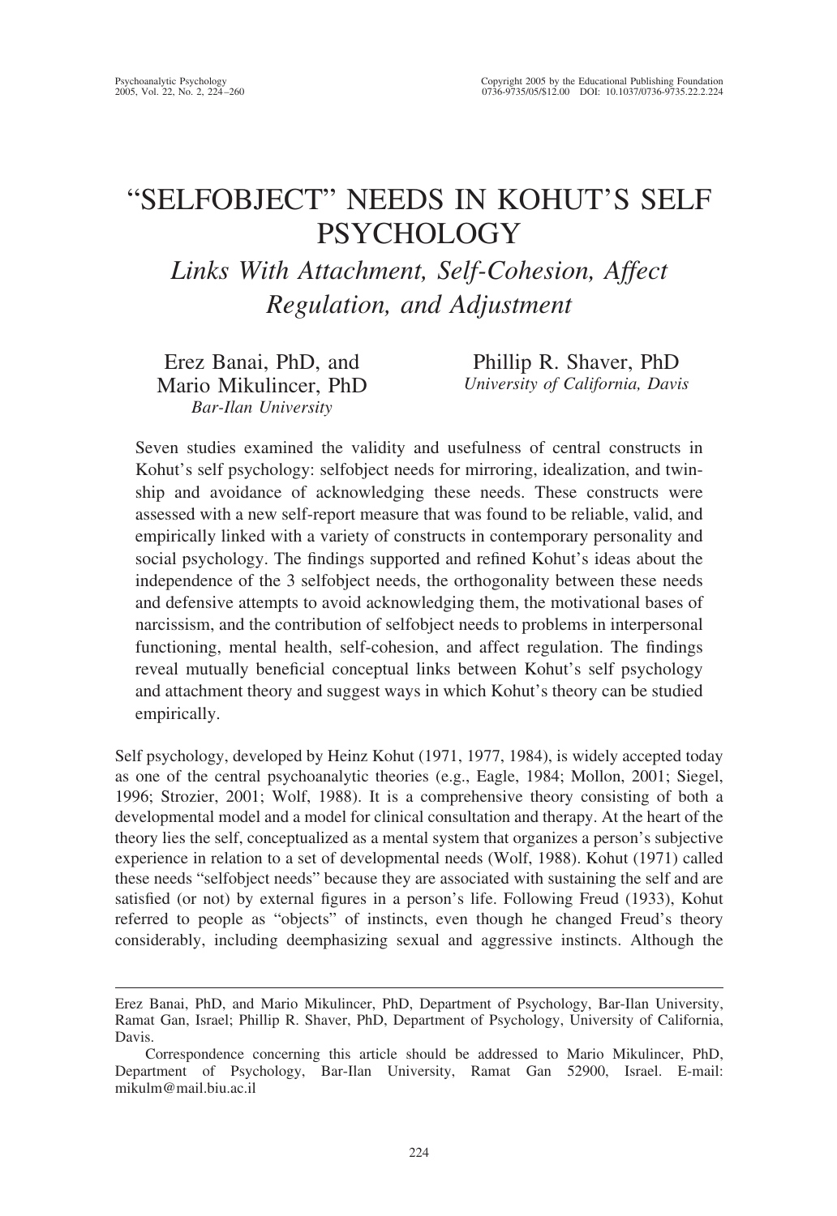# "SELFOBJECT" NEEDS IN KOHUT'S SELF PSYCHOLOGY

## *Links With Attachment, Self-Cohesion, Affect Regulation, and Adjustment*

Erez Banai, PhD, and Mario Mikulincer, PhD
*Bar-Ilan University*

Phillip R. Shaver, PhD
*University of California, Davis*

Seven studies examined the validity and usefulness of central constructs in Kohut's self psychology: selfobject needs for mirroring, idealization, and twinship and avoidance of acknowledging these needs. These constructs were assessed with a new self-report measure that was found to be reliable, valid, and empirically linked with a variety of constructs in contemporary personality and social psychology. The findings supported and refined Kohut's ideas about the independence of the 3 selfobject needs, the orthogonality between these needs and defensive attempts to avoid acknowledging them, the motivational bases of narcissism, and the contribution of selfobject needs to problems in interpersonal functioning, mental health, self-cohesion, and affect regulation. The findings reveal mutually beneficial conceptual links between Kohut's self psychology and attachment theory and suggest ways in which Kohut's theory can be studied empirically.

Self psychology, developed by Heinz Kohut (1971, 1977, 1984), is widely accepted today as one of the central psychoanalytic theories (e.g., Eagle, 1984; Mollon, 2001; Siegel, 1996; Strozier, 2001; Wolf, 1988). It is a comprehensive theory consisting of both a developmental model and a model for clinical consultation and therapy. At the heart of the theory lies the self, conceptualized as a mental system that organizes a person's subjective experience in relation to a set of developmental needs (Wolf, 1988). Kohut (1971) called these needs "selfobject needs" because they are associated with sustaining the self and are satisfied (or not) by external figures in a person's life. Following Freud (1933), Kohut referred to people as "objects" of instincts, even though he changed Freud's theory considerably, including deemphasizing sexual and aggressive instincts. Although the

---

Erez Banai, PhD, and Mario Mikulincer, PhD, Department of Psychology, Bar-Ilan University, Ramat Gan, Israel; Phillip R. Shaver, PhD, Department of Psychology, University of California, Davis.

Correspondence concerning this article should be addressed to Mario Mikulincer, PhD, Department of Psychology, Bar-Ilan University, Ramat Gan 52900, Israel. E-mail: mikulm@mail.biu.ac.il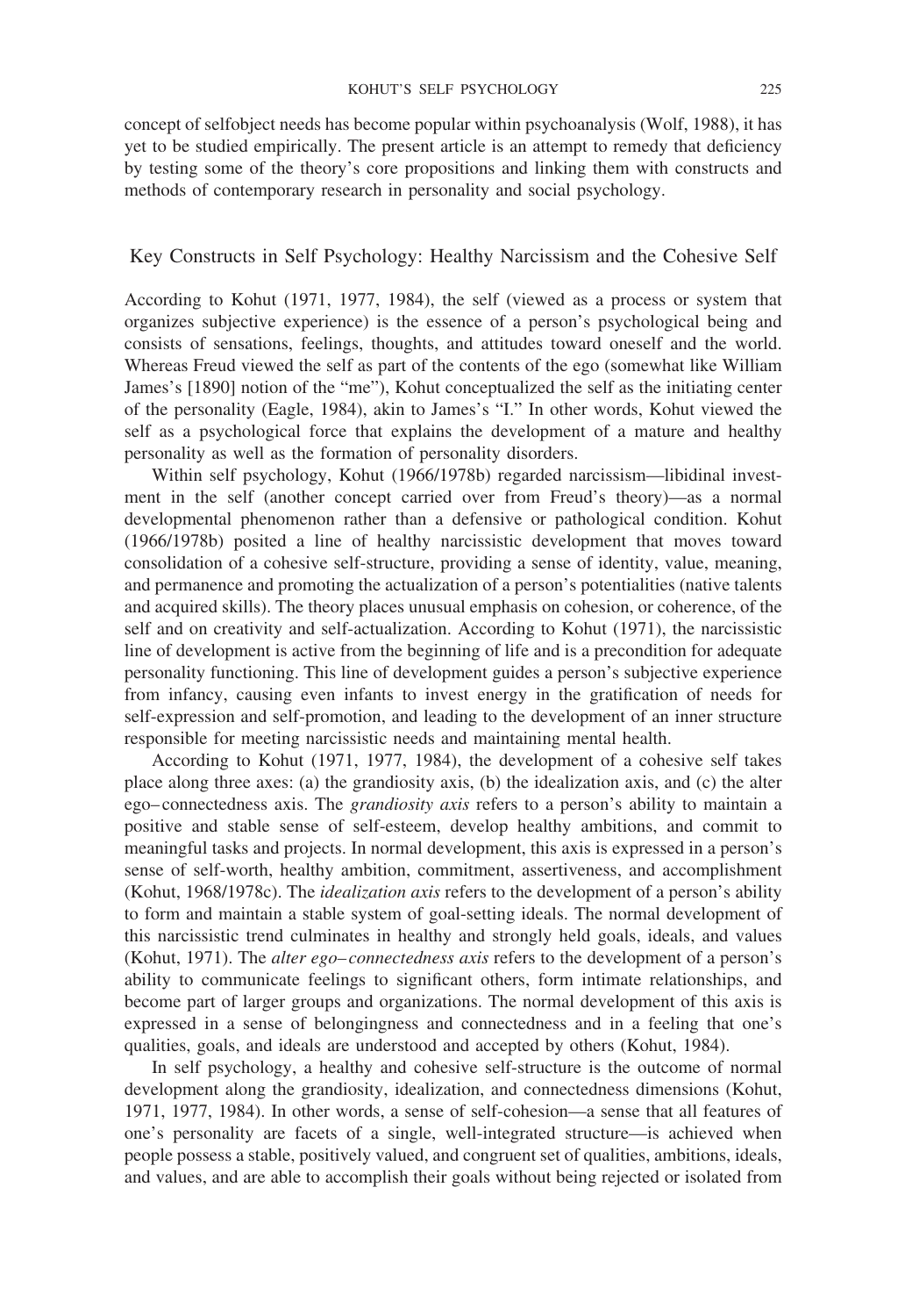concept of selfobject needs has become popular within psychoanalysis (Wolf, 1988), it has yet to be studied empirically. The present article is an attempt to remedy that deficiency by testing some of the theory's core propositions and linking them with constructs and methods of contemporary research in personality and social psychology.

## Key Constructs in Self Psychology: Healthy Narcissism and the Cohesive Self

According to Kohut (1971, 1977, 1984), the self (viewed as a process or system that organizes subjective experience) is the essence of a person's psychological being and consists of sensations, feelings, thoughts, and attitudes toward oneself and the world. Whereas Freud viewed the self as part of the contents of the ego (somewhat like William James's [1890] notion of the "me"), Kohut conceptualized the self as the initiating center of the personality (Eagle, 1984), akin to James's "I." In other words, Kohut viewed the self as a psychological force that explains the development of a mature and healthy personality as well as the formation of personality disorders.

Within self psychology, Kohut (1966/1978b) regarded narcissism—libidinal investment in the self (another concept carried over from Freud's theory)—as a normal developmental phenomenon rather than a defensive or pathological condition. Kohut (1966/1978b) posited a line of healthy narcissistic development that moves toward consolidation of a cohesive self-structure, providing a sense of identity, value, meaning, and permanence and promoting the actualization of a person's potentialities (native talents and acquired skills). The theory places unusual emphasis on cohesion, or coherence, of the self and on creativity and self-actualization. According to Kohut (1971), the narcissistic line of development is active from the beginning of life and is a precondition for adequate personality functioning. This line of development guides a person's subjective experience from infancy, causing even infants to invest energy in the gratification of needs for self-expression and self-promotion, and leading to the development of an inner structure responsible for meeting narcissistic needs and maintaining mental health.

According to Kohut (1971, 1977, 1984), the development of a cohesive self takes place along three axes: (a) the grandiosity axis, (b) the idealization axis, and (c) the alter ego–connectedness axis. The *grandiosity axis* refers to a person's ability to maintain a positive and stable sense of self-esteem, develop healthy ambitions, and commit to meaningful tasks and projects. In normal development, this axis is expressed in a person's sense of self-worth, healthy ambition, commitment, assertiveness, and accomplishment (Kohut, 1968/1978c). The *idealization axis* refers to the development of a person's ability to form and maintain a stable system of goal-setting ideals. The normal development of this narcissistic trend culminates in healthy and strongly held goals, ideals, and values (Kohut, 1971). The *alter ego–connectedness axis* refers to the development of a person's ability to communicate feelings to significant others, form intimate relationships, and become part of larger groups and organizations. The normal development of this axis is expressed in a sense of belongingness and connectedness and in a feeling that one's qualities, goals, and ideals are understood and accepted by others (Kohut, 1984).

In self psychology, a healthy and cohesive self-structure is the outcome of normal development along the grandiosity, idealization, and connectedness dimensions (Kohut, 1971, 1977, 1984). In other words, a sense of self-cohesion—a sense that all features of one's personality are facets of a single, well-integrated structure—is achieved when people possess a stable, positively valued, and congruent set of qualities, ambitions, ideals, and values, and are able to accomplish their goals without being rejected or isolated from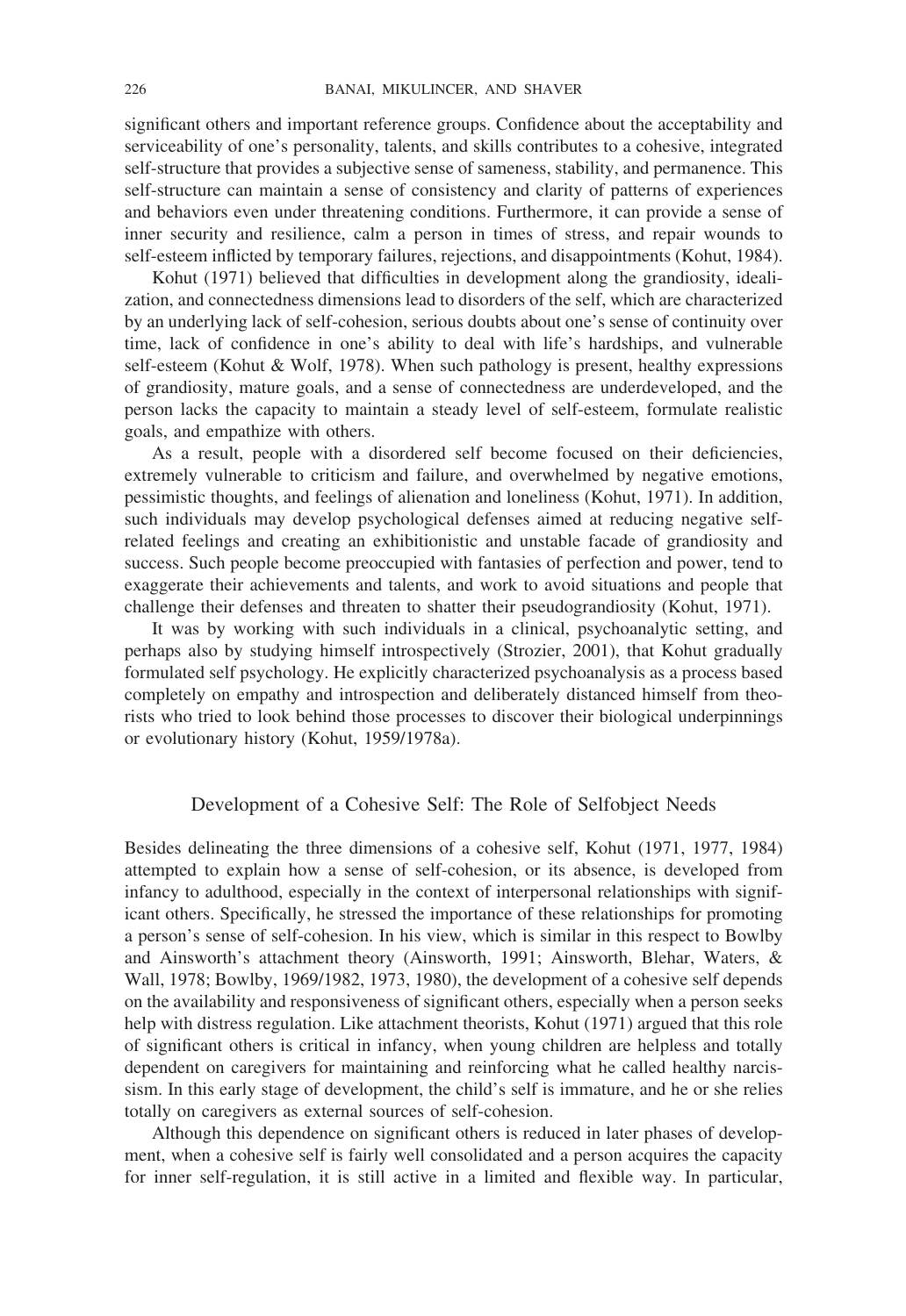significant others and important reference groups. Confidence about the acceptability and serviceability of one's personality, talents, and skills contributes to a cohesive, integrated self-structure that provides a subjective sense of sameness, stability, and permanence. This self-structure can maintain a sense of consistency and clarity of patterns of experiences and behaviors even under threatening conditions. Furthermore, it can provide a sense of inner security and resilience, calm a person in times of stress, and repair wounds to self-esteem inflicted by temporary failures, rejections, and disappointments (Kohut, 1984).

Kohut (1971) believed that difficulties in development along the grandiosity, idealization, and connectedness dimensions lead to disorders of the self, which are characterized by an underlying lack of self-cohesion, serious doubts about one's sense of continuity over time, lack of confidence in one's ability to deal with life's hardships, and vulnerable self-esteem (Kohut & Wolf, 1978). When such pathology is present, healthy expressions of grandiosity, mature goals, and a sense of connectedness are underdeveloped, and the person lacks the capacity to maintain a steady level of self-esteem, formulate realistic goals, and empathize with others.

As a result, people with a disordered self become focused on their deficiencies, extremely vulnerable to criticism and failure, and overwhelmed by negative emotions, pessimistic thoughts, and feelings of alienation and loneliness (Kohut, 1971). In addition, such individuals may develop psychological defenses aimed at reducing negative self-related feelings and creating an exhibitionistic and unstable facade of grandiosity and success. Such people become preoccupied with fantasies of perfection and power, tend to exaggerate their achievements and talents, and work to avoid situations and people that challenge their defenses and threaten to shatter their pseudograndiosity (Kohut, 1971).

It was by working with such individuals in a clinical, psychoanalytic setting, and perhaps also by studying himself introspectively (Strozier, 2001), that Kohut gradually formulated self psychology. He explicitly characterized psychoanalysis as a process based completely on empathy and introspection and deliberately distanced himself from theorists who tried to look behind those processes to discover their biological underpinnings or evolutionary history (Kohut, 1959/1978a).

## Development of a Cohesive Self: The Role of Selfobject Needs

Besides delineating the three dimensions of a cohesive self, Kohut (1971, 1977, 1984) attempted to explain how a sense of self-cohesion, or its absence, is developed from infancy to adulthood, especially in the context of interpersonal relationships with significant others. Specifically, he stressed the importance of these relationships for promoting a person's sense of self-cohesion. In his view, which is similar in this respect to Bowlby and Ainsworth's attachment theory (Ainsworth, 1991; Ainsworth, Blehar, Waters, & Wall, 1978; Bowlby, 1969/1982, 1973, 1980), the development of a cohesive self depends on the availability and responsiveness of significant others, especially when a person seeks help with distress regulation. Like attachment theorists, Kohut (1971) argued that this role of significant others is critical in infancy, when young children are helpless and totally dependent on caregivers for maintaining and reinforcing what he called healthy narcissism. In this early stage of development, the child's self is immature, and he or she relies totally on caregivers as external sources of self-cohesion.

Although this dependence on significant others is reduced in later phases of development, when a cohesive self is fairly well consolidated and a person acquires the capacity for inner self-regulation, it is still active in a limited and flexible way. In particular,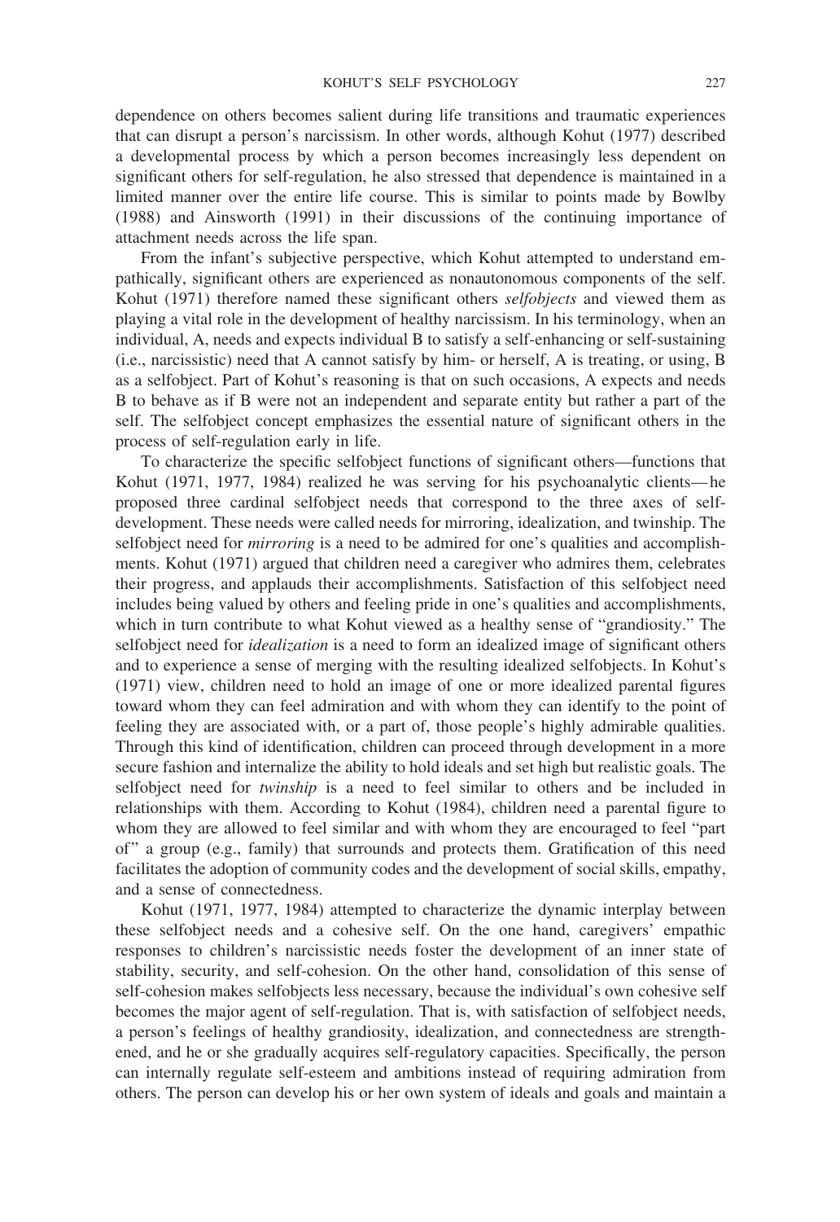dependence on others becomes salient during life transitions and traumatic experiences that can disrupt a person's narcissism. In other words, although Kohut (1977) described a developmental process by which a person becomes increasingly less dependent on significant others for self-regulation, he also stressed that dependence is maintained in a limited manner over the entire life course. This is similar to points made by Bowlby (1988) and Ainsworth (1991) in their discussions of the continuing importance of attachment needs across the life span.

From the infant's subjective perspective, which Kohut attempted to understand empathically, significant others are experienced as nonautonomous components of the self. Kohut (1971) therefore named these significant others *selfobjects* and viewed them as playing a vital role in the development of healthy narcissism. In his terminology, when an individual, A, needs and expects individual B to satisfy a self-enhancing or self-sustaining (i.e., narcissistic) need that A cannot satisfy by him- or herself, A is treating, or using, B as a selfobject. Part of Kohut's reasoning is that on such occasions, A expects and needs B to behave as if B were not an independent and separate entity but rather a part of the self. The selfobject concept emphasizes the essential nature of significant others in the process of self-regulation early in life.

To characterize the specific selfobject functions of significant others—functions that Kohut (1971, 1977, 1984) realized he was serving for his psychoanalytic clients—he proposed three cardinal selfobject needs that correspond to the three axes of self-development. These needs were called needs for mirroring, idealization, and twinship. The selfobject need for *mirroring* is a need to be admired for one's qualities and accomplishments. Kohut (1971) argued that children need a caregiver who admires them, celebrates their progress, and applauds their accomplishments. Satisfaction of this selfobject need includes being valued by others and feeling pride in one's qualities and accomplishments, which in turn contribute to what Kohut viewed as a healthy sense of "grandiosity." The selfobject need for *idealization* is a need to form an idealized image of significant others and to experience a sense of merging with the resulting idealized selfobjects. In Kohut's (1971) view, children need to hold an image of one or more idealized parental figures toward whom they can feel admiration and with whom they can identify to the point of feeling they are associated with, or a part of, those people's highly admirable qualities. Through this kind of identification, children can proceed through development in a more secure fashion and internalize the ability to hold ideals and set high but realistic goals. The selfobject need for *twinship* is a need to feel similar to others and be included in relationships with them. According to Kohut (1984), children need a parental figure to whom they are allowed to feel similar and with whom they are encouraged to feel "part of" a group (e.g., family) that surrounds and protects them. Gratification of this need facilitates the adoption of community codes and the development of social skills, empathy, and a sense of connectedness.

Kohut (1971, 1977, 1984) attempted to characterize the dynamic interplay between these selfobject needs and a cohesive self. On the one hand, caregivers' empathic responses to children's narcissistic needs foster the development of an inner state of stability, security, and self-cohesion. On the other hand, consolidation of this sense of self-cohesion makes selfobjects less necessary, because the individual's own cohesive self becomes the major agent of self-regulation. That is, with satisfaction of selfobject needs, a person's feelings of healthy grandiosity, idealization, and connectedness are strengthened, and he or she gradually acquires self-regulatory capacities. Specifically, the person can internally regulate self-esteem and ambitions instead of requiring admiration from others. The person can develop his or her own system of ideals and goals and maintain a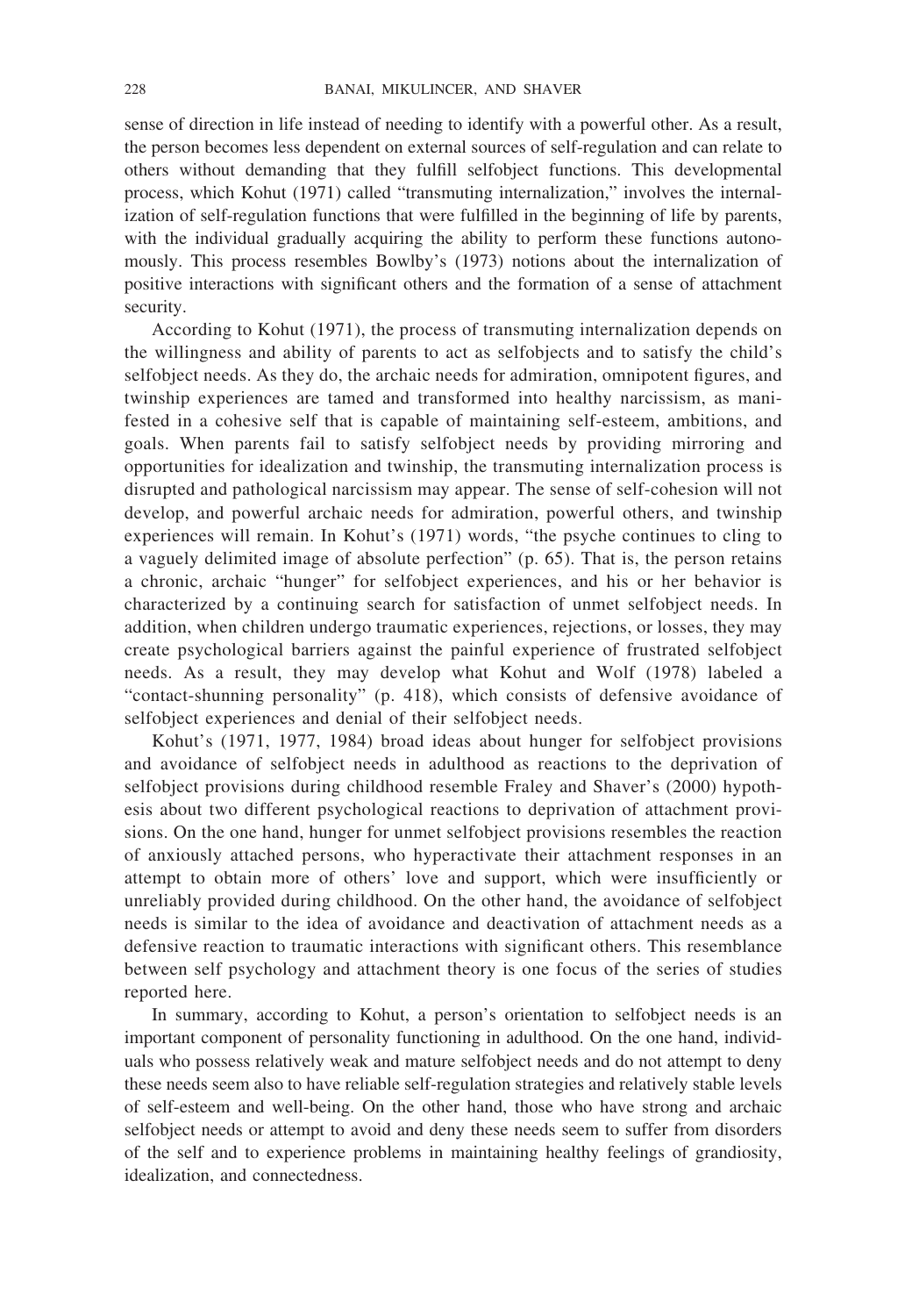sense of direction in life instead of needing to identify with a powerful other. As a result, the person becomes less dependent on external sources of self-regulation and can relate to others without demanding that they fulfill selfobject functions. This developmental process, which Kohut (1971) called "transmuting internalization," involves the internalization of self-regulation functions that were fulfilled in the beginning of life by parents, with the individual gradually acquiring the ability to perform these functions autonomously. This process resembles Bowlby's (1973) notions about the internalization of positive interactions with significant others and the formation of a sense of attachment security.

According to Kohut (1971), the process of transmuting internalization depends on the willingness and ability of parents to act as selfobjects and to satisfy the child's selfobject needs. As they do, the archaic needs for admiration, omnipotent figures, and twinship experiences are tamed and transformed into healthy narcissism, as manifested in a cohesive self that is capable of maintaining self-esteem, ambitions, and goals. When parents fail to satisfy selfobject needs by providing mirroring and opportunities for idealization and twinship, the transmuting internalization process is disrupted and pathological narcissism may appear. The sense of self-cohesion will not develop, and powerful archaic needs for admiration, powerful others, and twinship experiences will remain. In Kohut's (1971) words, "the psyche continues to cling to a vaguely delimited image of absolute perfection" (p. 65). That is, the person retains a chronic, archaic "hunger" for selfobject experiences, and his or her behavior is characterized by a continuing search for satisfaction of unmet selfobject needs. In addition, when children undergo traumatic experiences, rejections, or losses, they may create psychological barriers against the painful experience of frustrated selfobject needs. As a result, they may develop what Kohut and Wolf (1978) labeled a "contact-shunning personality" (p. 418), which consists of defensive avoidance of selfobject experiences and denial of their selfobject needs.

Kohut's (1971, 1977, 1984) broad ideas about hunger for selfobject provisions and avoidance of selfobject needs in adulthood as reactions to the deprivation of selfobject provisions during childhood resemble Fraley and Shaver's (2000) hypothesis about two different psychological reactions to deprivation of attachment provisions. On the one hand, hunger for unmet selfobject provisions resembles the reaction of anxiously attached persons, who hyperactivate their attachment responses in an attempt to obtain more of others' love and support, which were insufficiently or unreliably provided during childhood. On the other hand, the avoidance of selfobject needs is similar to the idea of avoidance and deactivation of attachment needs as a defensive reaction to traumatic interactions with significant others. This resemblance between self psychology and attachment theory is one focus of the series of studies reported here.

In summary, according to Kohut, a person's orientation to selfobject needs is an important component of personality functioning in adulthood. On the one hand, individuals who possess relatively weak and mature selfobject needs and do not attempt to deny these needs seem also to have reliable self-regulation strategies and relatively stable levels of self-esteem and well-being. On the other hand, those who have strong and archaic selfobject needs or attempt to avoid and deny these needs seem to suffer from disorders of the self and to experience problems in maintaining healthy feelings of grandiosity, idealization, and connectedness.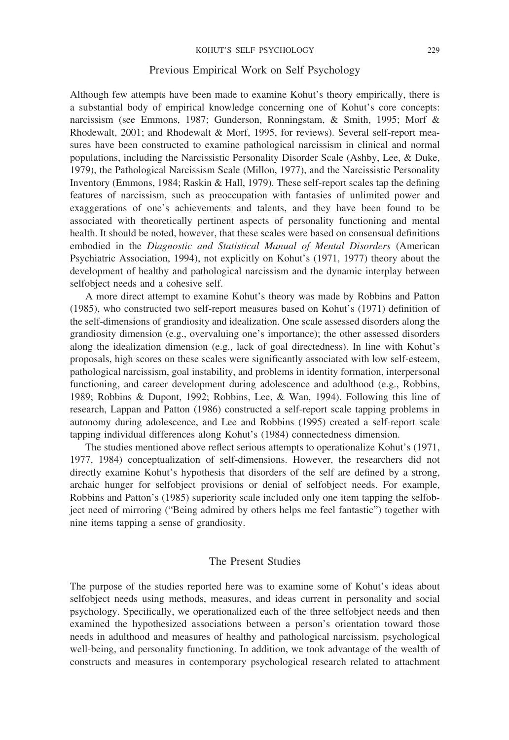## Previous Empirical Work on Self Psychology

Although few attempts have been made to examine Kohut's theory empirically, there is a substantial body of empirical knowledge concerning one of Kohut's core concepts: narcissism (see Emmons, 1987; Gunderson, Ronningstam, & Smith, 1995; Morf & Rhodewalt, 2001; and Rhodewalt & Morf, 1995, for reviews). Several self-report measures have been constructed to examine pathological narcissism in clinical and normal populations, including the Narcissistic Personality Disorder Scale (Ashby, Lee, & Duke, 1979), the Pathological Narcissism Scale (Millon, 1977), and the Narcissistic Personality Inventory (Emmons, 1984; Raskin & Hall, 1979). These self-report scales tap the defining features of narcissism, such as preoccupation with fantasies of unlimited power and exaggerations of one's achievements and talents, and they have been found to be associated with theoretically pertinent aspects of personality functioning and mental health. It should be noted, however, that these scales were based on consensual definitions embodied in the *Diagnostic and Statistical Manual of Mental Disorders* (American Psychiatric Association, 1994), not explicitly on Kohut's (1971, 1977) theory about the development of healthy and pathological narcissism and the dynamic interplay between selfobject needs and a cohesive self.

A more direct attempt to examine Kohut's theory was made by Robbins and Patton (1985), who constructed two self-report measures based on Kohut's (1971) definition of the self-dimensions of grandiosity and idealization. One scale assessed disorders along the grandiosity dimension (e.g., overvaluing one's importance); the other assessed disorders along the idealization dimension (e.g., lack of goal directedness). In line with Kohut's proposals, high scores on these scales were significantly associated with low self-esteem, pathological narcissism, goal instability, and problems in identity formation, interpersonal functioning, and career development during adolescence and adulthood (e.g., Robbins, 1989; Robbins & Dupont, 1992; Robbins, Lee, & Wan, 1994). Following this line of research, Lappan and Patton (1986) constructed a self-report scale tapping problems in autonomy during adolescence, and Lee and Robbins (1995) created a self-report scale tapping individual differences along Kohut's (1984) connectedness dimension.

The studies mentioned above reflect serious attempts to operationalize Kohut's (1971, 1977, 1984) conceptualization of self-dimensions. However, the researchers did not directly examine Kohut's hypothesis that disorders of the self are defined by a strong, archaic hunger for selfobject provisions or denial of selfobject needs. For example, Robbins and Patton's (1985) superiority scale included only one item tapping the selfobject need of mirroring ("Being admired by others helps me feel fantastic") together with nine items tapping a sense of grandiosity.

## The Present Studies

The purpose of the studies reported here was to examine some of Kohut's ideas about selfobject needs using methods, measures, and ideas current in personality and social psychology. Specifically, we operationalized each of the three selfobject needs and then examined the hypothesized associations between a person's orientation toward those needs in adulthood and measures of healthy and pathological narcissism, psychological well-being, and personality functioning. In addition, we took advantage of the wealth of constructs and measures in contemporary psychological research related to attachment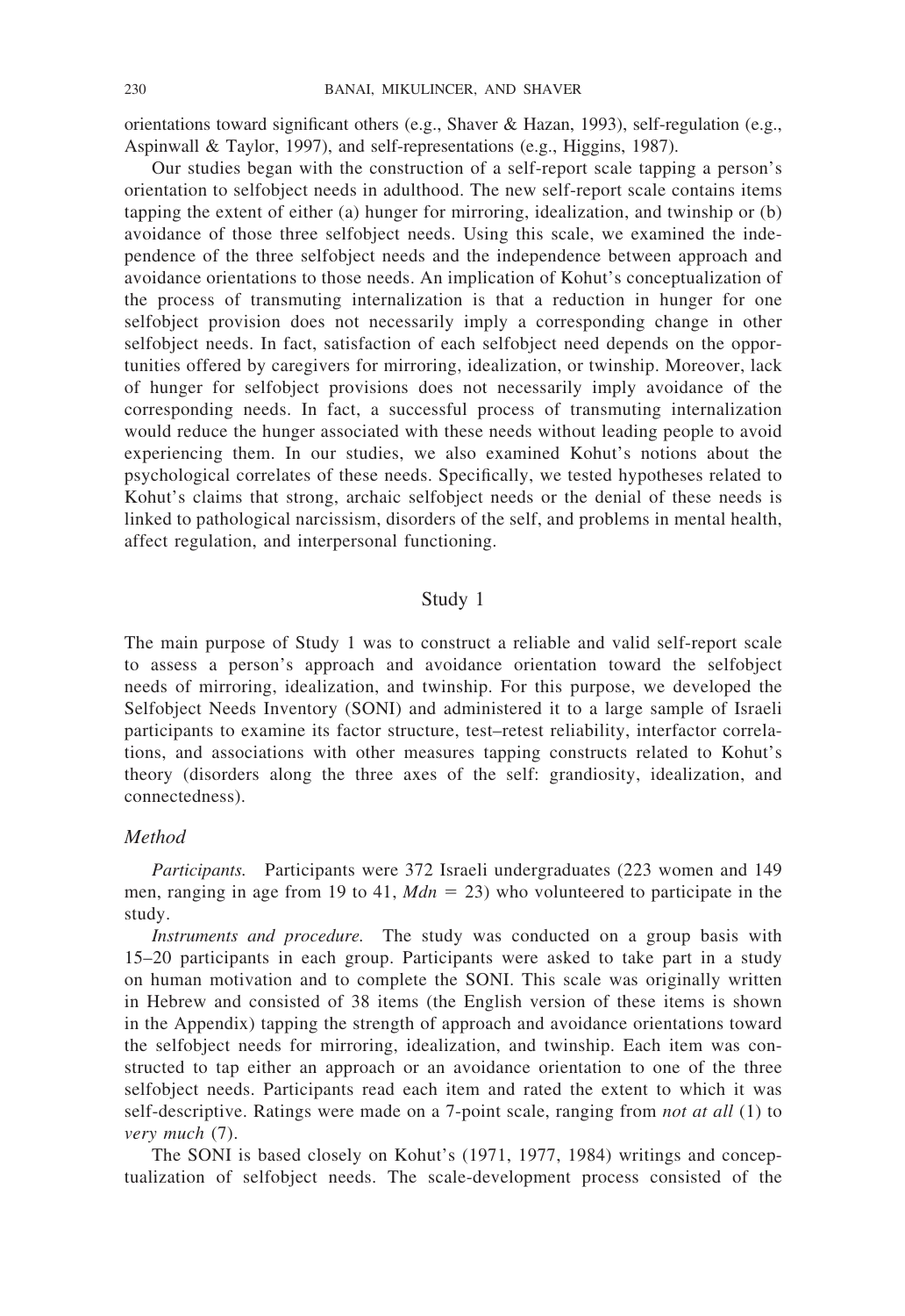orientations toward significant others (e.g., Shaver & Hazan, 1993), self-regulation (e.g., Aspinwall & Taylor, 1997), and self-representations (e.g., Higgins, 1987).

Our studies began with the construction of a self-report scale tapping a person's orientation to selfobject needs in adulthood. The new self-report scale contains items tapping the extent of either (a) hunger for mirroring, idealization, and twinship or (b) avoidance of those three selfobject needs. Using this scale, we examined the independence of the three selfobject needs and the independence between approach and avoidance orientations to those needs. An implication of Kohut's conceptualization of the process of transmuting internalization is that a reduction in hunger for one selfobject provision does not necessarily imply a corresponding change in other selfobject needs. In fact, satisfaction of each selfobject need depends on the opportunities offered by caregivers for mirroring, idealization, or twinship. Moreover, lack of hunger for selfobject provisions does not necessarily imply avoidance of the corresponding needs. In fact, a successful process of transmuting internalization would reduce the hunger associated with these needs without leading people to avoid experiencing them. In our studies, we also examined Kohut's notions about the psychological correlates of these needs. Specifically, we tested hypotheses related to Kohut's claims that strong, archaic selfobject needs or the denial of these needs is linked to pathological narcissism, disorders of the self, and problems in mental health, affect regulation, and interpersonal functioning.

## Study 1

The main purpose of Study 1 was to construct a reliable and valid self-report scale to assess a person's approach and avoidance orientation toward the selfobject needs of mirroring, idealization, and twinship. For this purpose, we developed the Selfobject Needs Inventory (SONI) and administered it to a large sample of Israeli participants to examine its factor structure, test–retest reliability, interfactor correlations, and associations with other measures tapping constructs related to Kohut's theory (disorders along the three axes of the self: grandiosity, idealization, and connectedness).

### *Method*

*Participants.* Participants were 372 Israeli undergraduates (223 women and 149 men, ranging in age from 19 to 41, $Mdn = 23$) who volunteered to participate in the study.

*Instruments and procedure.* The study was conducted on a group basis with 15–20 participants in each group. Participants were asked to take part in a study on human motivation and to complete the SONI. This scale was originally written in Hebrew and consisted of 38 items (the English version of these items is shown in the Appendix) tapping the strength of approach and avoidance orientations toward the selfobject needs for mirroring, idealization, and twinship. Each item was constructed to tap either an approach or an avoidance orientation to one of the three selfobject needs. Participants read each item and rated the extent to which it was self-descriptive. Ratings were made on a 7-point scale, ranging from *not at all* (1) to *very much* (7).

The SONI is based closely on Kohut's (1971, 1977, 1984) writings and conceptualization of selfobject needs. The scale-development process consisted of the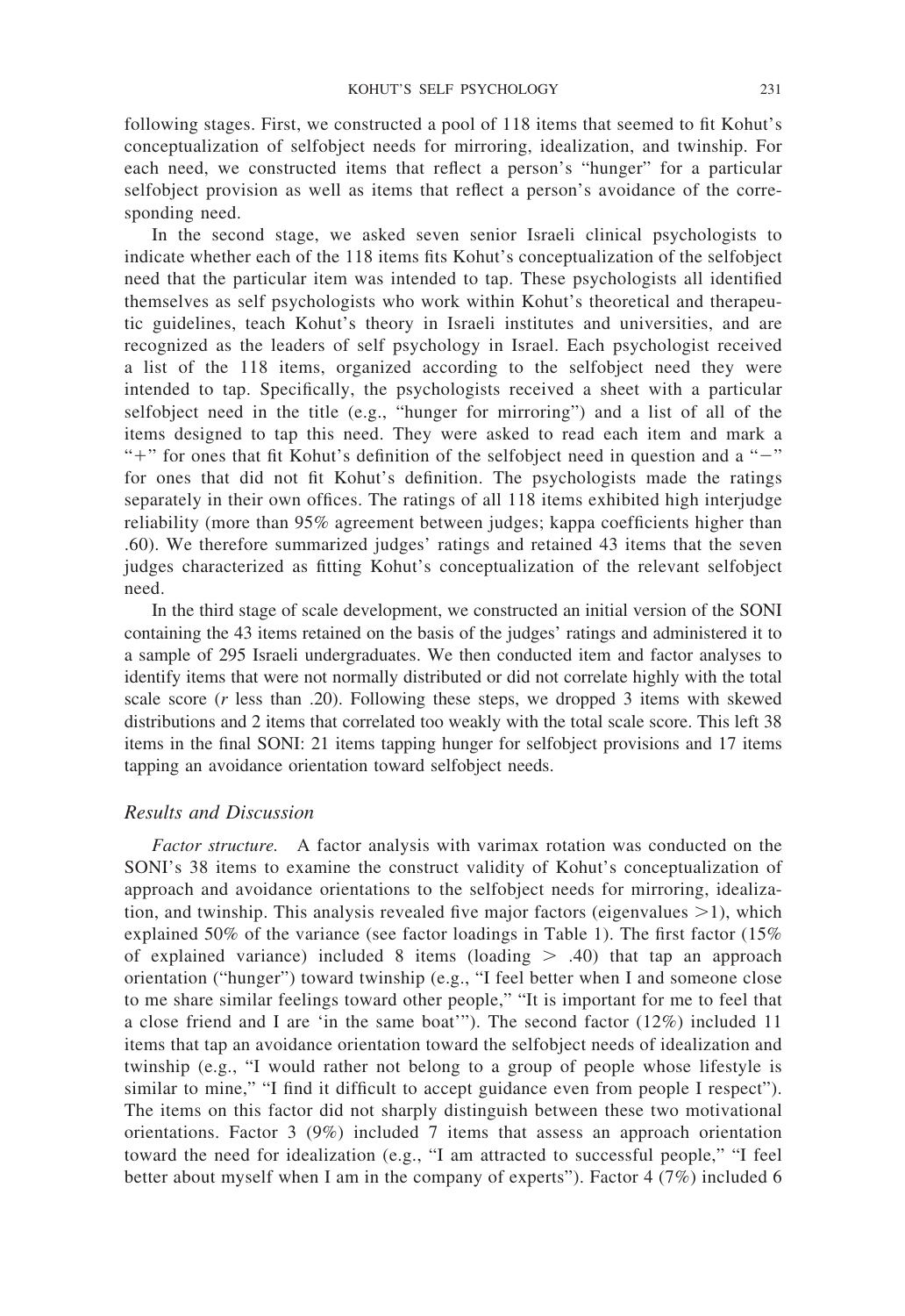following stages. First, we constructed a pool of 118 items that seemed to fit Kohut's conceptualization of selfobject needs for mirroring, idealization, and twinship. For each need, we constructed items that reflect a person's "hunger" for a particular selfobject provision as well as items that reflect a person's avoidance of the corresponding need.

In the second stage, we asked seven senior Israeli clinical psychologists to indicate whether each of the 118 items fits Kohut's conceptualization of the selfobject need that the particular item was intended to tap. These psychologists all identified themselves as self psychologists who work within Kohut's theoretical and therapeutic guidelines, teach Kohut's theory in Israeli institutes and universities, and are recognized as the leaders of self psychology in Israel. Each psychologist received a list of the 118 items, organized according to the selfobject need they were intended to tap. Specifically, the psychologists received a sheet with a particular selfobject need in the title (e.g., "hunger for mirroring") and a list of all of the items designed to tap this need. They were asked to read each item and mark a "+" for ones that fit Kohut's definition of the selfobject need in question and a "−" for ones that did not fit Kohut's definition. The psychologists made the ratings separately in their own offices. The ratings of all 118 items exhibited high interjudge reliability (more than 95% agreement between judges; kappa coefficients higher than .60). We therefore summarized judges' ratings and retained 43 items that the seven judges characterized as fitting Kohut's conceptualization of the relevant selfobject need.

In the third stage of scale development, we constructed an initial version of the SONI containing the 43 items retained on the basis of the judges' ratings and administered it to a sample of 295 Israeli undergraduates. We then conducted item and factor analyses to identify items that were not normally distributed or did not correlate highly with the total scale score ($r$ less than .20). Following these steps, we dropped 3 items with skewed distributions and 2 items that correlated too weakly with the total scale score. This left 38 items in the final SONI: 21 items tapping hunger for selfobject provisions and 17 items tapping an avoidance orientation toward selfobject needs.

### *Results and Discussion*

*Factor structure.* A factor analysis with varimax rotation was conducted on the SONI's 38 items to examine the construct validity of Kohut's conceptualization of approach and avoidance orientations to the selfobject needs for mirroring, idealization, and twinship. This analysis revealed five major factors (eigenvalues $>1$), which explained 50% of the variance (see factor loadings in Table 1). The first factor (15% of explained variance) included 8 items (loading $>$ .40) that tap an approach orientation ("hunger") toward twinship (e.g., "I feel better when I and someone close to me share similar feelings toward other people," "It is important for me to feel that a close friend and I are 'in the same boat'"). The second factor (12%) included 11 items that tap an avoidance orientation toward the selfobject needs of idealization and twinship (e.g., "I would rather not belong to a group of people whose lifestyle is similar to mine," "I find it difficult to accept guidance even from people I respect"). The items on this factor did not sharply distinguish between these two motivational orientations. Factor 3 (9%) included 7 items that assess an approach orientation toward the need for idealization (e.g., "I am attracted to successful people," "I feel better about myself when I am in the company of experts"). Factor 4 (7%) included 6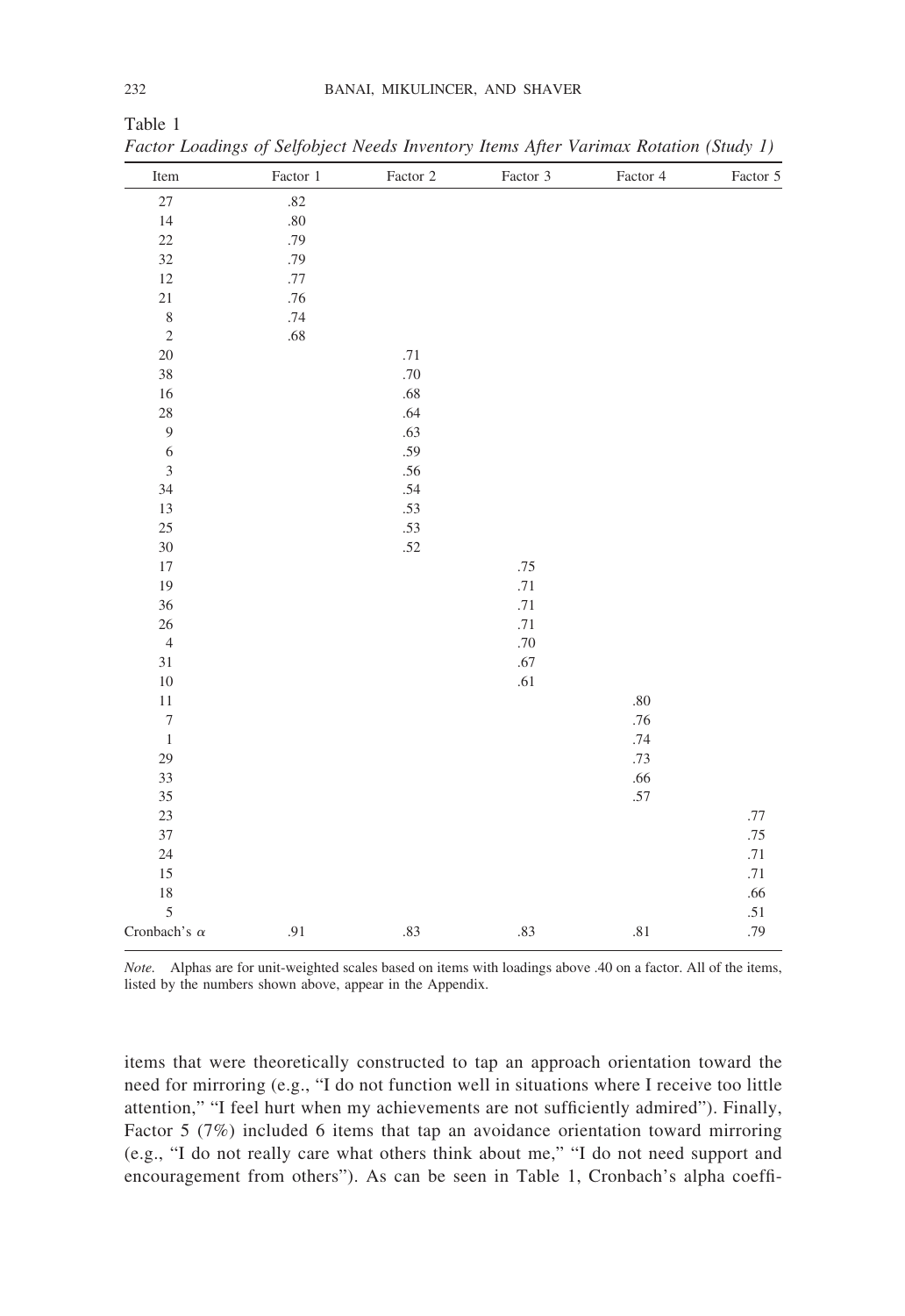Table 1

*Factor Loadings of Selfobject Needs Inventory Items After Varimax Rotation (Study 1)*

| Item | Factor 1 | Factor 2 | Factor 3 | Factor 4 | Factor 5 |
|---|---|---|---|---|---|
| 27 | .82 | | | | |
| 14 | .80 | | | | |
| 22 | .79 | | | | |
| 32 | .79 | | | | |
| 12 | .77 | | | | |
| 21 | .76 | | | | |
| 8 | .74 | | | | |
| 2 | .68 | | | | |
| 20 | | .71 | | | |
| 38 | | .70 | | | |
| 16 | | .68 | | | |
| 28 | | .64 | | | |
| 9 | | .63 | | | |
| 6 | | .59 | | | |
| 3 | | .56 | | | |
| 34 | | .54 | | | |
| 13 | | .53 | | | |
| 25 | | .53 | | | |
| 30 | | .52 | | | |
| 17 | | | .75 | | |
| 19 | | | .71 | | |
| 36 | | | .71 | | |
| 26 | | | .71 | | |
| 4 | | | .70 | | |
| 31 | | | .67 | | |
| 10 | | | .61 | | |
| 11 | | | | .80 | |
| 7 | | | | .76 | |
| 1 | | | | .74 | |
| 29 | | | | .73 | |
| 33 | | | | .66 | |
| 35 | | | | .57 | |
| 23 | | | | | .77 |
| 37 | | | | | .75 |
| 24 | | | | | .71 |
| 15 | | | | | .71 |
| 18 | | | | | .66 |
| 5 | | | | | .51 |
| Cronbach's $\alpha$ | .91 | .83 | .83 | .81 | .79 |

*Note.* Alphas are for unit-weighted scales based on items with loadings above .40 on a factor. All of the items, listed by the numbers shown above, appear in the Appendix.

items that were theoretically constructed to tap an approach orientation toward the need for mirroring (e.g., "I do not function well in situations where I receive too little attention," "I feel hurt when my achievements are not sufficiently admired"). Finally, Factor 5 (7%) included 6 items that tap an avoidance orientation toward mirroring (e.g., "I do not really care what others think about me," "I do not need support and encouragement from others"). As can be seen in Table 1, Cronbach's alpha coeffi-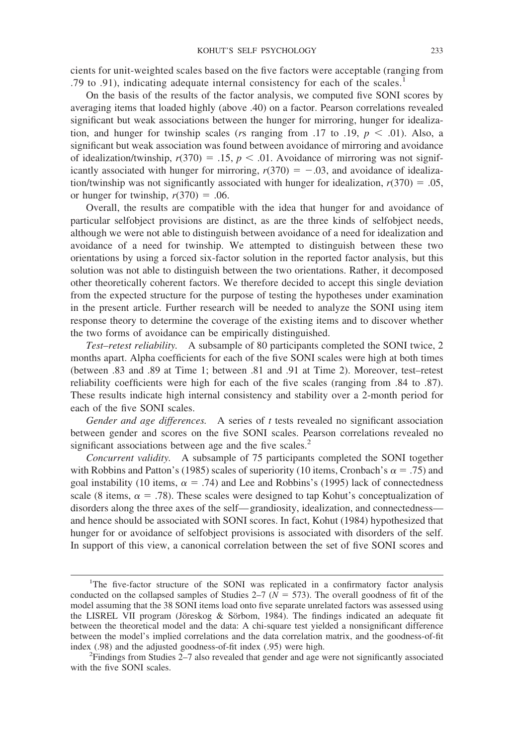cients for unit-weighted scales based on the five factors were acceptable (ranging from .79 to .91), indicating adequate internal consistency for each of the scales.[1]

On the basis of the results of the factor analysis, we computed five SONI scores by averaging items that loaded highly (above .40) on a factor. Pearson correlations revealed significant but weak associations between the hunger for mirroring, hunger for idealization, and hunger for twinship scales ($r$s ranging from .17 to .19, $p < .01$). Also, a significant but weak association was found between avoidance of mirroring and avoidance of idealization/twinship, $r(370) = .15$, $p < .01$. Avoidance of mirroring was not significantly associated with hunger for mirroring, $r(370) = -.03$, and avoidance of idealization/twinship was not significantly associated with hunger for idealization, $r(370) = .05$, or hunger for twinship, $r(370) = .06$.

Overall, the results are compatible with the idea that hunger for and avoidance of particular selfobject provisions are distinct, as are the three kinds of selfobject needs, although we were not able to distinguish between avoidance of a need for idealization and avoidance of a need for twinship. We attempted to distinguish between these two orientations by using a forced six-factor solution in the reported factor analysis, but this solution was not able to distinguish between the two orientations. Rather, it decomposed other theoretically coherent factors. We therefore decided to accept this single deviation from the expected structure for the purpose of testing the hypotheses under examination in the present article. Further research will be needed to analyze the SONI using item response theory to determine the coverage of the existing items and to discover whether the two forms of avoidance can be empirically distinguished.

*Test–retest reliability.* A subsample of 80 participants completed the SONI twice, 2 months apart. Alpha coefficients for each of the five SONI scales were high at both times (between .83 and .89 at Time 1; between .81 and .91 at Time 2). Moreover, test–retest reliability coefficients were high for each of the five scales (ranging from .84 to .87). These results indicate high internal consistency and stability over a 2-month period for each of the five SONI scales.

*Gender and age differences.* A series of $t$ tests revealed no significant association between gender and scores on the five SONI scales. Pearson correlations revealed no significant associations between age and the five scales.[2]

*Concurrent validity.* A subsample of 75 participants completed the SONI together with Robbins and Patton's (1985) scales of superiority (10 items, Cronbach's $\alpha = .75$) and goal instability (10 items, $\alpha = .74$) and Lee and Robbins's (1995) lack of connectedness scale (8 items, $\alpha = .78$). These scales were designed to tap Kohut's conceptualization of disorders along the three axes of the self—grandiosity, idealization, and connectedness—and hence should be associated with SONI scores. In fact, Kohut (1984) hypothesized that hunger for or avoidance of selfobject provisions is associated with disorders of the self. In support of this view, a canonical correlation between the set of five SONI scores and

---

[1]The five-factor structure of the SONI was replicated in a confirmatory factor analysis conducted on the collapsed samples of Studies 2–7 ($N = 573$). The overall goodness of fit of the model assuming that the 38 SONI items load onto five separate unrelated factors was assessed using the LISREL VII program (Jöreskog & Sörbom, 1984). The findings indicated an adequate fit between the theoretical model and the data: A chi-square test yielded a nonsignificant difference between the model's implied correlations and the data correlation matrix, and the goodness-of-fit index (.98) and the adjusted goodness-of-fit index (.95) were high.

[2]Findings from Studies 2–7 also revealed that gender and age were not significantly associated with the five SONI scales.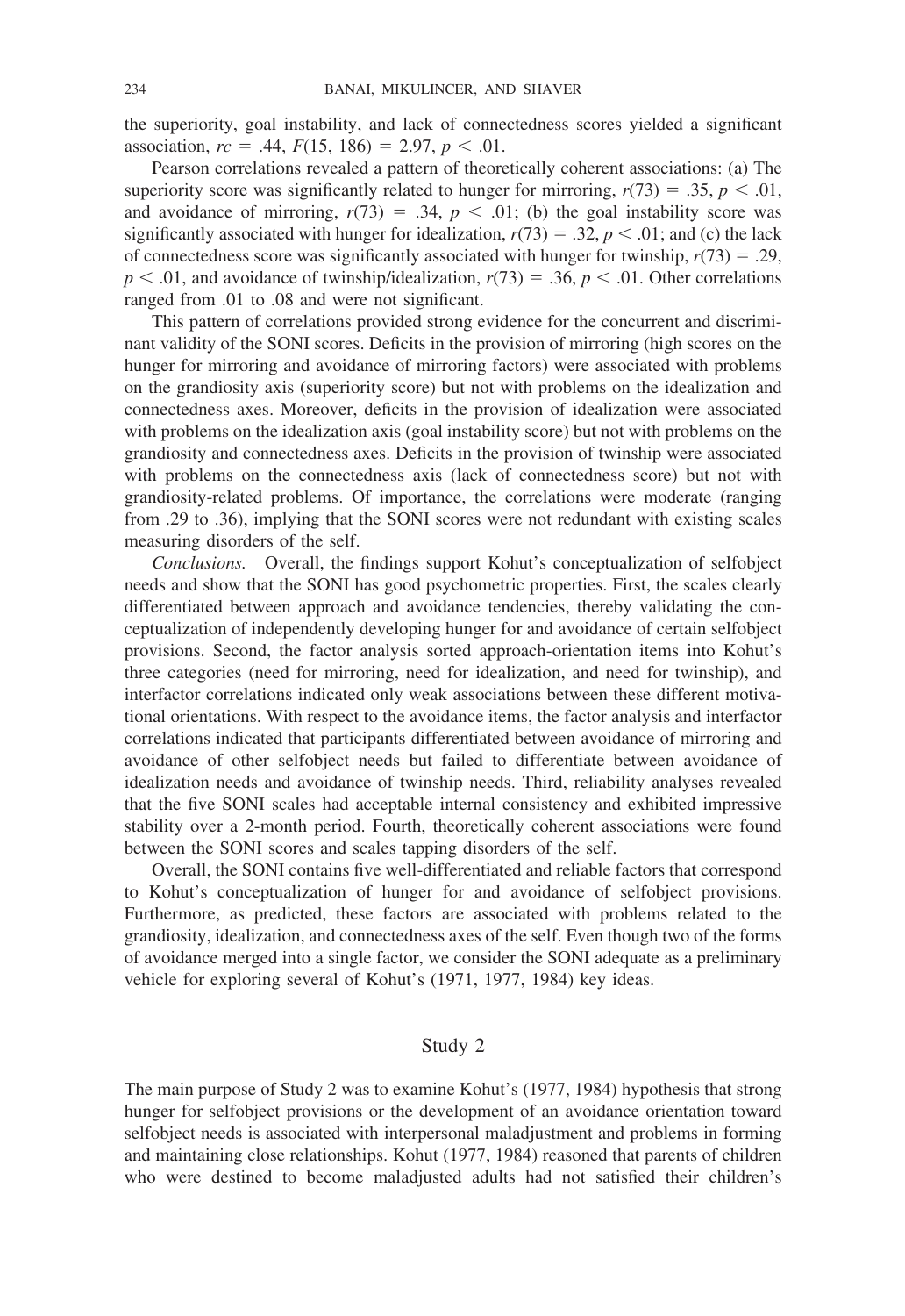the superiority, goal instability, and lack of connectedness scores yielded a significant association, $rc = .44$, $F(15, 186) = 2.97$, $p < .01$.

Pearson correlations revealed a pattern of theoretically coherent associations: (a) The superiority score was significantly related to hunger for mirroring, $r(73) = .35$, $p < .01$, and avoidance of mirroring, $r(73) = .34$, $p < .01$; (b) the goal instability score was significantly associated with hunger for idealization, $r(73) = .32$, $p < .01$; and (c) the lack of connectedness score was significantly associated with hunger for twinship, $r(73) = .29$, $p < .01$, and avoidance of twinship/idealization, $r(73) = .36$, $p < .01$. Other correlations ranged from .01 to .08 and were not significant.

This pattern of correlations provided strong evidence for the concurrent and discriminant validity of the SONI scores. Deficits in the provision of mirroring (high scores on the hunger for mirroring and avoidance of mirroring factors) were associated with problems on the grandiosity axis (superiority score) but not with problems on the idealization and connectedness axes. Moreover, deficits in the provision of idealization were associated with problems on the idealization axis (goal instability score) but not with problems on the grandiosity and connectedness axes. Deficits in the provision of twinship were associated with problems on the connectedness axis (lack of connectedness score) but not with grandiosity-related problems. Of importance, the correlations were moderate (ranging from .29 to .36), implying that the SONI scores were not redundant with existing scales measuring disorders of the self.

*Conclusions.* Overall, the findings support Kohut's conceptualization of selfobject needs and show that the SONI has good psychometric properties. First, the scales clearly differentiated between approach and avoidance tendencies, thereby validating the conceptualization of independently developing hunger for and avoidance of certain selfobject provisions. Second, the factor analysis sorted approach-orientation items into Kohut's three categories (need for mirroring, need for idealization, and need for twinship), and interfactor correlations indicated only weak associations between these different motivational orientations. With respect to the avoidance items, the factor analysis and interfactor correlations indicated that participants differentiated between avoidance of mirroring and avoidance of other selfobject needs but failed to differentiate between avoidance of idealization needs and avoidance of twinship needs. Third, reliability analyses revealed that the five SONI scales had acceptable internal consistency and exhibited impressive stability over a 2-month period. Fourth, theoretically coherent associations were found between the SONI scores and scales tapping disorders of the self.

Overall, the SONI contains five well-differentiated and reliable factors that correspond to Kohut's conceptualization of hunger for and avoidance of selfobject provisions. Furthermore, as predicted, these factors are associated with problems related to the grandiosity, idealization, and connectedness axes of the self. Even though two of the forms of avoidance merged into a single factor, we consider the SONI adequate as a preliminary vehicle for exploring several of Kohut's (1971, 1977, 1984) key ideas.

## Study 2

The main purpose of Study 2 was to examine Kohut's (1977, 1984) hypothesis that strong hunger for selfobject provisions or the development of an avoidance orientation toward selfobject needs is associated with interpersonal maladjustment and problems in forming and maintaining close relationships. Kohut (1977, 1984) reasoned that parents of children who were destined to become maladjusted adults had not satisfied their children's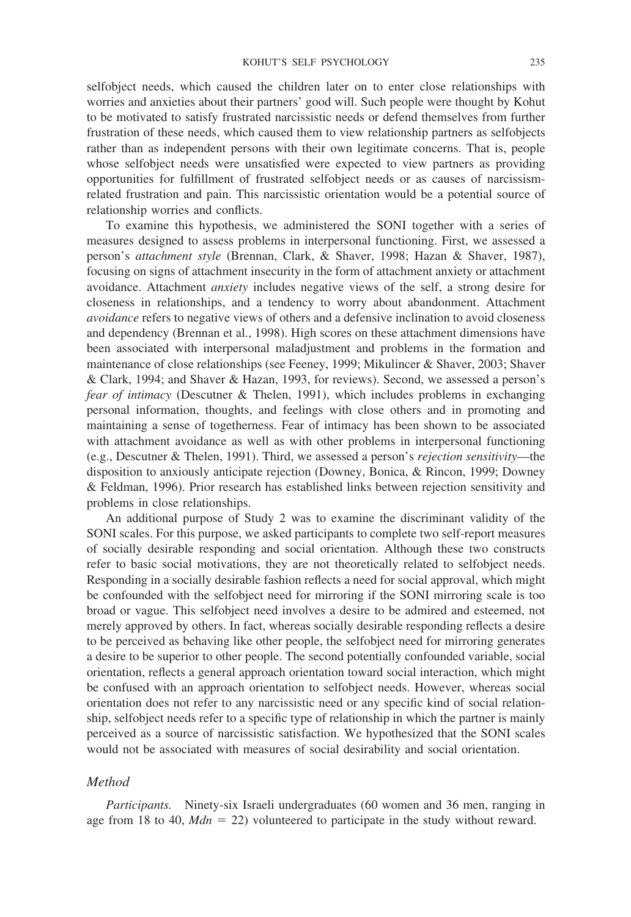selfobject needs, which caused the children later on to enter close relationships with worries and anxieties about their partners' good will. Such people were thought by Kohut to be motivated to satisfy frustrated narcissistic needs or defend themselves from further frustration of these needs, which caused them to view relationship partners as selfobjects rather than as independent persons with their own legitimate concerns. That is, people whose selfobject needs were unsatisfied were expected to view partners as providing opportunities for fulfillment of frustrated selfobject needs or as causes of narcissism-related frustration and pain. This narcissistic orientation would be a potential source of relationship worries and conflicts.

To examine this hypothesis, we administered the SONI together with a series of measures designed to assess problems in interpersonal functioning. First, we assessed a person's *attachment style* (Brennan, Clark, & Shaver, 1998; Hazan & Shaver, 1987), focusing on signs of attachment insecurity in the form of attachment anxiety or attachment avoidance. Attachment *anxiety* includes negative views of the self, a strong desire for closeness in relationships, and a tendency to worry about abandonment. Attachment *avoidance* refers to negative views of others and a defensive inclination to avoid closeness and dependency (Brennan et al., 1998). High scores on these attachment dimensions have been associated with interpersonal maladjustment and problems in the formation and maintenance of close relationships (see Feeney, 1999; Mikulincer & Shaver, 2003; Shaver & Clark, 1994; and Shaver & Hazan, 1993, for reviews). Second, we assessed a person's *fear of intimacy* (Descutner & Thelen, 1991), which includes problems in exchanging personal information, thoughts, and feelings with close others and in promoting and maintaining a sense of togetherness. Fear of intimacy has been shown to be associated with attachment avoidance as well as with other problems in interpersonal functioning (e.g., Descutner & Thelen, 1991). Third, we assessed a person's *rejection sensitivity*—the disposition to anxiously anticipate rejection (Downey, Bonica, & Rincon, 1999; Downey & Feldman, 1996). Prior research has established links between rejection sensitivity and problems in close relationships.

An additional purpose of Study 2 was to examine the discriminant validity of the SONI scales. For this purpose, we asked participants to complete two self-report measures of socially desirable responding and social orientation. Although these two constructs refer to basic social motivations, they are not theoretically related to selfobject needs. Responding in a socially desirable fashion reflects a need for social approval, which might be confounded with the selfobject need for mirroring if the SONI mirroring scale is too broad or vague. This selfobject need involves a desire to be admired and esteemed, not merely approved by others. In fact, whereas socially desirable responding reflects a desire to be perceived as behaving like other people, the selfobject need for mirroring generates a desire to be superior to other people. The second potentially confounded variable, social orientation, reflects a general approach orientation toward social interaction, which might be confused with an approach orientation to selfobject needs. However, whereas social orientation does not refer to any narcissistic need or any specific kind of social relationship, selfobject needs refer to a specific type of relationship in which the partner is mainly perceived as a source of narcissistic satisfaction. We hypothesized that the SONI scales would not be associated with measures of social desirability and social orientation.

### *Method*

*Participants.* Ninety-six Israeli undergraduates (60 women and 36 men, ranging in age from 18 to 40, $Mdn = 22$) volunteered to participate in the study without reward.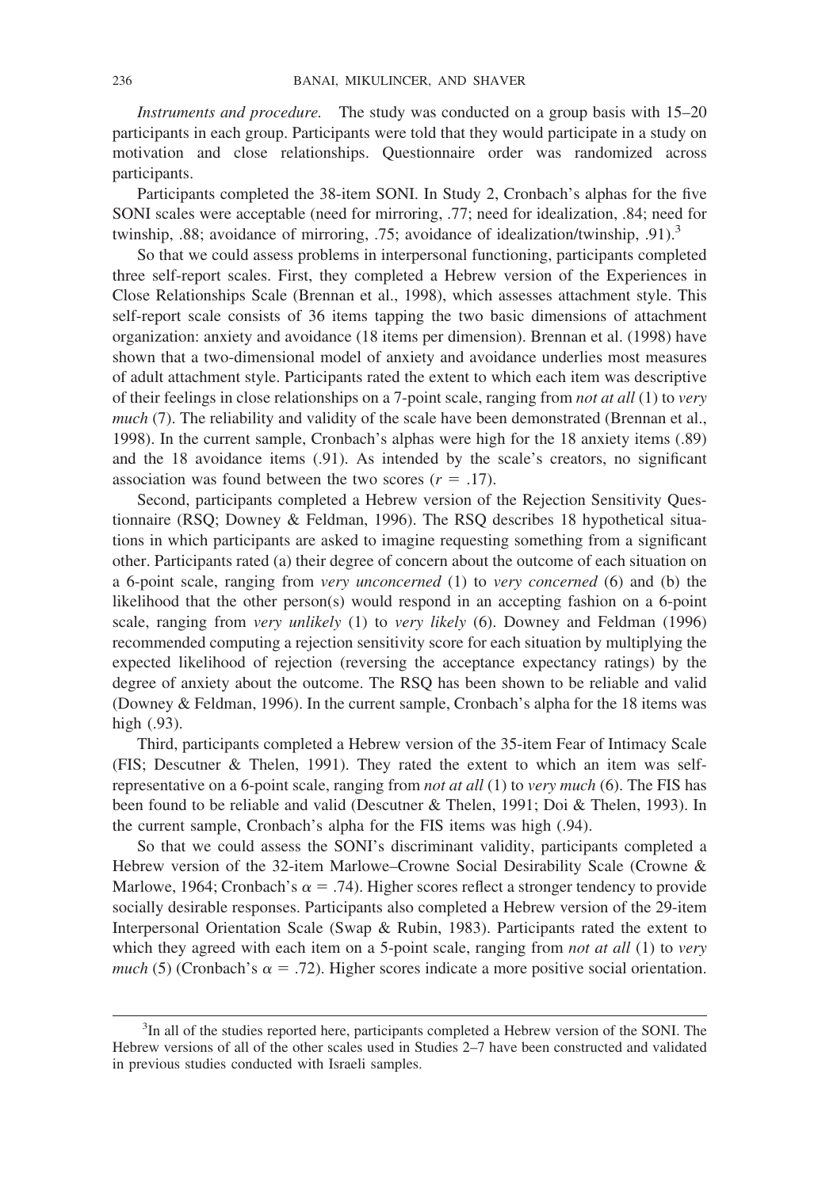*Instruments and procedure.* The study was conducted on a group basis with 15–20 participants in each group. Participants were told that they would participate in a study on motivation and close relationships. Questionnaire order was randomized across participants.

Participants completed the 38-item SONI. In Study 2, Cronbach's alphas for the five SONI scales were acceptable (need for mirroring, .77; need for idealization, .84; need for twinship, .88; avoidance of mirroring, .75; avoidance of idealization/twinship, .91).[3]

So that we could assess problems in interpersonal functioning, participants completed three self-report scales. First, they completed a Hebrew version of the Experiences in Close Relationships Scale (Brennan et al., 1998), which assesses attachment style. This self-report scale consists of 36 items tapping the two basic dimensions of attachment organization: anxiety and avoidance (18 items per dimension). Brennan et al. (1998) have shown that a two-dimensional model of anxiety and avoidance underlies most measures of adult attachment style. Participants rated the extent to which each item was descriptive of their feelings in close relationships on a 7-point scale, ranging from *not at all* (1) to *very much* (7). The reliability and validity of the scale have been demonstrated (Brennan et al., 1998). In the current sample, Cronbach's alphas were high for the 18 anxiety items (.89) and the 18 avoidance items (.91). As intended by the scale's creators, no significant association was found between the two scores ($r = .17$).

Second, participants completed a Hebrew version of the Rejection Sensitivity Questionnaire (RSQ; Downey & Feldman, 1996). The RSQ describes 18 hypothetical situations in which participants are asked to imagine requesting something from a significant other. Participants rated (a) their degree of concern about the outcome of each situation on a 6-point scale, ranging from *very unconcerned* (1) to *very concerned* (6) and (b) the likelihood that the other person(s) would respond in an accepting fashion on a 6-point scale, ranging from *very unlikely* (1) to *very likely* (6). Downey and Feldman (1996) recommended computing a rejection sensitivity score for each situation by multiplying the expected likelihood of rejection (reversing the acceptance expectancy ratings) by the degree of anxiety about the outcome. The RSQ has been shown to be reliable and valid (Downey & Feldman, 1996). In the current sample, Cronbach's alpha for the 18 items was high (.93).

Third, participants completed a Hebrew version of the 35-item Fear of Intimacy Scale (FIS; Descutner & Thelen, 1991). They rated the extent to which an item was self-representative on a 6-point scale, ranging from *not at all* (1) to *very much* (6). The FIS has been found to be reliable and valid (Descutner & Thelen, 1991; Doi & Thelen, 1993). In the current sample, Cronbach's alpha for the FIS items was high (.94).

So that we could assess the SONI's discriminant validity, participants completed a Hebrew version of the 32-item Marlowe–Crowne Social Desirability Scale (Crowne & Marlowe, 1964; Cronbach's $\alpha = .74$). Higher scores reflect a stronger tendency to provide socially desirable responses. Participants also completed a Hebrew version of the 29-item Interpersonal Orientation Scale (Swap & Rubin, 1983). Participants rated the extent to which they agreed with each item on a 5-point scale, ranging from *not at all* (1) to *very much* (5) (Cronbach's $\alpha = .72$). Higher scores indicate a more positive social orientation.

[3]In all of the studies reported here, participants completed a Hebrew version of the SONI. The Hebrew versions of all of the other scales used in Studies 2–7 have been constructed and validated in previous studies conducted with Israeli samples.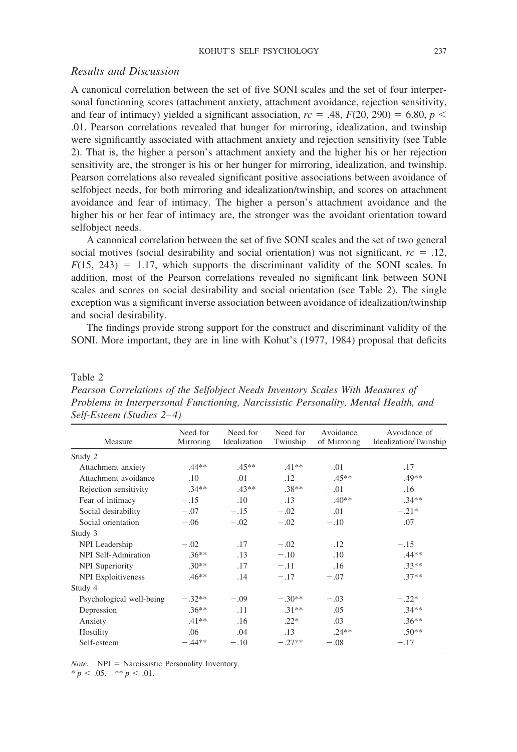### *Results and Discussion*

A canonical correlation between the set of five SONI scales and the set of four interpersonal functioning scores (attachment anxiety, attachment avoidance, rejection sensitivity, and fear of intimacy) yielded a significant association, $rc = .48$, $F(20, 290) = 6.80$, $p < .01$. Pearson correlations revealed that hunger for mirroring, idealization, and twinship were significantly associated with attachment anxiety and rejection sensitivity (see Table 2). That is, the higher a person's attachment anxiety and the higher his or her rejection sensitivity are, the stronger is his or her hunger for mirroring, idealization, and twinship. Pearson correlations also revealed significant positive associations between avoidance of selfobject needs, for both mirroring and idealization/twinship, and scores on attachment avoidance and fear of intimacy. The higher a person's attachment avoidance and the higher his or her fear of intimacy are, the stronger was the avoidant orientation toward selfobject needs.

A canonical correlation between the set of five SONI scales and the set of two general social motives (social desirability and social orientation) was not significant, $rc = .12$, $F(15, 243) = 1.17$, which supports the discriminant validity of the SONI scales. In addition, most of the Pearson correlations revealed no significant link between SONI scales and scores on social desirability and social orientation (see Table 2). The single exception was a significant inverse association between avoidance of idealization/twinship and social desirability.

The findings provide strong support for the construct and discriminant validity of the SONI. More important, they are in line with Kohut's (1977, 1984) proposal that deficits

Table 2

*Pearson Correlations of the Selfobject Needs Inventory Scales With Measures of Problems in Interpersonal Functioning, Narcissistic Personality, Mental Health, and Self-Esteem (Studies 2–4)*

| Measure | Need for Mirroring | Need for Idealization | Need for Twinship | Avoidance of Mirroring | Avoidance of Idealization/Twinship |
|---|---|---|---|---|---|
| Study 2 | | | | | |
| Attachment anxiety | .44** | .45** | .41** | .01 | .17 |
| Attachment avoidance | .10 | −.01 | .12 | .45** | .49** |
| Rejection sensitivity | .34** | .43** | .38** | −.01 | .16 |
| Fear of intimacy | −.15 | .10 | .13 | .40** | .34** |
| Social desirability | −.07 | −.15 | −.02 | .01 | −.21* |
| Social orientation | −.06 | −.02 | −.02 | −.10 | .07 |
| Study 3 | | | | | |
| NPI Leadership | −.02 | .17 | −.02 | .12 | −.15 |
| NPI Self-Admiration | .36** | .13 | −.10 | .10 | .44** |
| NPI Superiority | .30** | .17 | −.11 | .16 | .33** |
| NPI Exploitiveness | .46** | .14 | −.17 | −.07 | .37** |
| Study 4 | | | | | |
| Psychological well-being | −.32** | −.09 | −.30** | −.03 | −.22* |
| Depression | .36** | .11 | .31** | .05 | .34** |
| Anxiety | .41** | .16 | .22* | .03 | .36** |
| Hostility | .06 | .04 | .13 | .24** | .50** |
| Self-esteem | −.44** | −.10 | −.27** | −.08 | −.17 |

*Note.* NPI = Narcissistic Personality Inventory.
\* $p < .05$. \*\* $p < .01$.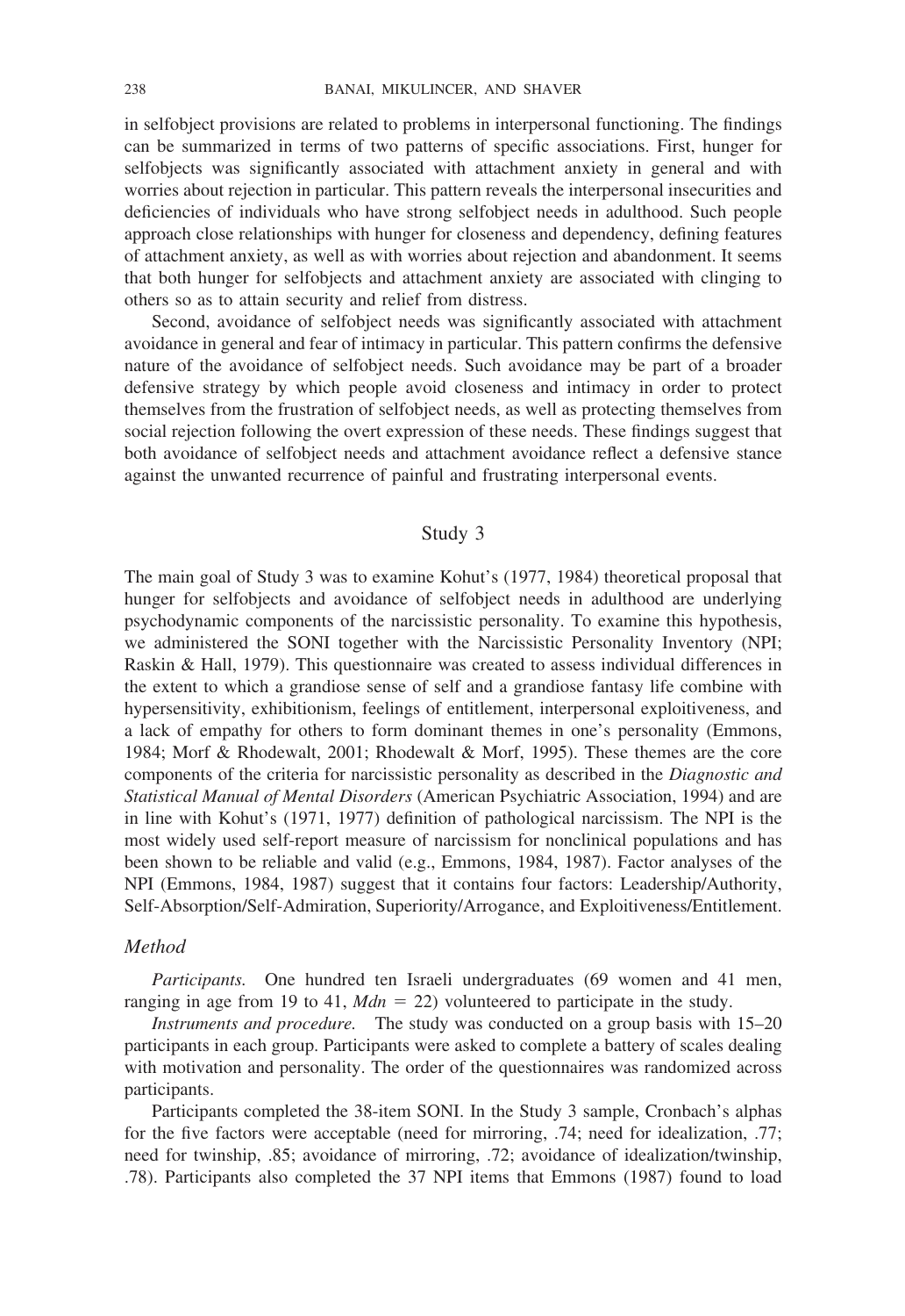in selfobject provisions are related to problems in interpersonal functioning. The findings can be summarized in terms of two patterns of specific associations. First, hunger for selfobjects was significantly associated with attachment anxiety in general and with worries about rejection in particular. This pattern reveals the interpersonal insecurities and deficiencies of individuals who have strong selfobject needs in adulthood. Such people approach close relationships with hunger for closeness and dependency, defining features of attachment anxiety, as well as with worries about rejection and abandonment. It seems that both hunger for selfobjects and attachment anxiety are associated with clinging to others so as to attain security and relief from distress.

Second, avoidance of selfobject needs was significantly associated with attachment avoidance in general and fear of intimacy in particular. This pattern confirms the defensive nature of the avoidance of selfobject needs. Such avoidance may be part of a broader defensive strategy by which people avoid closeness and intimacy in order to protect themselves from the frustration of selfobject needs, as well as protecting themselves from social rejection following the overt expression of these needs. These findings suggest that both avoidance of selfobject needs and attachment avoidance reflect a defensive stance against the unwanted recurrence of painful and frustrating interpersonal events.

## Study 3

The main goal of Study 3 was to examine Kohut's (1977, 1984) theoretical proposal that hunger for selfobjects and avoidance of selfobject needs in adulthood are underlying psychodynamic components of the narcissistic personality. To examine this hypothesis, we administered the SONI together with the Narcissistic Personality Inventory (NPI; Raskin & Hall, 1979). This questionnaire was created to assess individual differences in the extent to which a grandiose sense of self and a grandiose fantasy life combine with hypersensitivity, exhibitionism, feelings of entitlement, interpersonal exploitiveness, and a lack of empathy for others to form dominant themes in one's personality (Emmons, 1984; Morf & Rhodewalt, 2001; Rhodewalt & Morf, 1995). These themes are the core components of the criteria for narcissistic personality as described in the *Diagnostic and Statistical Manual of Mental Disorders* (American Psychiatric Association, 1994) and are in line with Kohut's (1971, 1977) definition of pathological narcissism. The NPI is the most widely used self-report measure of narcissism for nonclinical populations and has been shown to be reliable and valid (e.g., Emmons, 1984, 1987). Factor analyses of the NPI (Emmons, 1984, 1987) suggest that it contains four factors: Leadership/Authority, Self-Absorption/Self-Admiration, Superiority/Arrogance, and Exploitiveness/Entitlement.

### Method

*Participants.* One hundred ten Israeli undergraduates (69 women and 41 men, ranging in age from 19 to 41, $Mdn = 22$) volunteered to participate in the study.

*Instruments and procedure.* The study was conducted on a group basis with 15–20 participants in each group. Participants were asked to complete a battery of scales dealing with motivation and personality. The order of the questionnaires was randomized across participants.

Participants completed the 38-item SONI. In the Study 3 sample, Cronbach's alphas for the five factors were acceptable (need for mirroring, .74; need for idealization, .77; need for twinship, .85; avoidance of mirroring, .72; avoidance of idealization/twinship, .78). Participants also completed the 37 NPI items that Emmons (1987) found to load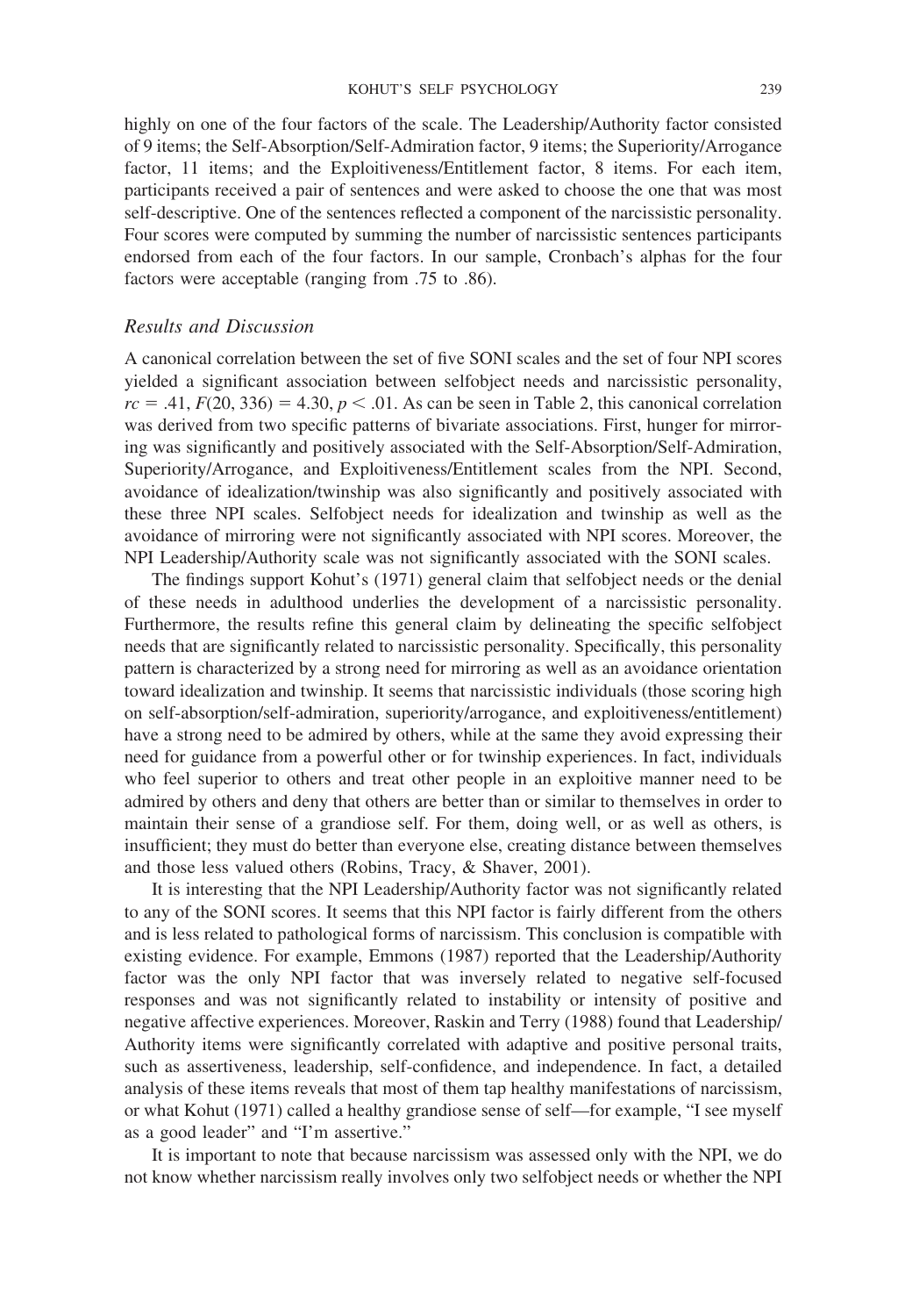highly on one of the four factors of the scale. The Leadership/Authority factor consisted of 9 items; the Self-Absorption/Self-Admiration factor, 9 items; the Superiority/Arrogance factor, 11 items; and the Exploitiveness/Entitlement factor, 8 items. For each item, participants received a pair of sentences and were asked to choose the one that was most self-descriptive. One of the sentences reflected a component of the narcissistic personality. Four scores were computed by summing the number of narcissistic sentences participants endorsed from each of the four factors. In our sample, Cronbach's alphas for the four factors were acceptable (ranging from .75 to .86).

### *Results and Discussion*

A canonical correlation between the set of five SONI scales and the set of four NPI scores yielded a significant association between selfobject needs and narcissistic personality, $rc = .41$, $F(20, 336) = 4.30$, $p < .01$. As can be seen in Table 2, this canonical correlation was derived from two specific patterns of bivariate associations. First, hunger for mirroring was significantly and positively associated with the Self-Absorption/Self-Admiration, Superiority/Arrogance, and Exploitiveness/Entitlement scales from the NPI. Second, avoidance of idealization/twinship was also significantly and positively associated with these three NPI scales. Selfobject needs for idealization and twinship as well as the avoidance of mirroring were not significantly associated with NPI scores. Moreover, the NPI Leadership/Authority scale was not significantly associated with the SONI scales.

The findings support Kohut's (1971) general claim that selfobject needs or the denial of these needs in adulthood underlies the development of a narcissistic personality. Furthermore, the results refine this general claim by delineating the specific selfobject needs that are significantly related to narcissistic personality. Specifically, this personality pattern is characterized by a strong need for mirroring as well as an avoidance orientation toward idealization and twinship. It seems that narcissistic individuals (those scoring high on self-absorption/self-admiration, superiority/arrogance, and exploitiveness/entitlement) have a strong need to be admired by others, while at the same they avoid expressing their need for guidance from a powerful other or for twinship experiences. In fact, individuals who feel superior to others and treat other people in an exploitive manner need to be admired by others and deny that others are better than or similar to themselves in order to maintain their sense of a grandiose self. For them, doing well, or as well as others, is insufficient; they must do better than everyone else, creating distance between themselves and those less valued others (Robins, Tracy, & Shaver, 2001).

It is interesting that the NPI Leadership/Authority factor was not significantly related to any of the SONI scores. It seems that this NPI factor is fairly different from the others and is less related to pathological forms of narcissism. This conclusion is compatible with existing evidence. For example, Emmons (1987) reported that the Leadership/Authority factor was the only NPI factor that was inversely related to negative self-focused responses and was not significantly related to instability or intensity of positive and negative affective experiences. Moreover, Raskin and Terry (1988) found that Leadership/Authority items were significantly correlated with adaptive and positive personal traits, such as assertiveness, leadership, self-confidence, and independence. In fact, a detailed analysis of these items reveals that most of them tap healthy manifestations of narcissism, or what Kohut (1971) called a healthy grandiose sense of self—for example, "I see myself as a good leader" and "I'm assertive."

It is important to note that because narcissism was assessed only with the NPI, we do not know whether narcissism really involves only two selfobject needs or whether the NPI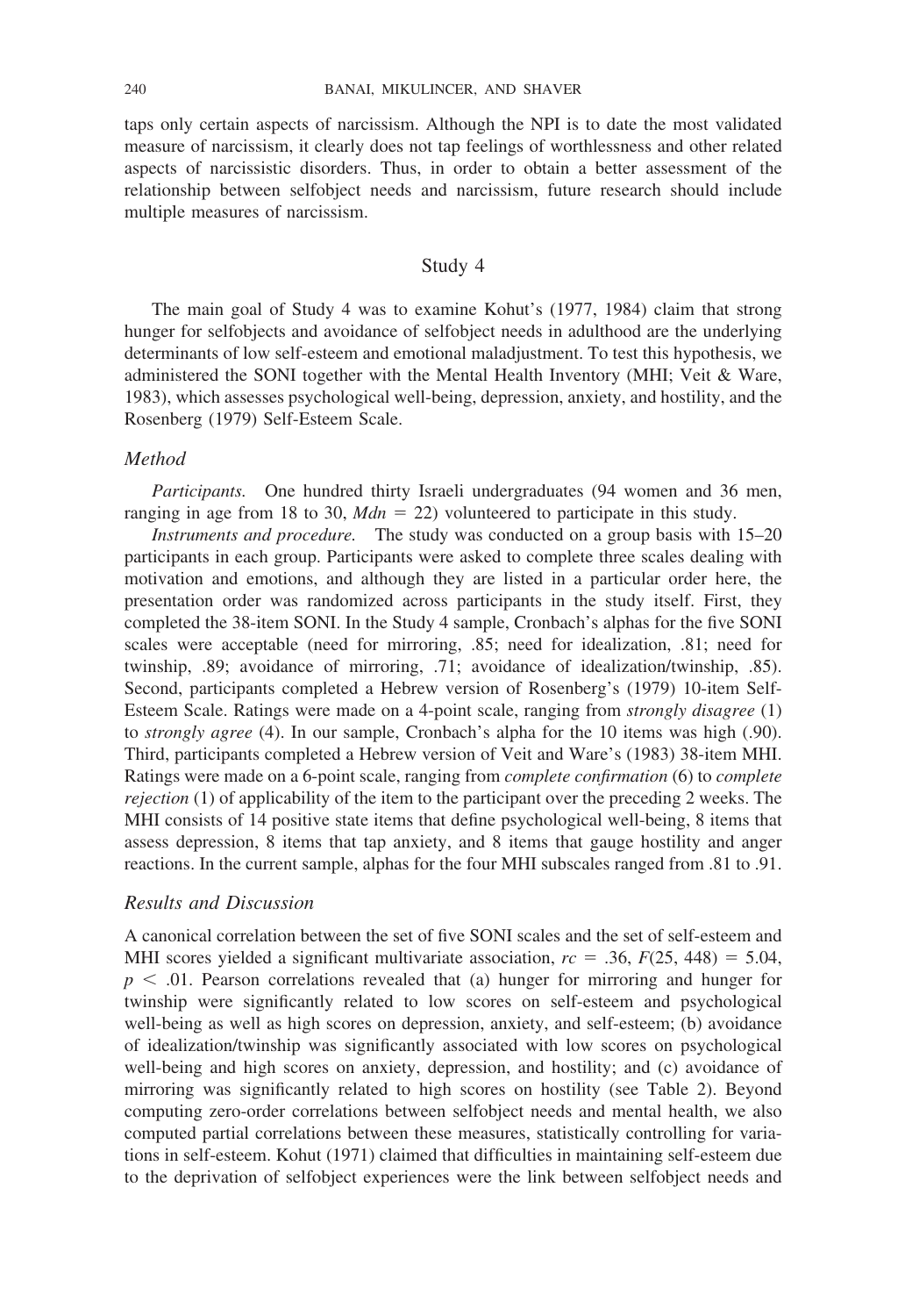taps only certain aspects of narcissism. Although the NPI is to date the most validated measure of narcissism, it clearly does not tap feelings of worthlessness and other related aspects of narcissistic disorders. Thus, in order to obtain a better assessment of the relationship between selfobject needs and narcissism, future research should include multiple measures of narcissism.

## Study 4

The main goal of Study 4 was to examine Kohut's (1977, 1984) claim that strong hunger for selfobjects and avoidance of selfobject needs in adulthood are the underlying determinants of low self-esteem and emotional maladjustment. To test this hypothesis, we administered the SONI together with the Mental Health Inventory (MHI; Veit & Ware, 1983), which assesses psychological well-being, depression, anxiety, and hostility, and the Rosenberg (1979) Self-Esteem Scale.

### *Method*

*Participants.* One hundred thirty Israeli undergraduates (94 women and 36 men, ranging in age from 18 to 30, $Mdn = 22$) volunteered to participate in this study.

*Instruments and procedure.* The study was conducted on a group basis with 15–20 participants in each group. Participants were asked to complete three scales dealing with motivation and emotions, and although they are listed in a particular order here, the presentation order was randomized across participants in the study itself. First, they completed the 38-item SONI. In the Study 4 sample, Cronbach's alphas for the five SONI scales were acceptable (need for mirroring, .85; need for idealization, .81; need for twinship, .89; avoidance of mirroring, .71; avoidance of idealization/twinship, .85). Second, participants completed a Hebrew version of Rosenberg's (1979) 10-item Self-Esteem Scale. Ratings were made on a 4-point scale, ranging from *strongly disagree* (1) to *strongly agree* (4). In our sample, Cronbach's alpha for the 10 items was high (.90). Third, participants completed a Hebrew version of Veit and Ware's (1983) 38-item MHI. Ratings were made on a 6-point scale, ranging from *complete confirmation* (6) to *complete rejection* (1) of applicability of the item to the participant over the preceding 2 weeks. The MHI consists of 14 positive state items that define psychological well-being, 8 items that assess depression, 8 items that tap anxiety, and 8 items that gauge hostility and anger reactions. In the current sample, alphas for the four MHI subscales ranged from .81 to .91.

### *Results and Discussion*

A canonical correlation between the set of five SONI scales and the set of self-esteem and MHI scores yielded a significant multivariate association, $rc = .36$, $F(25, 448) = 5.04$, $p < .01$. Pearson correlations revealed that (a) hunger for mirroring and hunger for twinship were significantly related to low scores on self-esteem and psychological well-being as well as high scores on depression, anxiety, and self-esteem; (b) avoidance of idealization/twinship was significantly associated with low scores on psychological well-being and high scores on anxiety, depression, and hostility; and (c) avoidance of mirroring was significantly related to high scores on hostility (see Table 2). Beyond computing zero-order correlations between selfobject needs and mental health, we also computed partial correlations between these measures, statistically controlling for variations in self-esteem. Kohut (1971) claimed that difficulties in maintaining self-esteem due to the deprivation of selfobject experiences were the link between selfobject needs and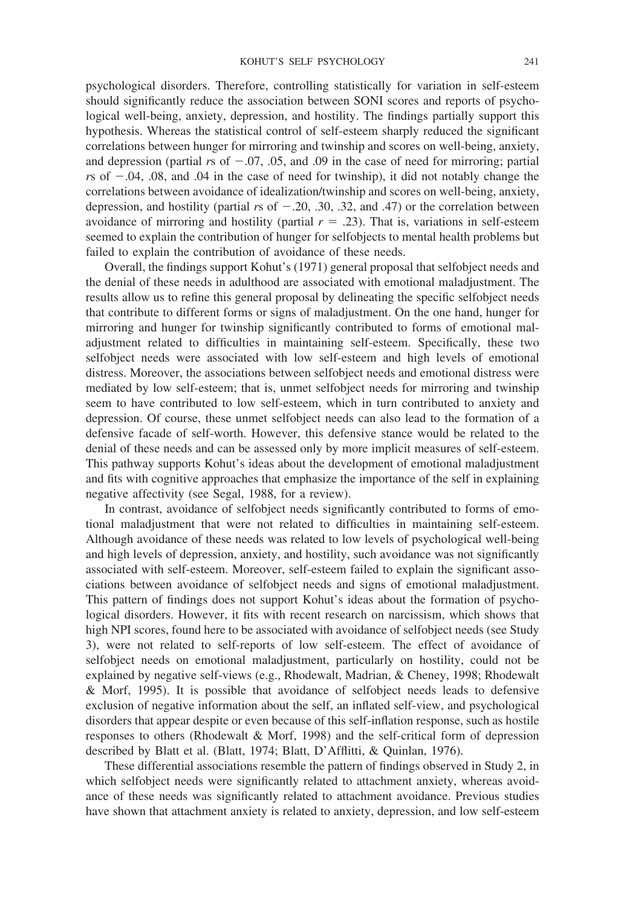psychological disorders. Therefore, controlling statistically for variation in self-esteem should significantly reduce the association between SONI scores and reports of psychological well-being, anxiety, depression, and hostility. The findings partially support this hypothesis. Whereas the statistical control of self-esteem sharply reduced the significant correlations between hunger for mirroring and twinship and scores on well-being, anxiety, and depression (partial *r*s of −.07, .05, and .09 in the case of need for mirroring; partial *r*s of −.04, .08, and .04 in the case of need for twinship), it did not notably change the correlations between avoidance of idealization/twinship and scores on well-being, anxiety, depression, and hostility (partial *r*s of −.20, .30, .32, and .47) or the correlation between avoidance of mirroring and hostility (partial $r = .23$). That is, variations in self-esteem seemed to explain the contribution of hunger for selfobjects to mental health problems but failed to explain the contribution of avoidance of these needs.

Overall, the findings support Kohut's (1971) general proposal that selfobject needs and the denial of these needs in adulthood are associated with emotional maladjustment. The results allow us to refine this general proposal by delineating the specific selfobject needs that contribute to different forms or signs of maladjustment. On the one hand, hunger for mirroring and hunger for twinship significantly contributed to forms of emotional maladjustment related to difficulties in maintaining self-esteem. Specifically, these two selfobject needs were associated with low self-esteem and high levels of emotional distress. Moreover, the associations between selfobject needs and emotional distress were mediated by low self-esteem; that is, unmet selfobject needs for mirroring and twinship seem to have contributed to low self-esteem, which in turn contributed to anxiety and depression. Of course, these unmet selfobject needs can also lead to the formation of a defensive facade of self-worth. However, this defensive stance would be related to the denial of these needs and can be assessed only by more implicit measures of self-esteem. This pathway supports Kohut's ideas about the development of emotional maladjustment and fits with cognitive approaches that emphasize the importance of the self in explaining negative affectivity (see Segal, 1988, for a review).

In contrast, avoidance of selfobject needs significantly contributed to forms of emotional maladjustment that were not related to difficulties in maintaining self-esteem. Although avoidance of these needs was related to low levels of psychological well-being and high levels of depression, anxiety, and hostility, such avoidance was not significantly associated with self-esteem. Moreover, self-esteem failed to explain the significant associations between avoidance of selfobject needs and signs of emotional maladjustment. This pattern of findings does not support Kohut's ideas about the formation of psychological disorders. However, it fits with recent research on narcissism, which shows that high NPI scores, found here to be associated with avoidance of selfobject needs (see Study 3), were not related to self-reports of low self-esteem. The effect of avoidance of selfobject needs on emotional maladjustment, particularly on hostility, could not be explained by negative self-views (e.g., Rhodewalt, Madrian, & Cheney, 1998; Rhodewalt & Morf, 1995). It is possible that avoidance of selfobject needs leads to defensive exclusion of negative information about the self, an inflated self-view, and psychological disorders that appear despite or even because of this self-inflation response, such as hostile responses to others (Rhodewalt & Morf, 1998) and the self-critical form of depression described by Blatt et al. (Blatt, 1974; Blatt, D'Afflitti, & Quinlan, 1976).

These differential associations resemble the pattern of findings observed in Study 2, in which selfobject needs were significantly related to attachment anxiety, whereas avoidance of these needs was significantly related to attachment avoidance. Previous studies have shown that attachment anxiety is related to anxiety, depression, and low self-esteem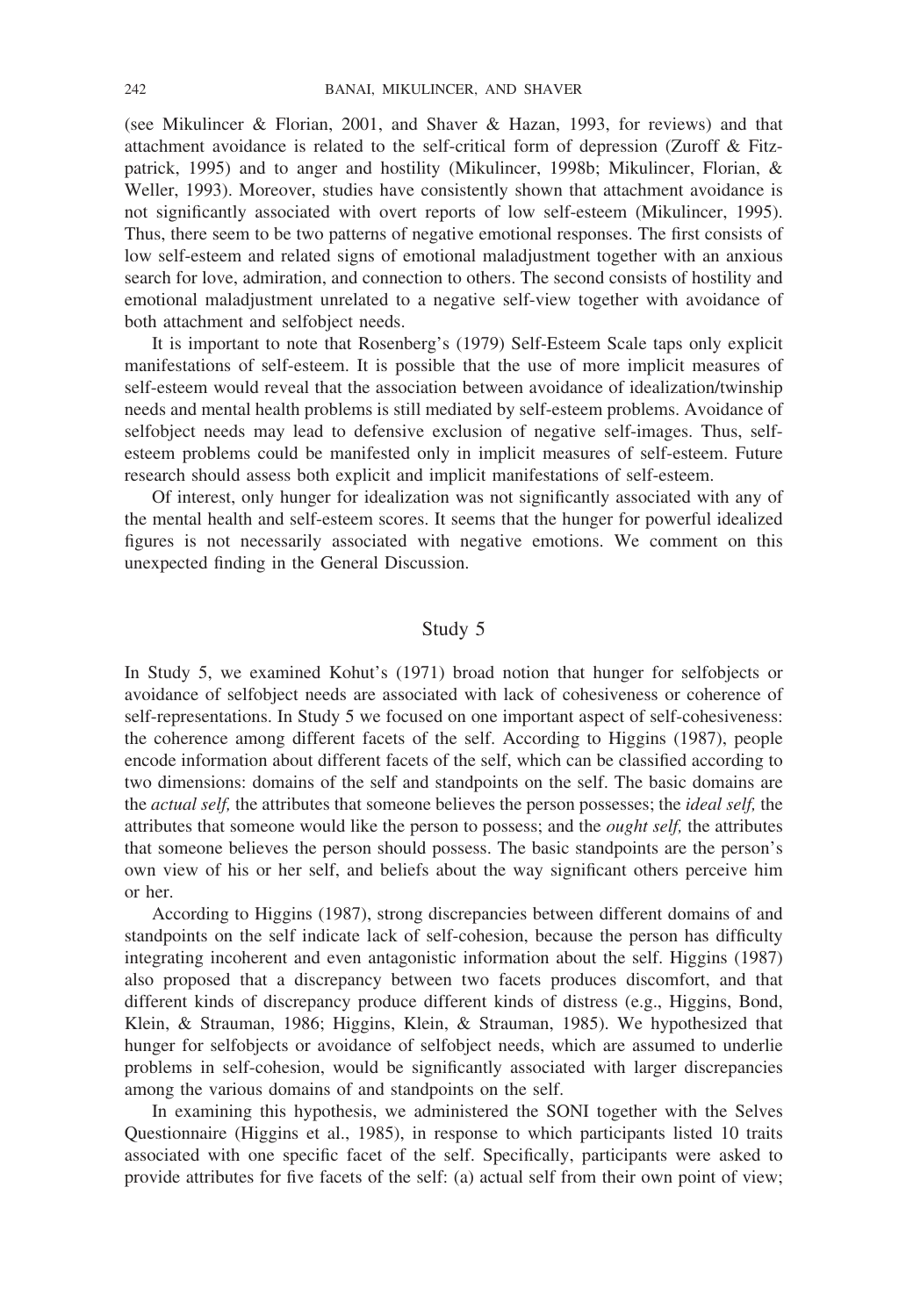(see Mikulincer & Florian, 2001, and Shaver & Hazan, 1993, for reviews) and that attachment avoidance is related to the self-critical form of depression (Zuroff & Fitzpatrick, 1995) and to anger and hostility (Mikulincer, 1998b; Mikulincer, Florian, & Weller, 1993). Moreover, studies have consistently shown that attachment avoidance is not significantly associated with overt reports of low self-esteem (Mikulincer, 1995). Thus, there seem to be two patterns of negative emotional responses. The first consists of low self-esteem and related signs of emotional maladjustment together with an anxious search for love, admiration, and connection to others. The second consists of hostility and emotional maladjustment unrelated to a negative self-view together with avoidance of both attachment and selfobject needs.

It is important to note that Rosenberg's (1979) Self-Esteem Scale taps only explicit manifestations of self-esteem. It is possible that the use of more implicit measures of self-esteem would reveal that the association between avoidance of idealization/twinship needs and mental health problems is still mediated by self-esteem problems. Avoidance of selfobject needs may lead to defensive exclusion of negative self-images. Thus, self-esteem problems could be manifested only in implicit measures of self-esteem. Future research should assess both explicit and implicit manifestations of self-esteem.

Of interest, only hunger for idealization was not significantly associated with any of the mental health and self-esteem scores. It seems that the hunger for powerful idealized figures is not necessarily associated with negative emotions. We comment on this unexpected finding in the General Discussion.

## Study 5

In Study 5, we examined Kohut's (1971) broad notion that hunger for selfobjects or avoidance of selfobject needs are associated with lack of cohesiveness or coherence of self-representations. In Study 5 we focused on one important aspect of self-cohesiveness: the coherence among different facets of the self. According to Higgins (1987), people encode information about different facets of the self, which can be classified according to two dimensions: domains of the self and standpoints on the self. The basic domains are the *actual self,* the attributes that someone believes the person possesses; the *ideal self,* the attributes that someone would like the person to possess; and the *ought self,* the attributes that someone believes the person should possess. The basic standpoints are the person's own view of his or her self, and beliefs about the way significant others perceive him or her.

According to Higgins (1987), strong discrepancies between different domains of and standpoints on the self indicate lack of self-cohesion, because the person has difficulty integrating incoherent and even antagonistic information about the self. Higgins (1987) also proposed that a discrepancy between two facets produces discomfort, and that different kinds of discrepancy produce different kinds of distress (e.g., Higgins, Bond, Klein, & Strauman, 1986; Higgins, Klein, & Strauman, 1985). We hypothesized that hunger for selfobjects or avoidance of selfobject needs, which are assumed to underlie problems in self-cohesion, would be significantly associated with larger discrepancies among the various domains of and standpoints on the self.

In examining this hypothesis, we administered the SONI together with the Selves Questionnaire (Higgins et al., 1985), in response to which participants listed 10 traits associated with one specific facet of the self. Specifically, participants were asked to provide attributes for five facets of the self: (a) actual self from their own point of view;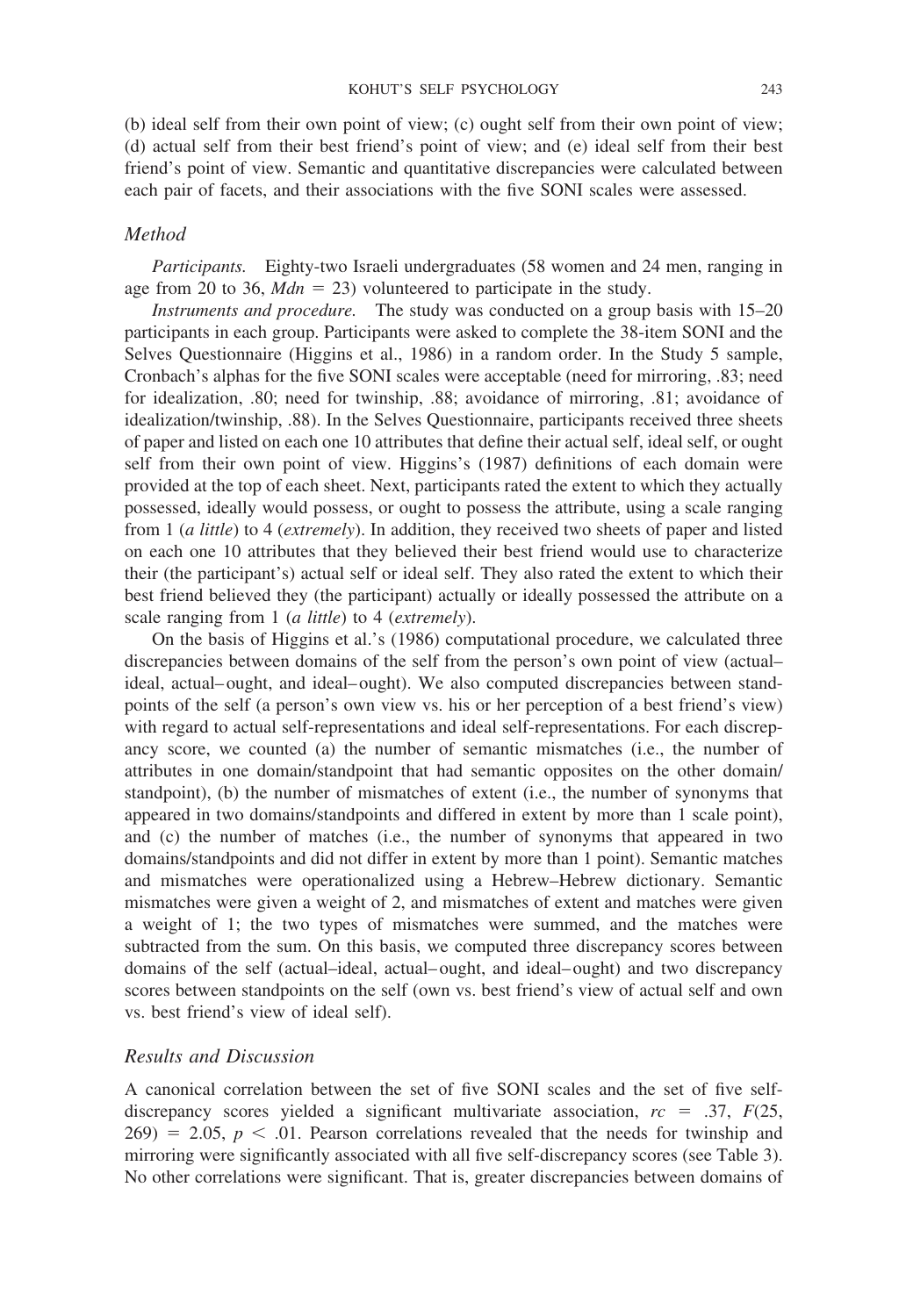(b) ideal self from their own point of view; (c) ought self from their own point of view; (d) actual self from their best friend's point of view; and (e) ideal self from their best friend's point of view. Semantic and quantitative discrepancies were calculated between each pair of facets, and their associations with the five SONI scales were assessed.

### Method

*Participants.* Eighty-two Israeli undergraduates (58 women and 24 men, ranging in age from 20 to 36, $Mdn = 23$) volunteered to participate in the study.

*Instruments and procedure.* The study was conducted on a group basis with 15–20 participants in each group. Participants were asked to complete the 38-item SONI and the Selves Questionnaire (Higgins et al., 1986) in a random order. In the Study 5 sample, Cronbach's alphas for the five SONI scales were acceptable (need for mirroring, .83; need for idealization, .80; need for twinship, .88; avoidance of mirroring, .81; avoidance of idealization/twinship, .88). In the Selves Questionnaire, participants received three sheets of paper and listed on each one 10 attributes that define their actual self, ideal self, or ought self from their own point of view. Higgins's (1987) definitions of each domain were provided at the top of each sheet. Next, participants rated the extent to which they actually possessed, ideally would possess, or ought to possess the attribute, using a scale ranging from 1 (*a little*) to 4 (*extremely*). In addition, they received two sheets of paper and listed on each one 10 attributes that they believed their best friend would use to characterize their (the participant's) actual self or ideal self. They also rated the extent to which their best friend believed they (the participant) actually or ideally possessed the attribute on a scale ranging from 1 (*a little*) to 4 (*extremely*).

On the basis of Higgins et al.'s (1986) computational procedure, we calculated three discrepancies between domains of the self from the person's own point of view (actual–ideal, actual–ought, and ideal–ought). We also computed discrepancies between standpoints of the self (a person's own view vs. his or her perception of a best friend's view) with regard to actual self-representations and ideal self-representations. For each discrepancy score, we counted (a) the number of semantic mismatches (i.e., the number of attributes in one domain/standpoint that had semantic opposites on the other domain/standpoint), (b) the number of mismatches of extent (i.e., the number of synonyms that appeared in two domains/standpoints and differed in extent by more than 1 scale point), and (c) the number of matches (i.e., the number of synonyms that appeared in two domains/standpoints and did not differ in extent by more than 1 point). Semantic matches and mismatches were operationalized using a Hebrew–Hebrew dictionary. Semantic mismatches were given a weight of 2, and mismatches of extent and matches were given a weight of 1; the two types of mismatches were summed, and the matches were subtracted from the sum. On this basis, we computed three discrepancy scores between domains of the self (actual–ideal, actual–ought, and ideal–ought) and two discrepancy scores between standpoints on the self (own vs. best friend's view of actual self and own vs. best friend's view of ideal self).

### Results and Discussion

A canonical correlation between the set of five SONI scales and the set of five self-discrepancy scores yielded a significant multivariate association, $rc = .37$, $F(25, 269) = 2.05$, $p < .01$. Pearson correlations revealed that the needs for twinship and mirroring were significantly associated with all five self-discrepancy scores (see Table 3). No other correlations were significant. That is, greater discrepancies between domains of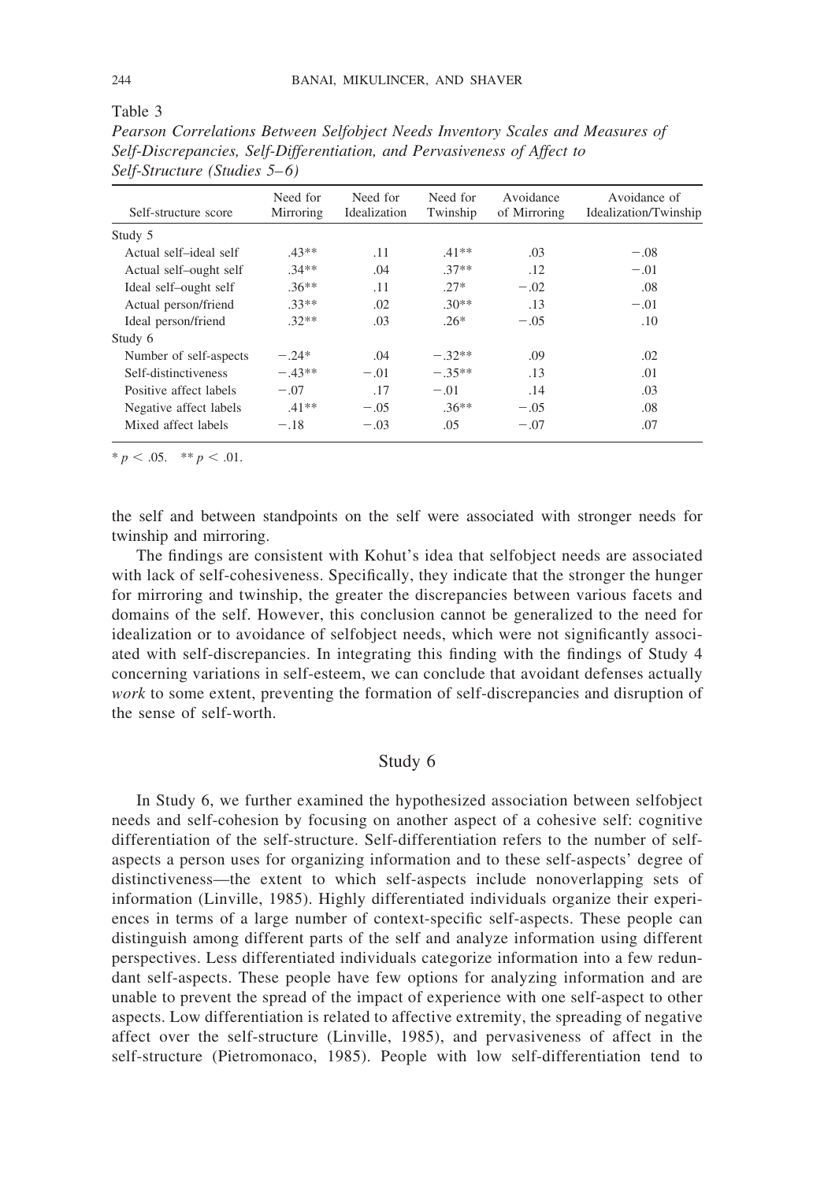Table 3

*Pearson Correlations Between Selfobject Needs Inventory Scales and Measures of Self-Discrepancies, Self-Differentiation, and Pervasiveness of Affect to Self-Structure (Studies 5–6)*

| Self-structure score | Need for Mirroring | Need for Idealization | Need for Twinship | Avoidance of Mirroring | Avoidance of Idealization/Twinship |
|---|---|---|---|---|---|
| Study 5 | | | | | |
| Actual self–ideal self | .43** | .11 | .41** | .03 | −.08 |
| Actual self–ought self | .34** | .04 | .37** | .12 | −.01 |
| Ideal self–ought self | .36** | .11 | .27* | −.02 | .08 |
| Actual person/friend | .33** | .02 | .30** | .13 | −.01 |
| Ideal person/friend | .32** | .03 | .26* | −.05 | .10 |
| Study 6 | | | | | |
| Number of self-aspects | −.24* | .04 | −.32** | .09 | .02 |
| Self-distinctiveness | −.43** | −.01 | −.35** | .13 | .01 |
| Positive affect labels | −.07 | .17 | −.01 | .14 | .03 |
| Negative affect labels | .41** | −.05 | .36** | −.05 | .08 |
| Mixed affect labels | −.18 | −.03 | .05 | −.07 | .07 |

* $p < .05$. ** $p < .01$.

the self and between standpoints on the self were associated with stronger needs for twinship and mirroring.

The findings are consistent with Kohut's idea that selfobject needs are associated with lack of self-cohesiveness. Specifically, they indicate that the stronger the hunger for mirroring and twinship, the greater the discrepancies between various facets and domains of the self. However, this conclusion cannot be generalized to the need for idealization or to avoidance of selfobject needs, which were not significantly associated with self-discrepancies. In integrating this finding with the findings of Study 4 concerning variations in self-esteem, we can conclude that avoidant defenses actually *work* to some extent, preventing the formation of self-discrepancies and disruption of the sense of self-worth.

## Study 6

In Study 6, we further examined the hypothesized association between selfobject needs and self-cohesion by focusing on another aspect of a cohesive self: cognitive differentiation of the self-structure. Self-differentiation refers to the number of self-aspects a person uses for organizing information and to these self-aspects' degree of distinctiveness—the extent to which self-aspects include nonoverlapping sets of information (Linville, 1985). Highly differentiated individuals organize their experiences in terms of a large number of context-specific self-aspects. These people can distinguish among different parts of the self and analyze information using different perspectives. Less differentiated individuals categorize information into a few redundant self-aspects. These people have few options for analyzing information and are unable to prevent the spread of the impact of experience with one self-aspect to other aspects. Low differentiation is related to affective extremity, the spreading of negative affect over the self-structure (Linville, 1985), and pervasiveness of affect in the self-structure (Pietromonaco, 1985). People with low self-differentiation tend to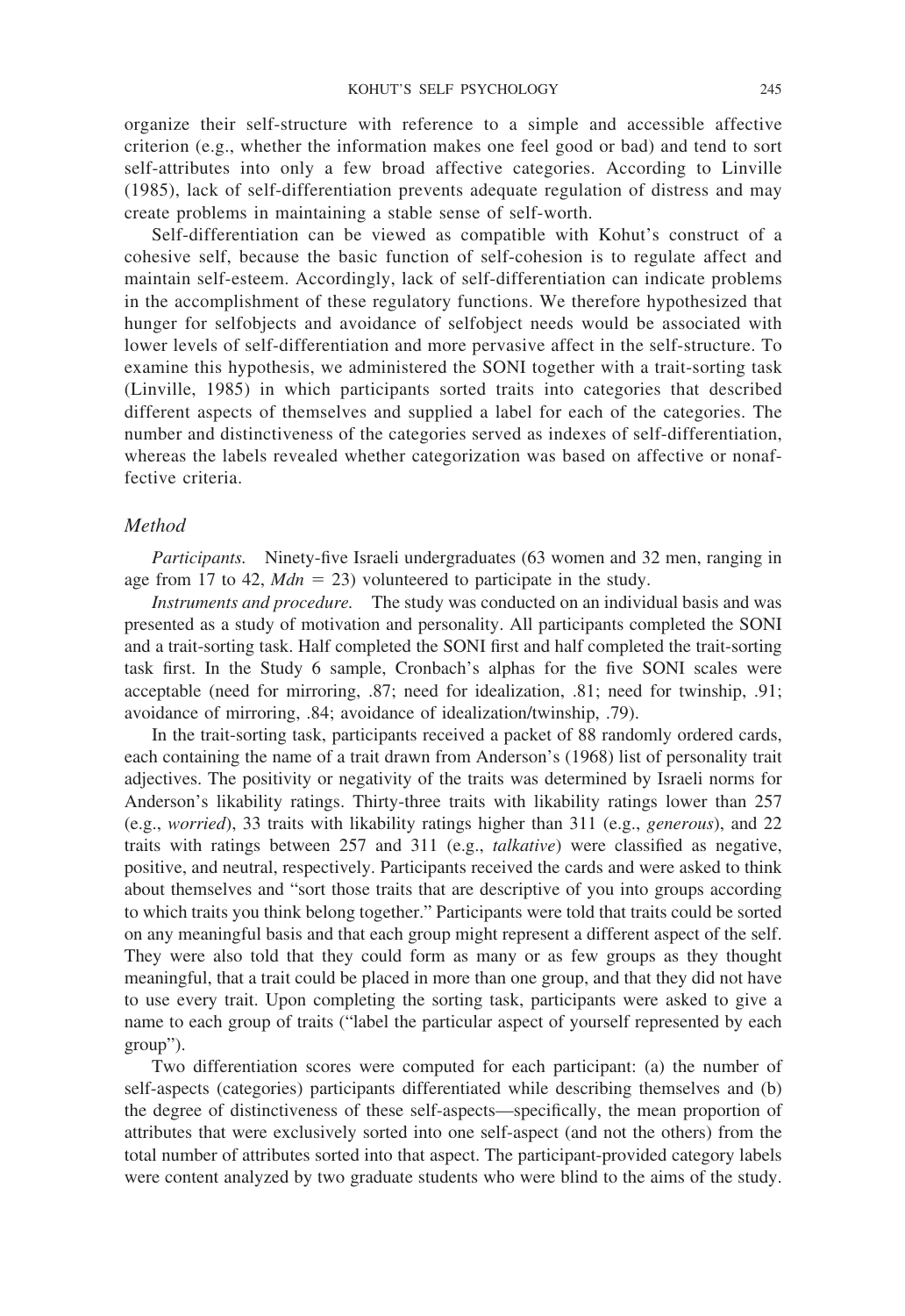organize their self-structure with reference to a simple and accessible affective criterion (e.g., whether the information makes one feel good or bad) and tend to sort self-attributes into only a few broad affective categories. According to Linville (1985), lack of self-differentiation prevents adequate regulation of distress and may create problems in maintaining a stable sense of self-worth.

Self-differentiation can be viewed as compatible with Kohut's construct of a cohesive self, because the basic function of self-cohesion is to regulate affect and maintain self-esteem. Accordingly, lack of self-differentiation can indicate problems in the accomplishment of these regulatory functions. We therefore hypothesized that hunger for selfobjects and avoidance of selfobject needs would be associated with lower levels of self-differentiation and more pervasive affect in the self-structure. To examine this hypothesis, we administered the SONI together with a trait-sorting task (Linville, 1985) in which participants sorted traits into categories that described different aspects of themselves and supplied a label for each of the categories. The number and distinctiveness of the categories served as indexes of self-differentiation, whereas the labels revealed whether categorization was based on affective or nonaffective criteria.

### Method

*Participants.* Ninety-five Israeli undergraduates (63 women and 32 men, ranging in age from 17 to 42, $Mdn = 23$) volunteered to participate in the study.

*Instruments and procedure.* The study was conducted on an individual basis and was presented as a study of motivation and personality. All participants completed the SONI and a trait-sorting task. Half completed the SONI first and half completed the trait-sorting task first. In the Study 6 sample, Cronbach's alphas for the five SONI scales were acceptable (need for mirroring, .87; need for idealization, .81; need for twinship, .91; avoidance of mirroring, .84; avoidance of idealization/twinship, .79).

In the trait-sorting task, participants received a packet of 88 randomly ordered cards, each containing the name of a trait drawn from Anderson's (1968) list of personality trait adjectives. The positivity or negativity of the traits was determined by Israeli norms for Anderson's likability ratings. Thirty-three traits with likability ratings lower than 257 (e.g., *worried*), 33 traits with likability ratings higher than 311 (e.g., *generous*), and 22 traits with ratings between 257 and 311 (e.g., *talkative*) were classified as negative, positive, and neutral, respectively. Participants received the cards and were asked to think about themselves and "sort those traits that are descriptive of you into groups according to which traits you think belong together." Participants were told that traits could be sorted on any meaningful basis and that each group might represent a different aspect of the self. They were also told that they could form as many or as few groups as they thought meaningful, that a trait could be placed in more than one group, and that they did not have to use every trait. Upon completing the sorting task, participants were asked to give a name to each group of traits ("label the particular aspect of yourself represented by each group").

Two differentiation scores were computed for each participant: (a) the number of self-aspects (categories) participants differentiated while describing themselves and (b) the degree of distinctiveness of these self-aspects—specifically, the mean proportion of attributes that were exclusively sorted into one self-aspect (and not the others) from the total number of attributes sorted into that aspect. The participant-provided category labels were content analyzed by two graduate students who were blind to the aims of the study.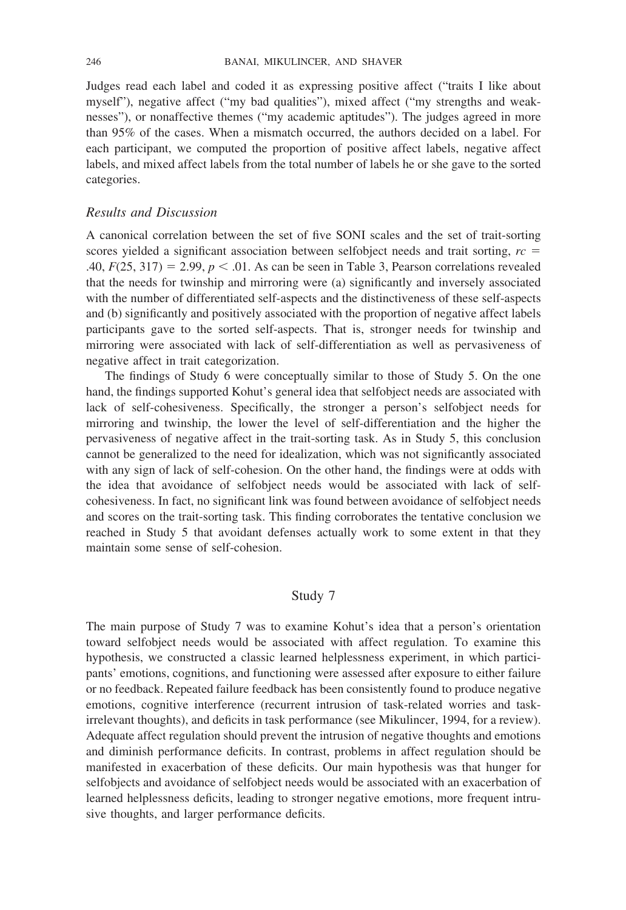Judges read each label and coded it as expressing positive affect ("traits I like about myself"), negative affect ("my bad qualities"), mixed affect ("my strengths and weaknesses"), or nonaffective themes ("my academic aptitudes"). The judges agreed in more than 95% of the cases. When a mismatch occurred, the authors decided on a label. For each participant, we computed the proportion of positive affect labels, negative affect labels, and mixed affect labels from the total number of labels he or she gave to the sorted categories.

### *Results and Discussion*

A canonical correlation between the set of five SONI scales and the set of trait-sorting scores yielded a significant association between selfobject needs and trait sorting, $rc = .40$, $F(25, 317) = 2.99$, $p < .01$. As can be seen in Table 3, Pearson correlations revealed that the needs for twinship and mirroring were (a) significantly and inversely associated with the number of differentiated self-aspects and the distinctiveness of these self-aspects and (b) significantly and positively associated with the proportion of negative affect labels participants gave to the sorted self-aspects. That is, stronger needs for twinship and mirroring were associated with lack of self-differentiation as well as pervasiveness of negative affect in trait categorization.

The findings of Study 6 were conceptually similar to those of Study 5. On the one hand, the findings supported Kohut's general idea that selfobject needs are associated with lack of self-cohesiveness. Specifically, the stronger a person's selfobject needs for mirroring and twinship, the lower the level of self-differentiation and the higher the pervasiveness of negative affect in the trait-sorting task. As in Study 5, this conclusion cannot be generalized to the need for idealization, which was not significantly associated with any sign of lack of self-cohesion. On the other hand, the findings were at odds with the idea that avoidance of selfobject needs would be associated with lack of self-cohesiveness. In fact, no significant link was found between avoidance of selfobject needs and scores on the trait-sorting task. This finding corroborates the tentative conclusion we reached in Study 5 that avoidant defenses actually work to some extent in that they maintain some sense of self-cohesion.

## Study 7

The main purpose of Study 7 was to examine Kohut's idea that a person's orientation toward selfobject needs would be associated with affect regulation. To examine this hypothesis, we constructed a classic learned helplessness experiment, in which participants' emotions, cognitions, and functioning were assessed after exposure to either failure or no feedback. Repeated failure feedback has been consistently found to produce negative emotions, cognitive interference (recurrent intrusion of task-related worries and task-irrelevant thoughts), and deficits in task performance (see Mikulincer, 1994, for a review). Adequate affect regulation should prevent the intrusion of negative thoughts and emotions and diminish performance deficits. In contrast, problems in affect regulation should be manifested in exacerbation of these deficits. Our main hypothesis was that hunger for selfobjects and avoidance of selfobject needs would be associated with an exacerbation of learned helplessness deficits, leading to stronger negative emotions, more frequent intrusive thoughts, and larger performance deficits.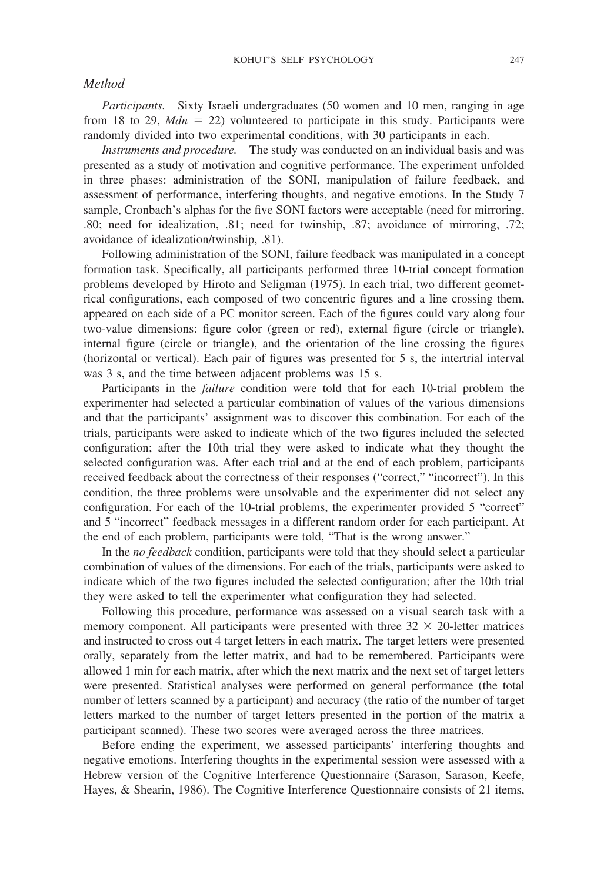### *Method*

*Participants.* Sixty Israeli undergraduates (50 women and 10 men, ranging in age from 18 to 29, $Mdn = 22$) volunteered to participate in this study. Participants were randomly divided into two experimental conditions, with 30 participants in each.

*Instruments and procedure.* The study was conducted on an individual basis and was presented as a study of motivation and cognitive performance. The experiment unfolded in three phases: administration of the SONI, manipulation of failure feedback, and assessment of performance, interfering thoughts, and negative emotions. In the Study 7 sample, Cronbach's alphas for the five SONI factors were acceptable (need for mirroring, .80; need for idealization, .81; need for twinship, .87; avoidance of mirroring, .72; avoidance of idealization/twinship, .81).

Following administration of the SONI, failure feedback was manipulated in a concept formation task. Specifically, all participants performed three 10-trial concept formation problems developed by Hiroto and Seligman (1975). In each trial, two different geometrical configurations, each composed of two concentric figures and a line crossing them, appeared on each side of a PC monitor screen. Each of the figures could vary along four two-value dimensions: figure color (green or red), external figure (circle or triangle), internal figure (circle or triangle), and the orientation of the line crossing the figures (horizontal or vertical). Each pair of figures was presented for 5 s, the intertrial interval was 3 s, and the time between adjacent problems was 15 s.

Participants in the *failure* condition were told that for each 10-trial problem the experimenter had selected a particular combination of values of the various dimensions and that the participants' assignment was to discover this combination. For each of the trials, participants were asked to indicate which of the two figures included the selected configuration; after the 10th trial they were asked to indicate what they thought the selected configuration was. After each trial and at the end of each problem, participants received feedback about the correctness of their responses ("correct," "incorrect"). In this condition, the three problems were unsolvable and the experimenter did not select any configuration. For each of the 10-trial problems, the experimenter provided 5 "correct" and 5 "incorrect" feedback messages in a different random order for each participant. At the end of each problem, participants were told, "That is the wrong answer."

In the *no feedback* condition, participants were told that they should select a particular combination of values of the dimensions. For each of the trials, participants were asked to indicate which of the two figures included the selected configuration; after the 10th trial they were asked to tell the experimenter what configuration they had selected.

Following this procedure, performance was assessed on a visual search task with a memory component. All participants were presented with three $32 \times 20$-letter matrices and instructed to cross out 4 target letters in each matrix. The target letters were presented orally, separately from the letter matrix, and had to be remembered. Participants were allowed 1 min for each matrix, after which the next matrix and the next set of target letters were presented. Statistical analyses were performed on general performance (the total number of letters scanned by a participant) and accuracy (the ratio of the number of target letters marked to the number of target letters presented in the portion of the matrix a participant scanned). These two scores were averaged across the three matrices.

Before ending the experiment, we assessed participants' interfering thoughts and negative emotions. Interfering thoughts in the experimental session were assessed with a Hebrew version of the Cognitive Interference Questionnaire (Sarason, Sarason, Keefe, Hayes, & Shearin, 1986). The Cognitive Interference Questionnaire consists of 21 items,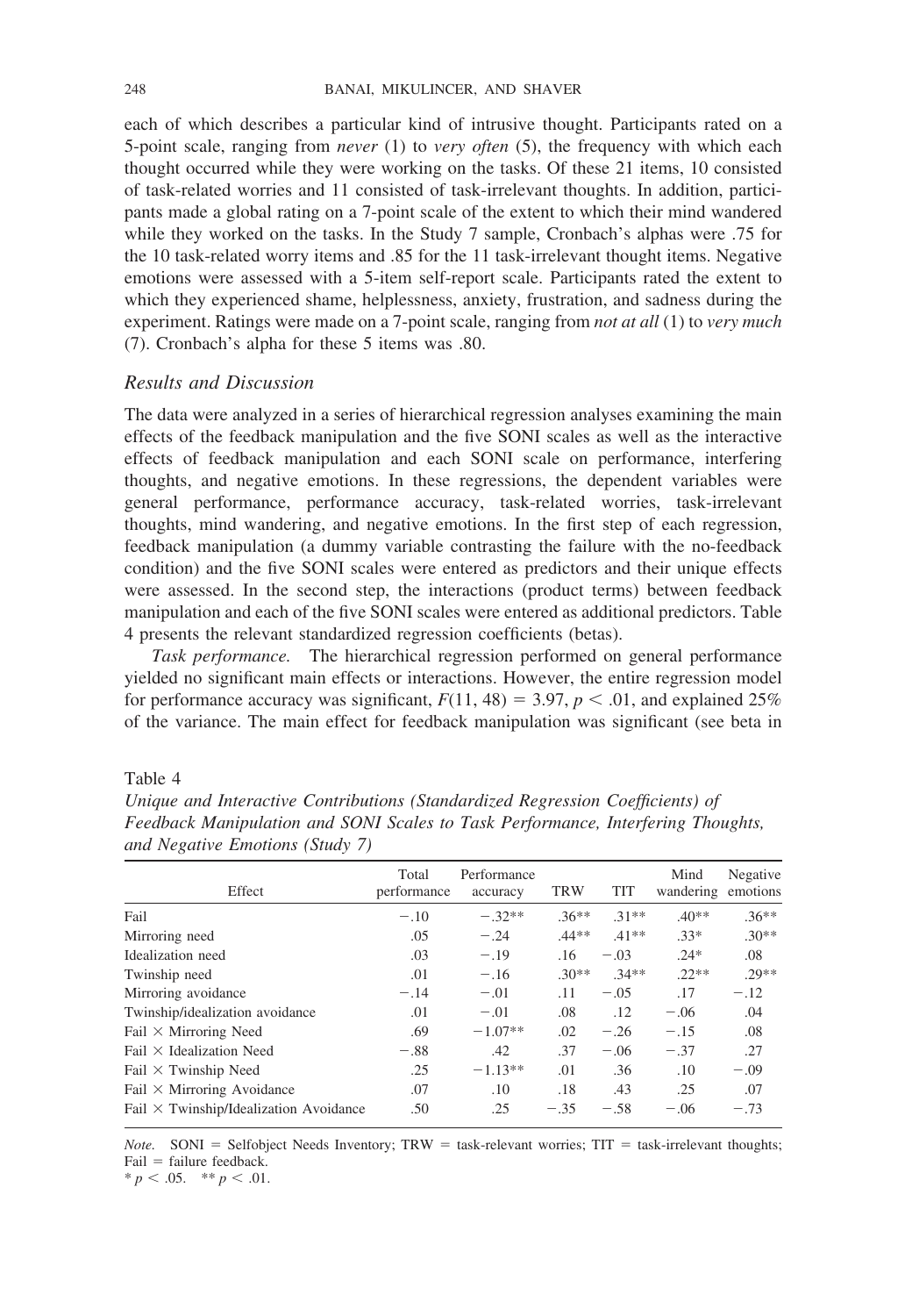each of which describes a particular kind of intrusive thought. Participants rated on a 5-point scale, ranging from *never* (1) to *very often* (5), the frequency with which each thought occurred while they were working on the tasks. Of these 21 items, 10 consisted of task-related worries and 11 consisted of task-irrelevant thoughts. In addition, participants made a global rating on a 7-point scale of the extent to which their mind wandered while they worked on the tasks. In the Study 7 sample, Cronbach's alphas were .75 for the 10 task-related worry items and .85 for the 11 task-irrelevant thought items. Negative emotions were assessed with a 5-item self-report scale. Participants rated the extent to which they experienced shame, helplessness, anxiety, frustration, and sadness during the experiment. Ratings were made on a 7-point scale, ranging from *not at all* (1) to *very much* (7). Cronbach's alpha for these 5 items was .80.

### *Results and Discussion*

The data were analyzed in a series of hierarchical regression analyses examining the main effects of the feedback manipulation and the five SONI scales as well as the interactive effects of feedback manipulation and each SONI scale on performance, interfering thoughts, and negative emotions. In these regressions, the dependent variables were general performance, performance accuracy, task-related worries, task-irrelevant thoughts, mind wandering, and negative emotions. In the first step of each regression, feedback manipulation (a dummy variable contrasting the failure with the no-feedback condition) and the five SONI scales were entered as predictors and their unique effects were assessed. In the second step, the interactions (product terms) between feedback manipulation and each of the five SONI scales were entered as additional predictors. Table 4 presents the relevant standardized regression coefficients (betas).

*Task performance.* The hierarchical regression performed on general performance yielded no significant main effects or interactions. However, the entire regression model for performance accuracy was significant, $F(11, 48) = 3.97$, $p < .01$, and explained 25% of the variance. The main effect for feedback manipulation was significant (see beta in

Table 4

*Unique and Interactive Contributions (Standardized Regression Coefficients) of Feedback Manipulation and SONI Scales to Task Performance, Interfering Thoughts, and Negative Emotions (Study 7)*

| Effect | Total performance | Performance accuracy | TRW | TIT | Mind wandering | Negative emotions |
|---|---|---|---|---|---|---|
| Fail | −.10 | −.32** | .36** | .31** | .40** | .36** |
| Mirroring need | .05 | −.24 | .44** | .41** | .33* | .30** |
| Idealization need | .03 | −.19 | .16 | −.03 | .24* | .08 |
| Twinship need | .01 | −.16 | .30** | .34** | .22** | .29** |
| Mirroring avoidance | −.14 | −.01 | .11 | −.05 | .17 | −.12 |
| Twinship/idealization avoidance | .01 | −.01 | .08 | .12 | −.06 | .04 |
| Fail × Mirroring Need | .69 | −1.07** | .02 | −.26 | −.15 | .08 |
| Fail × Idealization Need | −.88 | .42 | .37 | −.06 | −.37 | .27 |
| Fail × Twinship Need | .25 | −1.13** | .01 | .36 | .10 | −.09 |
| Fail × Mirroring Avoidance | .07 | .10 | .18 | .43 | .25 | .07 |
| Fail × Twinship/Idealization Avoidance | .50 | .25 | −.35 | −.58 | −.06 | −.73 |

*Note.* SONI = Selfobject Needs Inventory; TRW = task-relevant worries; TIT = task-irrelevant thoughts; Fail = failure feedback.
* $p < .05$. ** $p < .01$.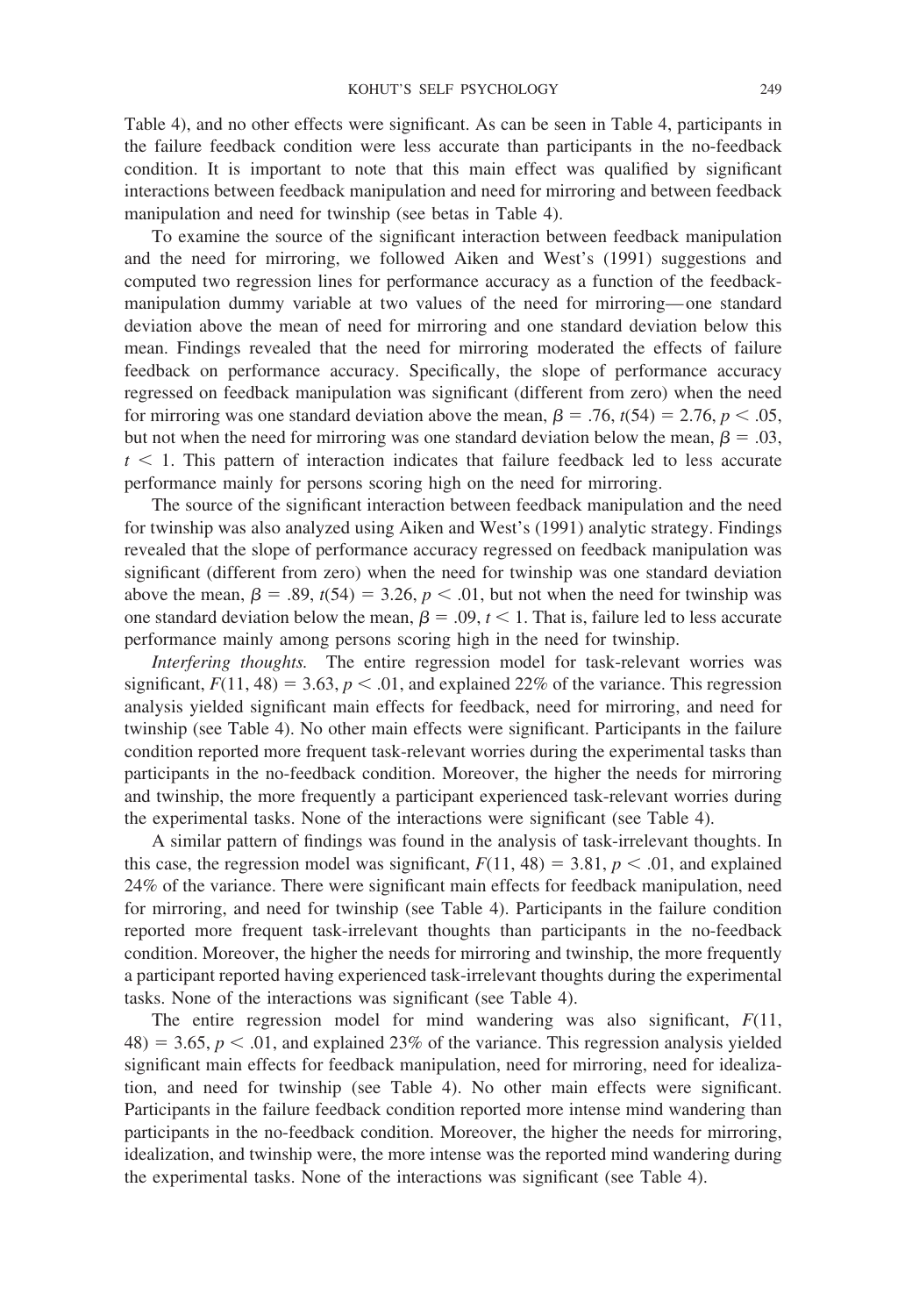Table 4), and no other effects were significant. As can be seen in Table 4, participants in the failure feedback condition were less accurate than participants in the no-feedback condition. It is important to note that this main effect was qualified by significant interactions between feedback manipulation and need for mirroring and between feedback manipulation and need for twinship (see betas in Table 4).

To examine the source of the significant interaction between feedback manipulation and the need for mirroring, we followed Aiken and West's (1991) suggestions and computed two regression lines for performance accuracy as a function of the feedback-manipulation dummy variable at two values of the need for mirroring—one standard deviation above the mean of need for mirroring and one standard deviation below this mean. Findings revealed that the need for mirroring moderated the effects of failure feedback on performance accuracy. Specifically, the slope of performance accuracy regressed on feedback manipulation was significant (different from zero) when the need for mirroring was one standard deviation above the mean, $\beta = .76$, $t(54) = 2.76$, $p < .05$, but not when the need for mirroring was one standard deviation below the mean, $\beta = .03$, $t < 1$. This pattern of interaction indicates that failure feedback led to less accurate performance mainly for persons scoring high on the need for mirroring.

The source of the significant interaction between feedback manipulation and the need for twinship was also analyzed using Aiken and West's (1991) analytic strategy. Findings revealed that the slope of performance accuracy regressed on feedback manipulation was significant (different from zero) when the need for twinship was one standard deviation above the mean, $\beta = .89$, $t(54) = 3.26$, $p < .01$, but not when the need for twinship was one standard deviation below the mean, $\beta = .09$, $t < 1$. That is, failure led to less accurate performance mainly among persons scoring high in the need for twinship.

*Interfering thoughts.* The entire regression model for task-relevant worries was significant, $F(11, 48) = 3.63$, $p < .01$, and explained 22% of the variance. This regression analysis yielded significant main effects for feedback, need for mirroring, and need for twinship (see Table 4). No other main effects were significant. Participants in the failure condition reported more frequent task-relevant worries during the experimental tasks than participants in the no-feedback condition. Moreover, the higher the needs for mirroring and twinship, the more frequently a participant experienced task-relevant worries during the experimental tasks. None of the interactions were significant (see Table 4).

A similar pattern of findings was found in the analysis of task-irrelevant thoughts. In this case, the regression model was significant, $F(11, 48) = 3.81$, $p < .01$, and explained 24% of the variance. There were significant main effects for feedback manipulation, need for mirroring, and need for twinship (see Table 4). Participants in the failure condition reported more frequent task-irrelevant thoughts than participants in the no-feedback condition. Moreover, the higher the needs for mirroring and twinship, the more frequently a participant reported having experienced task-irrelevant thoughts during the experimental tasks. None of the interactions was significant (see Table 4).

The entire regression model for mind wandering was also significant, $F(11, 48) = 3.65$, $p < .01$, and explained 23% of the variance. This regression analysis yielded significant main effects for feedback manipulation, need for mirroring, need for idealization, and need for twinship (see Table 4). No other main effects were significant. Participants in the failure feedback condition reported more intense mind wandering than participants in the no-feedback condition. Moreover, the higher the needs for mirroring, idealization, and twinship were, the more intense was the reported mind wandering during the experimental tasks. None of the interactions was significant (see Table 4).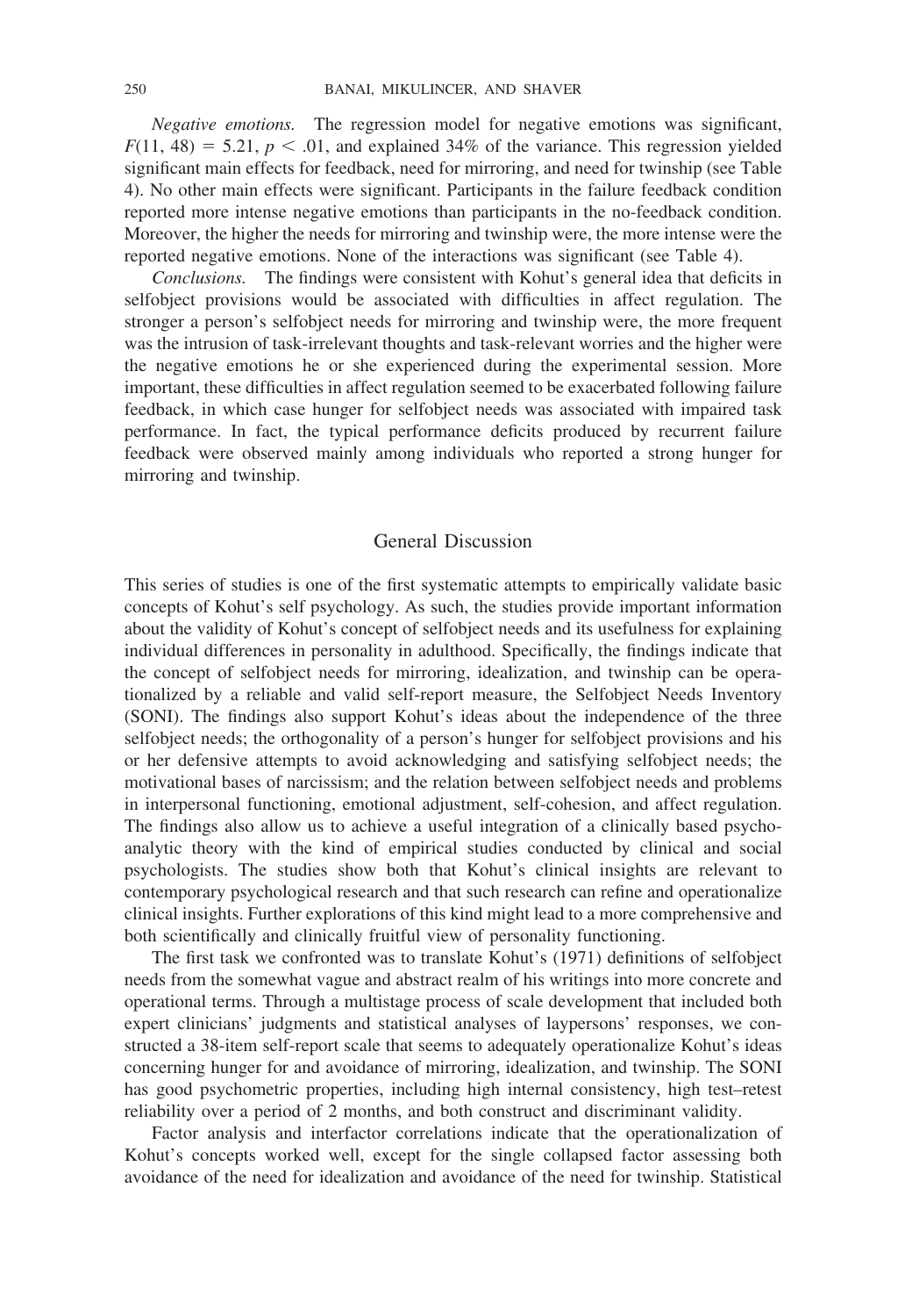*Negative emotions.* The regression model for negative emotions was significant, $F(11, 48) = 5.21$, $p < .01$, and explained 34% of the variance. This regression yielded significant main effects for feedback, need for mirroring, and need for twinship (see Table 4). No other main effects were significant. Participants in the failure feedback condition reported more intense negative emotions than participants in the no-feedback condition. Moreover, the higher the needs for mirroring and twinship were, the more intense were the reported negative emotions. None of the interactions was significant (see Table 4).

*Conclusions.* The findings were consistent with Kohut's general idea that deficits in selfobject provisions would be associated with difficulties in affect regulation. The stronger a person's selfobject needs for mirroring and twinship were, the more frequent was the intrusion of task-irrelevant thoughts and task-relevant worries and the higher were the negative emotions he or she experienced during the experimental session. More important, these difficulties in affect regulation seemed to be exacerbated following failure feedback, in which case hunger for selfobject needs was associated with impaired task performance. In fact, the typical performance deficits produced by recurrent failure feedback were observed mainly among individuals who reported a strong hunger for mirroring and twinship.

## General Discussion

This series of studies is one of the first systematic attempts to empirically validate basic concepts of Kohut's self psychology. As such, the studies provide important information about the validity of Kohut's concept of selfobject needs and its usefulness for explaining individual differences in personality in adulthood. Specifically, the findings indicate that the concept of selfobject needs for mirroring, idealization, and twinship can be operationalized by a reliable and valid self-report measure, the Selfobject Needs Inventory (SONI). The findings also support Kohut's ideas about the independence of the three selfobject needs; the orthogonality of a person's hunger for selfobject provisions and his or her defensive attempts to avoid acknowledging and satisfying selfobject needs; the motivational bases of narcissism; and the relation between selfobject needs and problems in interpersonal functioning, emotional adjustment, self-cohesion, and affect regulation. The findings also allow us to achieve a useful integration of a clinically based psychoanalytic theory with the kind of empirical studies conducted by clinical and social psychologists. The studies show both that Kohut's clinical insights are relevant to contemporary psychological research and that such research can refine and operationalize clinical insights. Further explorations of this kind might lead to a more comprehensive and both scientifically and clinically fruitful view of personality functioning.

The first task we confronted was to translate Kohut's (1971) definitions of selfobject needs from the somewhat vague and abstract realm of his writings into more concrete and operational terms. Through a multistage process of scale development that included both expert clinicians' judgments and statistical analyses of laypersons' responses, we constructed a 38-item self-report scale that seems to adequately operationalize Kohut's ideas concerning hunger for and avoidance of mirroring, idealization, and twinship. The SONI has good psychometric properties, including high internal consistency, high test–retest reliability over a period of 2 months, and both construct and discriminant validity.

Factor analysis and interfactor correlations indicate that the operationalization of Kohut's concepts worked well, except for the single collapsed factor assessing both avoidance of the need for idealization and avoidance of the need for twinship. Statistical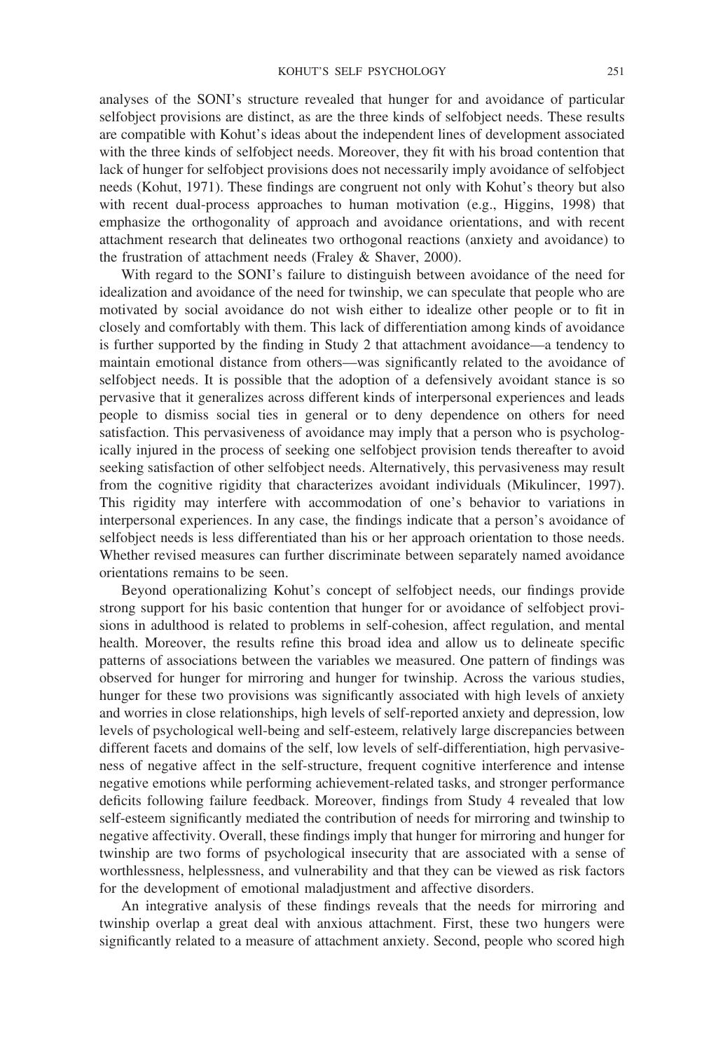analyses of the SONI's structure revealed that hunger for and avoidance of particular selfobject provisions are distinct, as are the three kinds of selfobject needs. These results are compatible with Kohut's ideas about the independent lines of development associated with the three kinds of selfobject needs. Moreover, they fit with his broad contention that lack of hunger for selfobject provisions does not necessarily imply avoidance of selfobject needs (Kohut, 1971). These findings are congruent not only with Kohut's theory but also with recent dual-process approaches to human motivation (e.g., Higgins, 1998) that emphasize the orthogonality of approach and avoidance orientations, and with recent attachment research that delineates two orthogonal reactions (anxiety and avoidance) to the frustration of attachment needs (Fraley & Shaver, 2000).

With regard to the SONI's failure to distinguish between avoidance of the need for idealization and avoidance of the need for twinship, we can speculate that people who are motivated by social avoidance do not wish either to idealize other people or to fit in closely and comfortably with them. This lack of differentiation among kinds of avoidance is further supported by the finding in Study 2 that attachment avoidance—a tendency to maintain emotional distance from others—was significantly related to the avoidance of selfobject needs. It is possible that the adoption of a defensively avoidant stance is so pervasive that it generalizes across different kinds of interpersonal experiences and leads people to dismiss social ties in general or to deny dependence on others for need satisfaction. This pervasiveness of avoidance may imply that a person who is psychologically injured in the process of seeking one selfobject provision tends thereafter to avoid seeking satisfaction of other selfobject needs. Alternatively, this pervasiveness may result from the cognitive rigidity that characterizes avoidant individuals (Mikulincer, 1997). This rigidity may interfere with accommodation of one's behavior to variations in interpersonal experiences. In any case, the findings indicate that a person's avoidance of selfobject needs is less differentiated than his or her approach orientation to those needs. Whether revised measures can further discriminate between separately named avoidance orientations remains to be seen.

Beyond operationalizing Kohut's concept of selfobject needs, our findings provide strong support for his basic contention that hunger for or avoidance of selfobject provisions in adulthood is related to problems in self-cohesion, affect regulation, and mental health. Moreover, the results refine this broad idea and allow us to delineate specific patterns of associations between the variables we measured. One pattern of findings was observed for hunger for mirroring and hunger for twinship. Across the various studies, hunger for these two provisions was significantly associated with high levels of anxiety and worries in close relationships, high levels of self-reported anxiety and depression, low levels of psychological well-being and self-esteem, relatively large discrepancies between different facets and domains of the self, low levels of self-differentiation, high pervasiveness of negative affect in the self-structure, frequent cognitive interference and intense negative emotions while performing achievement-related tasks, and stronger performance deficits following failure feedback. Moreover, findings from Study 4 revealed that low self-esteem significantly mediated the contribution of needs for mirroring and twinship to negative affectivity. Overall, these findings imply that hunger for mirroring and hunger for twinship are two forms of psychological insecurity that are associated with a sense of worthlessness, helplessness, and vulnerability and that they can be viewed as risk factors for the development of emotional maladjustment and affective disorders.

An integrative analysis of these findings reveals that the needs for mirroring and twinship overlap a great deal with anxious attachment. First, these two hungers were significantly related to a measure of attachment anxiety. Second, people who scored high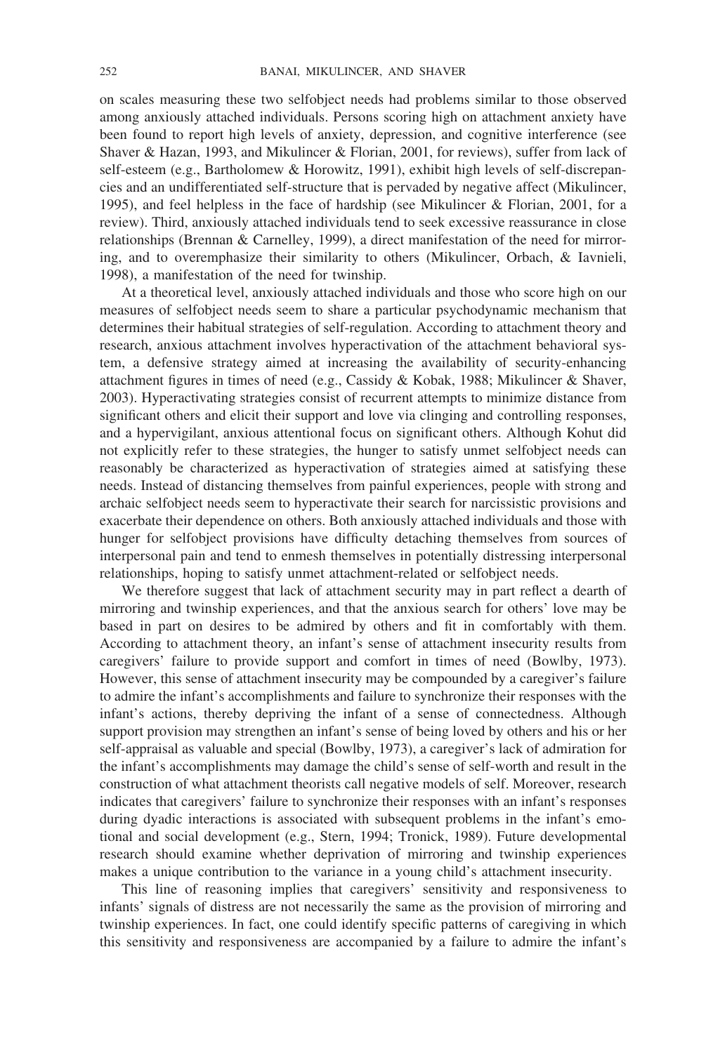on scales measuring these two selfobject needs had problems similar to those observed among anxiously attached individuals. Persons scoring high on attachment anxiety have been found to report high levels of anxiety, depression, and cognitive interference (see Shaver & Hazan, 1993, and Mikulincer & Florian, 2001, for reviews), suffer from lack of self-esteem (e.g., Bartholomew & Horowitz, 1991), exhibit high levels of self-discrepancies and an undifferentiated self-structure that is pervaded by negative affect (Mikulincer, 1995), and feel helpless in the face of hardship (see Mikulincer & Florian, 2001, for a review). Third, anxiously attached individuals tend to seek excessive reassurance in close relationships (Brennan & Carnelley, 1999), a direct manifestation of the need for mirroring, and to overemphasize their similarity to others (Mikulincer, Orbach, & Iavnieli, 1998), a manifestation of the need for twinship.

At a theoretical level, anxiously attached individuals and those who score high on our measures of selfobject needs seem to share a particular psychodynamic mechanism that determines their habitual strategies of self-regulation. According to attachment theory and research, anxious attachment involves hyperactivation of the attachment behavioral system, a defensive strategy aimed at increasing the availability of security-enhancing attachment figures in times of need (e.g., Cassidy & Kobak, 1988; Mikulincer & Shaver, 2003). Hyperactivating strategies consist of recurrent attempts to minimize distance from significant others and elicit their support and love via clinging and controlling responses, and a hypervigilant, anxious attentional focus on significant others. Although Kohut did not explicitly refer to these strategies, the hunger to satisfy unmet selfobject needs can reasonably be characterized as hyperactivation of strategies aimed at satisfying these needs. Instead of distancing themselves from painful experiences, people with strong and archaic selfobject needs seem to hyperactivate their search for narcissistic provisions and exacerbate their dependence on others. Both anxiously attached individuals and those with hunger for selfobject provisions have difficulty detaching themselves from sources of interpersonal pain and tend to enmesh themselves in potentially distressing interpersonal relationships, hoping to satisfy unmet attachment-related or selfobject needs.

We therefore suggest that lack of attachment security may in part reflect a dearth of mirroring and twinship experiences, and that the anxious search for others' love may be based in part on desires to be admired by others and fit in comfortably with them. According to attachment theory, an infant's sense of attachment insecurity results from caregivers' failure to provide support and comfort in times of need (Bowlby, 1973). However, this sense of attachment insecurity may be compounded by a caregiver's failure to admire the infant's accomplishments and failure to synchronize their responses with the infant's actions, thereby depriving the infant of a sense of connectedness. Although support provision may strengthen an infant's sense of being loved by others and his or her self-appraisal as valuable and special (Bowlby, 1973), a caregiver's lack of admiration for the infant's accomplishments may damage the child's sense of self-worth and result in the construction of what attachment theorists call negative models of self. Moreover, research indicates that caregivers' failure to synchronize their responses with an infant's responses during dyadic interactions is associated with subsequent problems in the infant's emotional and social development (e.g., Stern, 1994; Tronick, 1989). Future developmental research should examine whether deprivation of mirroring and twinship experiences makes a unique contribution to the variance in a young child's attachment insecurity.

This line of reasoning implies that caregivers' sensitivity and responsiveness to infants' signals of distress are not necessarily the same as the provision of mirroring and twinship experiences. In fact, one could identify specific patterns of caregiving in which this sensitivity and responsiveness are accompanied by a failure to admire the infant's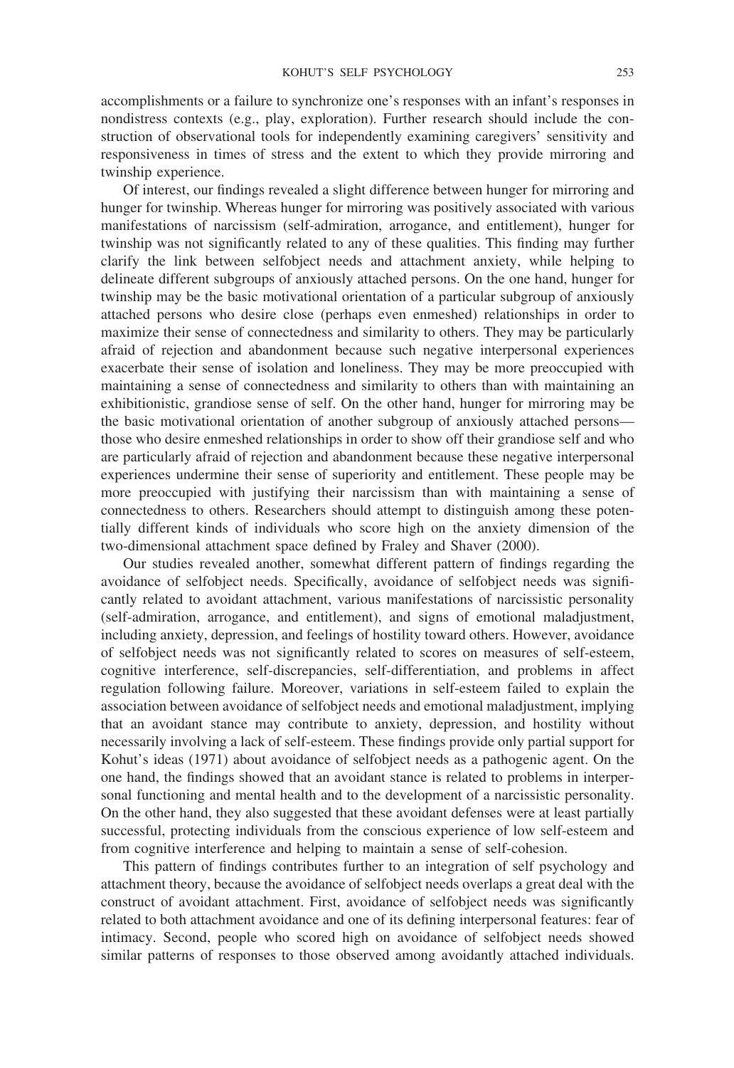accomplishments or a failure to synchronize one's responses with an infant's responses in nondistress contexts (e.g., play, exploration). Further research should include the construction of observational tools for independently examining caregivers' sensitivity and responsiveness in times of stress and the extent to which they provide mirroring and twinship experience.

Of interest, our findings revealed a slight difference between hunger for mirroring and hunger for twinship. Whereas hunger for mirroring was positively associated with various manifestations of narcissism (self-admiration, arrogance, and entitlement), hunger for twinship was not significantly related to any of these qualities. This finding may further clarify the link between selfobject needs and attachment anxiety, while helping to delineate different subgroups of anxiously attached persons. On the one hand, hunger for twinship may be the basic motivational orientation of a particular subgroup of anxiously attached persons who desire close (perhaps even enmeshed) relationships in order to maximize their sense of connectedness and similarity to others. They may be particularly afraid of rejection and abandonment because such negative interpersonal experiences exacerbate their sense of isolation and loneliness. They may be more preoccupied with maintaining a sense of connectedness and similarity to others than with maintaining an exhibitionistic, grandiose sense of self. On the other hand, hunger for mirroring may be the basic motivational orientation of another subgroup of anxiously attached persons—those who desire enmeshed relationships in order to show off their grandiose self and who are particularly afraid of rejection and abandonment because these negative interpersonal experiences undermine their sense of superiority and entitlement. These people may be more preoccupied with justifying their narcissism than with maintaining a sense of connectedness to others. Researchers should attempt to distinguish among these potentially different kinds of individuals who score high on the anxiety dimension of the two-dimensional attachment space defined by Fraley and Shaver (2000).

Our studies revealed another, somewhat different pattern of findings regarding the avoidance of selfobject needs. Specifically, avoidance of selfobject needs was significantly related to avoidant attachment, various manifestations of narcissistic personality (self-admiration, arrogance, and entitlement), and signs of emotional maladjustment, including anxiety, depression, and feelings of hostility toward others. However, avoidance of selfobject needs was not significantly related to scores on measures of self-esteem, cognitive interference, self-discrepancies, self-differentiation, and problems in affect regulation following failure. Moreover, variations in self-esteem failed to explain the association between avoidance of selfobject needs and emotional maladjustment, implying that an avoidant stance may contribute to anxiety, depression, and hostility without necessarily involving a lack of self-esteem. These findings provide only partial support for Kohut's ideas (1971) about avoidance of selfobject needs as a pathogenic agent. On the one hand, the findings showed that an avoidant stance is related to problems in interpersonal functioning and mental health and to the development of a narcissistic personality. On the other hand, they also suggested that these avoidant defenses were at least partially successful, protecting individuals from the conscious experience of low self-esteem and from cognitive interference and helping to maintain a sense of self-cohesion.

This pattern of findings contributes further to an integration of self psychology and attachment theory, because the avoidance of selfobject needs overlaps a great deal with the construct of avoidant attachment. First, avoidance of selfobject needs was significantly related to both attachment avoidance and one of its defining interpersonal features: fear of intimacy. Second, people who scored high on avoidance of selfobject needs showed similar patterns of responses to those observed among avoidantly attached individuals.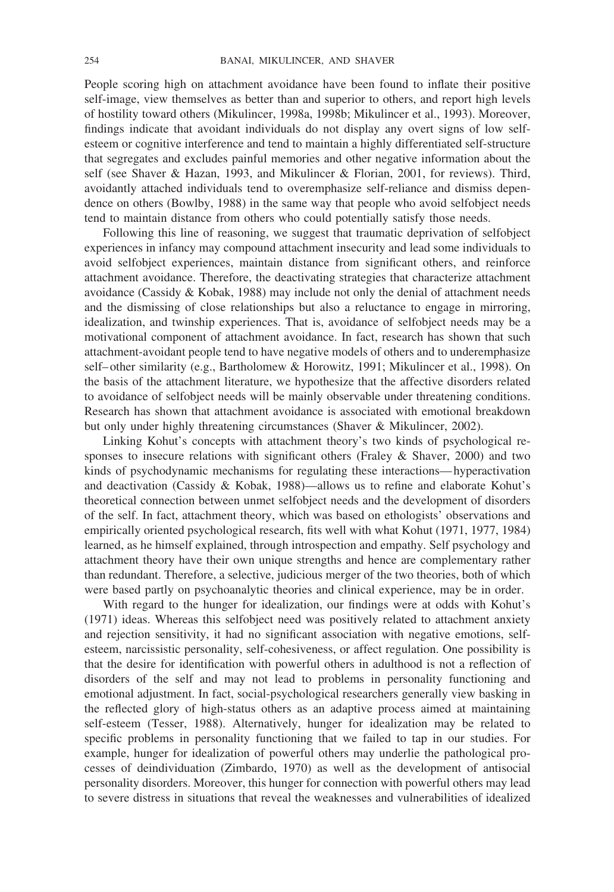People scoring high on attachment avoidance have been found to inflate their positive self-image, view themselves as better than and superior to others, and report high levels of hostility toward others (Mikulincer, 1998a, 1998b; Mikulincer et al., 1993). Moreover, findings indicate that avoidant individuals do not display any overt signs of low self-esteem or cognitive interference and tend to maintain a highly differentiated self-structure that segregates and excludes painful memories and other negative information about the self (see Shaver & Hazan, 1993, and Mikulincer & Florian, 2001, for reviews). Third, avoidantly attached individuals tend to overemphasize self-reliance and dismiss dependence on others (Bowlby, 1988) in the same way that people who avoid selfobject needs tend to maintain distance from others who could potentially satisfy those needs.

Following this line of reasoning, we suggest that traumatic deprivation of selfobject experiences in infancy may compound attachment insecurity and lead some individuals to avoid selfobject experiences, maintain distance from significant others, and reinforce attachment avoidance. Therefore, the deactivating strategies that characterize attachment avoidance (Cassidy & Kobak, 1988) may include not only the denial of attachment needs and the dismissing of close relationships but also a reluctance to engage in mirroring, idealization, and twinship experiences. That is, avoidance of selfobject needs may be a motivational component of attachment avoidance. In fact, research has shown that such attachment-avoidant people tend to have negative models of others and to underemphasize self–other similarity (e.g., Bartholomew & Horowitz, 1991; Mikulincer et al., 1998). On the basis of the attachment literature, we hypothesize that the affective disorders related to avoidance of selfobject needs will be mainly observable under threatening conditions. Research has shown that attachment avoidance is associated with emotional breakdown but only under highly threatening circumstances (Shaver & Mikulincer, 2002).

Linking Kohut's concepts with attachment theory's two kinds of psychological responses to insecure relations with significant others (Fraley & Shaver, 2000) and two kinds of psychodynamic mechanisms for regulating these interactions—hyperactivation and deactivation (Cassidy & Kobak, 1988)—allows us to refine and elaborate Kohut's theoretical connection between unmet selfobject needs and the development of disorders of the self. In fact, attachment theory, which was based on ethologists' observations and empirically oriented psychological research, fits well with what Kohut (1971, 1977, 1984) learned, as he himself explained, through introspection and empathy. Self psychology and attachment theory have their own unique strengths and hence are complementary rather than redundant. Therefore, a selective, judicious merger of the two theories, both of which were based partly on psychoanalytic theories and clinical experience, may be in order.

With regard to the hunger for idealization, our findings were at odds with Kohut's (1971) ideas. Whereas this selfobject need was positively related to attachment anxiety and rejection sensitivity, it had no significant association with negative emotions, self-esteem, narcissistic personality, self-cohesiveness, or affect regulation. One possibility is that the desire for identification with powerful others in adulthood is not a reflection of disorders of the self and may not lead to problems in personality functioning and emotional adjustment. In fact, social-psychological researchers generally view basking in the reflected glory of high-status others as an adaptive process aimed at maintaining self-esteem (Tesser, 1988). Alternatively, hunger for idealization may be related to specific problems in personality functioning that we failed to tap in our studies. For example, hunger for idealization of powerful others may underlie the pathological processes of deindividuation (Zimbardo, 1970) as well as the development of antisocial personality disorders. Moreover, this hunger for connection with powerful others may lead to severe distress in situations that reveal the weaknesses and vulnerabilities of idealized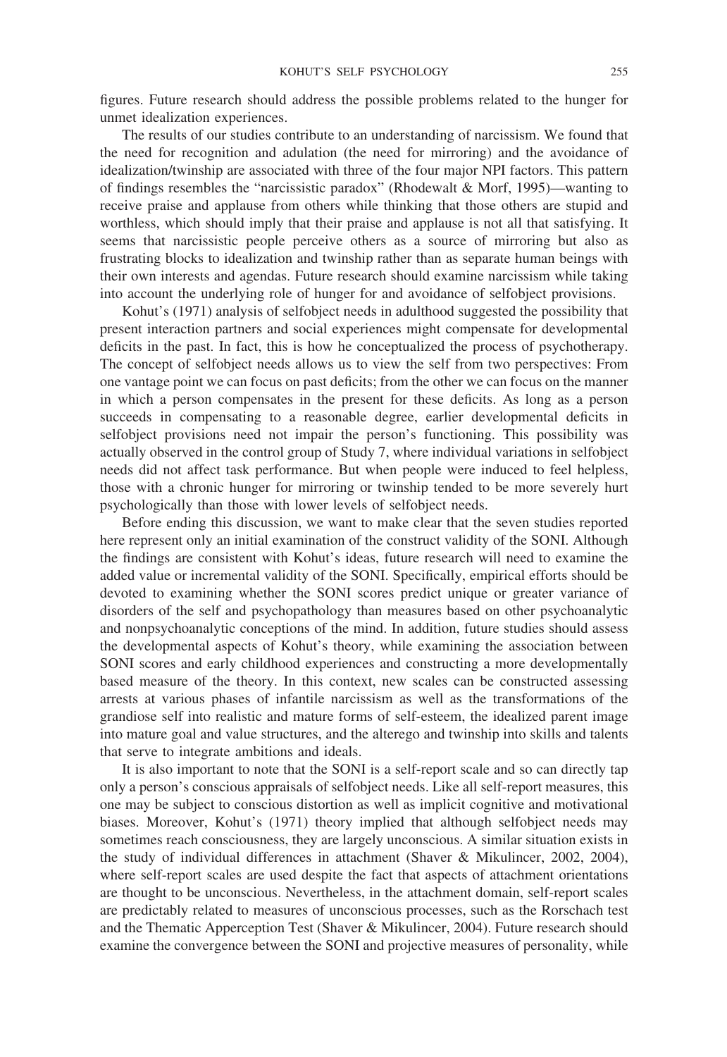figures. Future research should address the possible problems related to the hunger for unmet idealization experiences.

The results of our studies contribute to an understanding of narcissism. We found that the need for recognition and adulation (the need for mirroring) and the avoidance of idealization/twinship are associated with three of the four major NPI factors. This pattern of findings resembles the "narcissistic paradox" (Rhodewalt & Morf, 1995)—wanting to receive praise and applause from others while thinking that those others are stupid and worthless, which should imply that their praise and applause is not all that satisfying. It seems that narcissistic people perceive others as a source of mirroring but also as frustrating blocks to idealization and twinship rather than as separate human beings with their own interests and agendas. Future research should examine narcissism while taking into account the underlying role of hunger for and avoidance of selfobject provisions.

Kohut's (1971) analysis of selfobject needs in adulthood suggested the possibility that present interaction partners and social experiences might compensate for developmental deficits in the past. In fact, this is how he conceptualized the process of psychotherapy. The concept of selfobject needs allows us to view the self from two perspectives: From one vantage point we can focus on past deficits; from the other we can focus on the manner in which a person compensates in the present for these deficits. As long as a person succeeds in compensating to a reasonable degree, earlier developmental deficits in selfobject provisions need not impair the person's functioning. This possibility was actually observed in the control group of Study 7, where individual variations in selfobject needs did not affect task performance. But when people were induced to feel helpless, those with a chronic hunger for mirroring or twinship tended to be more severely hurt psychologically than those with lower levels of selfobject needs.

Before ending this discussion, we want to make clear that the seven studies reported here represent only an initial examination of the construct validity of the SONI. Although the findings are consistent with Kohut's ideas, future research will need to examine the added value or incremental validity of the SONI. Specifically, empirical efforts should be devoted to examining whether the SONI scores predict unique or greater variance of disorders of the self and psychopathology than measures based on other psychoanalytic and nonpsychoanalytic conceptions of the mind. In addition, future studies should assess the developmental aspects of Kohut's theory, while examining the association between SONI scores and early childhood experiences and constructing a more developmentally based measure of the theory. In this context, new scales can be constructed assessing arrests at various phases of infantile narcissism as well as the transformations of the grandiose self into realistic and mature forms of self-esteem, the idealized parent image into mature goal and value structures, and the alterego and twinship into skills and talents that serve to integrate ambitions and ideals.

It is also important to note that the SONI is a self-report scale and so can directly tap only a person's conscious appraisals of selfobject needs. Like all self-report measures, this one may be subject to conscious distortion as well as implicit cognitive and motivational biases. Moreover, Kohut's (1971) theory implied that although selfobject needs may sometimes reach consciousness, they are largely unconscious. A similar situation exists in the study of individual differences in attachment (Shaver & Mikulincer, 2002, 2004), where self-report scales are used despite the fact that aspects of attachment orientations are thought to be unconscious. Nevertheless, in the attachment domain, self-report scales are predictably related to measures of unconscious processes, such as the Rorschach test and the Thematic Apperception Test (Shaver & Mikulincer, 2004). Future research should examine the convergence between the SONI and projective measures of personality, while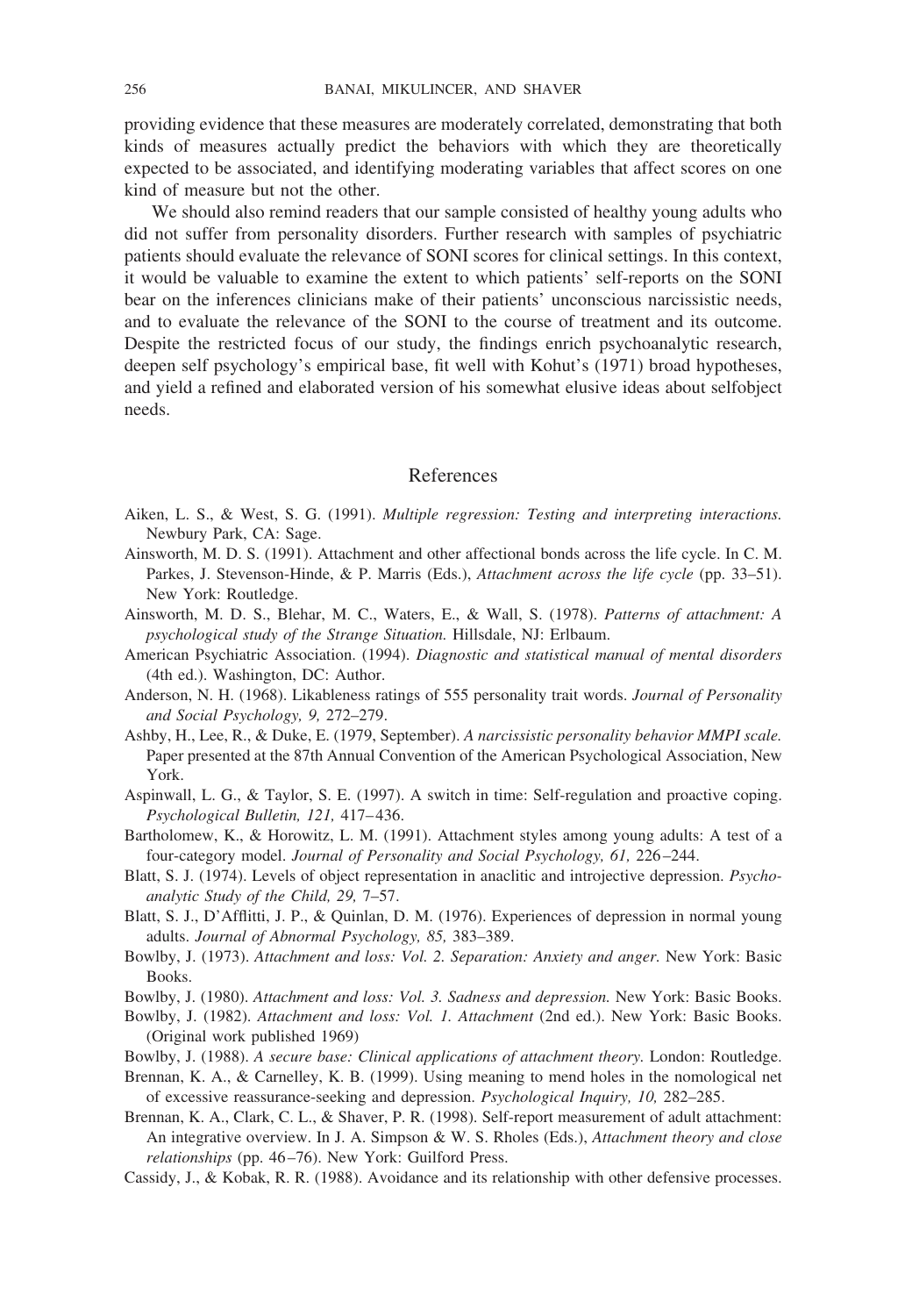providing evidence that these measures are moderately correlated, demonstrating that both kinds of measures actually predict the behaviors with which they are theoretically expected to be associated, and identifying moderating variables that affect scores on one kind of measure but not the other.

We should also remind readers that our sample consisted of healthy young adults who did not suffer from personality disorders. Further research with samples of psychiatric patients should evaluate the relevance of SONI scores for clinical settings. In this context, it would be valuable to examine the extent to which patients' self-reports on the SONI bear on the inferences clinicians make of their patients' unconscious narcissistic needs, and to evaluate the relevance of the SONI to the course of treatment and its outcome. Despite the restricted focus of our study, the findings enrich psychoanalytic research, deepen self psychology's empirical base, fit well with Kohut's (1971) broad hypotheses, and yield a refined and elaborated version of his somewhat elusive ideas about selfobject needs.

## References

Aiken, L. S., & West, S. G. (1991). *Multiple regression: Testing and interpreting interactions.* Newbury Park, CA: Sage.

Ainsworth, M. D. S. (1991). Attachment and other affectional bonds across the life cycle. In C. M. Parkes, J. Stevenson-Hinde, & P. Marris (Eds.), *Attachment across the life cycle* (pp. 33–51). New York: Routledge.

Ainsworth, M. D. S., Blehar, M. C., Waters, E., & Wall, S. (1978). *Patterns of attachment: A psychological study of the Strange Situation.* Hillsdale, NJ: Erlbaum.

American Psychiatric Association. (1994). *Diagnostic and statistical manual of mental disorders* (4th ed.). Washington, DC: Author.

Anderson, N. H. (1968). Likableness ratings of 555 personality trait words. *Journal of Personality and Social Psychology, 9,* 272–279.

Ashby, H., Lee, R., & Duke, E. (1979, September). *A narcissistic personality behavior MMPI scale.* Paper presented at the 87th Annual Convention of the American Psychological Association, New York.

Aspinwall, L. G., & Taylor, S. E. (1997). A switch in time: Self-regulation and proactive coping. *Psychological Bulletin, 121,* 417–436.

Bartholomew, K., & Horowitz, L. M. (1991). Attachment styles among young adults: A test of a four-category model. *Journal of Personality and Social Psychology, 61,* 226–244.

Blatt, S. J. (1974). Levels of object representation in anaclitic and introjective depression. *Psychoanalytic Study of the Child, 29,* 7–57.

Blatt, S. J., D'Afflitti, J. P., & Quinlan, D. M. (1976). Experiences of depression in normal young adults. *Journal of Abnormal Psychology, 85,* 383–389.

Bowlby, J. (1973). *Attachment and loss: Vol. 2. Separation: Anxiety and anger.* New York: Basic Books.

Bowlby, J. (1980). *Attachment and loss: Vol. 3. Sadness and depression.* New York: Basic Books.

Bowlby, J. (1982). *Attachment and loss: Vol. 1. Attachment* (2nd ed.). New York: Basic Books. (Original work published 1969)

Bowlby, J. (1988). *A secure base: Clinical applications of attachment theory.* London: Routledge.

Brennan, K. A., & Carnelley, K. B. (1999). Using meaning to mend holes in the nomological net of excessive reassurance-seeking and depression. *Psychological Inquiry, 10,* 282–285.

Brennan, K. A., Clark, C. L., & Shaver, P. R. (1998). Self-report measurement of adult attachment: An integrative overview. In J. A. Simpson & W. S. Rholes (Eds.), *Attachment theory and close relationships* (pp. 46–76). New York: Guilford Press.

Cassidy, J., & Kobak, R. R. (1988). Avoidance and its relationship with other defensive processes.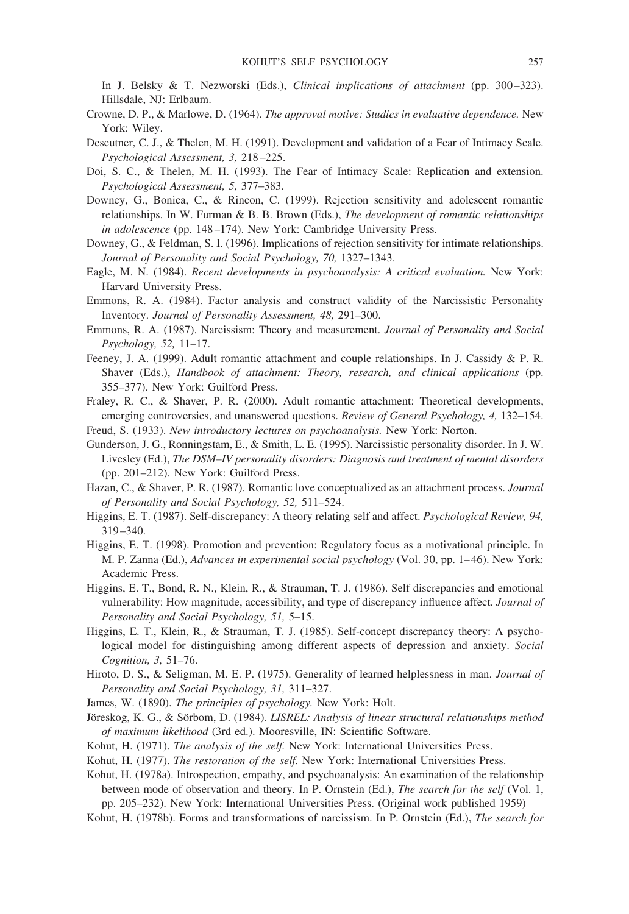In J. Belsky & T. Nezworski (Eds.), *Clinical implications of attachment* (pp. 300–323). Hillsdale, NJ: Erlbaum.

Crowne, D. P., & Marlowe, D. (1964). *The approval motive: Studies in evaluative dependence.* New York: Wiley.

Descutner, C. J., & Thelen, M. H. (1991). Development and validation of a Fear of Intimacy Scale. *Psychological Assessment, 3,* 218–225.

Doi, S. C., & Thelen, M. H. (1993). The Fear of Intimacy Scale: Replication and extension. *Psychological Assessment, 5,* 377–383.

Downey, G., Bonica, C., & Rincon, C. (1999). Rejection sensitivity and adolescent romantic relationships. In W. Furman & B. B. Brown (Eds.), *The development of romantic relationships in adolescence* (pp. 148–174). New York: Cambridge University Press.

Downey, G., & Feldman, S. I. (1996). Implications of rejection sensitivity for intimate relationships. *Journal of Personality and Social Psychology, 70,* 1327–1343.

Eagle, M. N. (1984). *Recent developments in psychoanalysis: A critical evaluation.* New York: Harvard University Press.

Emmons, R. A. (1984). Factor analysis and construct validity of the Narcissistic Personality Inventory. *Journal of Personality Assessment, 48,* 291–300.

Emmons, R. A. (1987). Narcissism: Theory and measurement. *Journal of Personality and Social Psychology, 52,* 11–17.

Feeney, J. A. (1999). Adult romantic attachment and couple relationships. In J. Cassidy & P. R. Shaver (Eds.), *Handbook of attachment: Theory, research, and clinical applications* (pp. 355–377). New York: Guilford Press.

Fraley, R. C., & Shaver, P. R. (2000). Adult romantic attachment: Theoretical developments, emerging controversies, and unanswered questions. *Review of General Psychology, 4,* 132–154.

Freud, S. (1933). *New introductory lectures on psychoanalysis.* New York: Norton.

Gunderson, J. G., Ronningstam, E., & Smith, L. E. (1995). Narcissistic personality disorder. In J. W. Livesley (Ed.), *The DSM–IV personality disorders: Diagnosis and treatment of mental disorders* (pp. 201–212). New York: Guilford Press.

Hazan, C., & Shaver, P. R. (1987). Romantic love conceptualized as an attachment process. *Journal of Personality and Social Psychology, 52,* 511–524.

Higgins, E. T. (1987). Self-discrepancy: A theory relating self and affect. *Psychological Review, 94,* 319–340.

Higgins, E. T. (1998). Promotion and prevention: Regulatory focus as a motivational principle. In M. P. Zanna (Ed.), *Advances in experimental social psychology* (Vol. 30, pp. 1–46). New York: Academic Press.

Higgins, E. T., Bond, R. N., Klein, R., & Strauman, T. J. (1986). Self discrepancies and emotional vulnerability: How magnitude, accessibility, and type of discrepancy influence affect. *Journal of Personality and Social Psychology, 51,* 5–15.

Higgins, E. T., Klein, R., & Strauman, T. J. (1985). Self-concept discrepancy theory: A psychological model for distinguishing among different aspects of depression and anxiety. *Social Cognition, 3,* 51–76.

Hiroto, D. S., & Seligman, M. E. P. (1975). Generality of learned helplessness in man. *Journal of Personality and Social Psychology, 31,* 311–327.

James, W. (1890). *The principles of psychology.* New York: Holt.

Jöreskog, K. G., & Sörbom, D. (1984). *LISREL: Analysis of linear structural relationships method of maximum likelihood* (3rd ed.). Mooresville, IN: Scientific Software.

Kohut, H. (1971). *The analysis of the self.* New York: International Universities Press.

Kohut, H. (1977). *The restoration of the self.* New York: International Universities Press.

Kohut, H. (1978a). Introspection, empathy, and psychoanalysis: An examination of the relationship between mode of observation and theory. In P. Ornstein (Ed.), *The search for the self* (Vol. 1, pp. 205–232). New York: International Universities Press. (Original work published 1959)

Kohut, H. (1978b). Forms and transformations of narcissism. In P. Ornstein (Ed.), *The search for*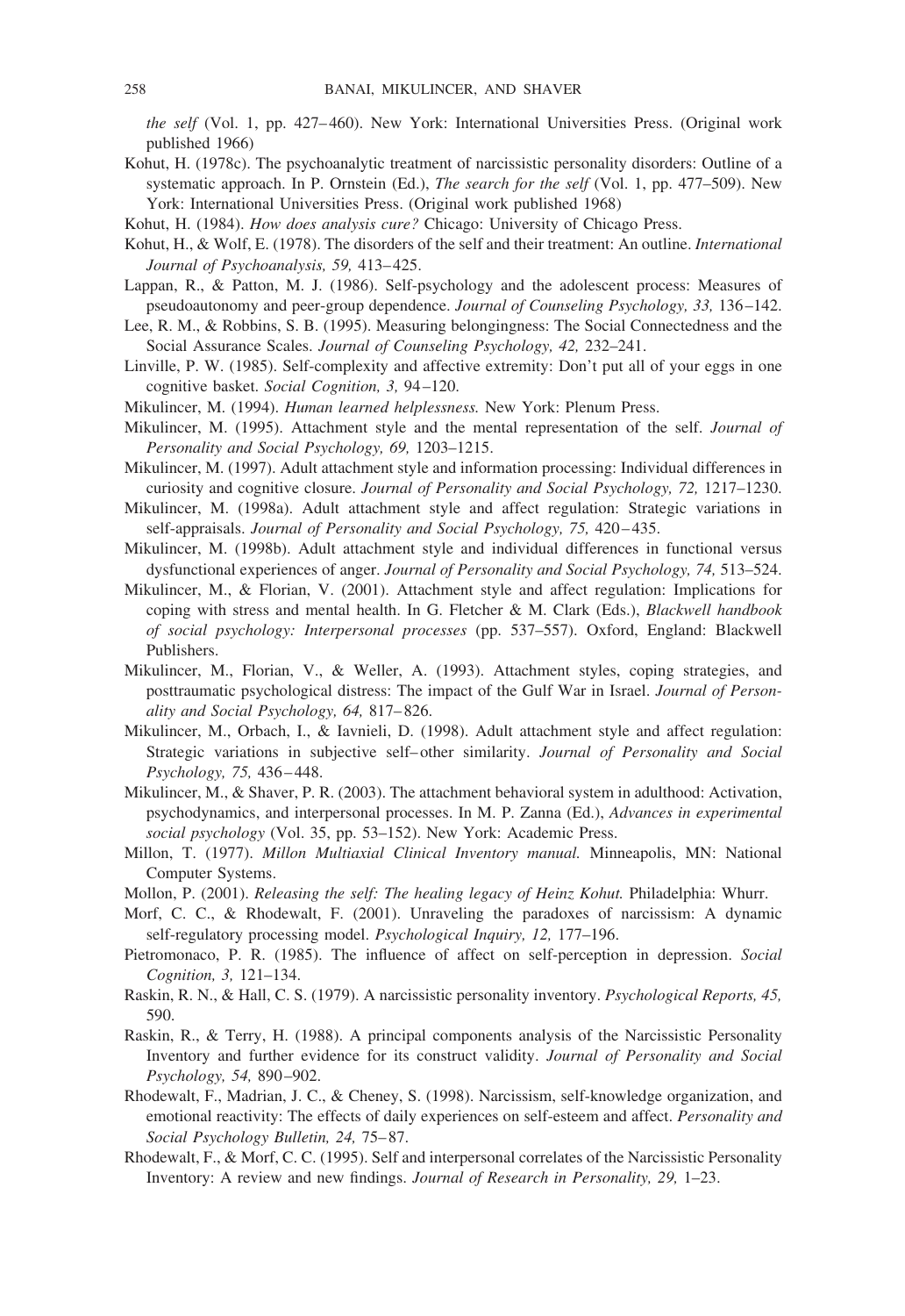*the self* (Vol. 1, pp. 427–460). New York: International Universities Press. (Original work published 1966)

Kohut, H. (1978c). The psychoanalytic treatment of narcissistic personality disorders: Outline of a systematic approach. In P. Ornstein (Ed.), *The search for the self* (Vol. 1, pp. 477–509). New York: International Universities Press. (Original work published 1968)

Kohut, H. (1984). *How does analysis cure?* Chicago: University of Chicago Press.

Kohut, H., & Wolf, E. (1978). The disorders of the self and their treatment: An outline. *International Journal of Psychoanalysis, 59,* 413–425.

Lappan, R., & Patton, M. J. (1986). Self-psychology and the adolescent process: Measures of pseudoautonomy and peer-group dependence. *Journal of Counseling Psychology, 33,* 136–142.

Lee, R. M., & Robbins, S. B. (1995). Measuring belongingness: The Social Connectedness and the Social Assurance Scales. *Journal of Counseling Psychology, 42,* 232–241.

Linville, P. W. (1985). Self-complexity and affective extremity: Don't put all of your eggs in one cognitive basket. *Social Cognition, 3,* 94–120.

Mikulincer, M. (1994). *Human learned helplessness.* New York: Plenum Press.

Mikulincer, M. (1995). Attachment style and the mental representation of the self. *Journal of Personality and Social Psychology, 69,* 1203–1215.

Mikulincer, M. (1997). Adult attachment style and information processing: Individual differences in curiosity and cognitive closure. *Journal of Personality and Social Psychology, 72,* 1217–1230.

Mikulincer, M. (1998a). Adult attachment style and affect regulation: Strategic variations in self-appraisals. *Journal of Personality and Social Psychology, 75,* 420–435.

Mikulincer, M. (1998b). Adult attachment style and individual differences in functional versus dysfunctional experiences of anger. *Journal of Personality and Social Psychology, 74,* 513–524.

Mikulincer, M., & Florian, V. (2001). Attachment style and affect regulation: Implications for coping with stress and mental health. In G. Fletcher & M. Clark (Eds.), *Blackwell handbook of social psychology: Interpersonal processes* (pp. 537–557). Oxford, England: Blackwell Publishers.

Mikulincer, M., Florian, V., & Weller, A. (1993). Attachment styles, coping strategies, and posttraumatic psychological distress: The impact of the Gulf War in Israel. *Journal of Personality and Social Psychology, 64,* 817–826.

Mikulincer, M., Orbach, I., & Iavnieli, D. (1998). Adult attachment style and affect regulation: Strategic variations in subjective self–other similarity. *Journal of Personality and Social Psychology, 75,* 436–448.

Mikulincer, M., & Shaver, P. R. (2003). The attachment behavioral system in adulthood: Activation, psychodynamics, and interpersonal processes. In M. P. Zanna (Ed.), *Advances in experimental social psychology* (Vol. 35, pp. 53–152). New York: Academic Press.

Millon, T. (1977). *Millon Multiaxial Clinical Inventory manual.* Minneapolis, MN: National Computer Systems.

Mollon, P. (2001). *Releasing the self: The healing legacy of Heinz Kohut.* Philadelphia: Whurr.

Morf, C. C., & Rhodewalt, F. (2001). Unraveling the paradoxes of narcissism: A dynamic self-regulatory processing model. *Psychological Inquiry, 12,* 177–196.

Pietromonaco, P. R. (1985). The influence of affect on self-perception in depression. *Social Cognition, 3,* 121–134.

Raskin, R. N., & Hall, C. S. (1979). A narcissistic personality inventory. *Psychological Reports, 45,* 590.

Raskin, R., & Terry, H. (1988). A principal components analysis of the Narcissistic Personality Inventory and further evidence for its construct validity. *Journal of Personality and Social Psychology, 54,* 890–902.

Rhodewalt, F., Madrian, J. C., & Cheney, S. (1998). Narcissism, self-knowledge organization, and emotional reactivity: The effects of daily experiences on self-esteem and affect. *Personality and Social Psychology Bulletin, 24,* 75–87.

Rhodewalt, F., & Morf, C. C. (1995). Self and interpersonal correlates of the Narcissistic Personality Inventory: A review and new findings. *Journal of Research in Personality, 29,* 1–23.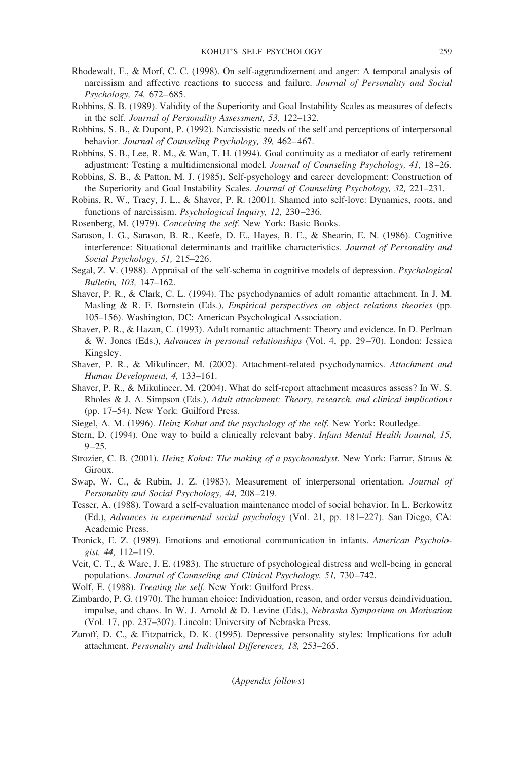Rhodewalt, F., & Morf, C. C. (1998). On self-aggrandizement and anger: A temporal analysis of narcissism and affective reactions to success and failure. *Journal of Personality and Social Psychology, 74,* 672–685.

Robbins, S. B. (1989). Validity of the Superiority and Goal Instability Scales as measures of defects in the self. *Journal of Personality Assessment, 53,* 122–132.

Robbins, S. B., & Dupont, P. (1992). Narcissistic needs of the self and perceptions of interpersonal behavior. *Journal of Counseling Psychology, 39,* 462–467.

Robbins, S. B., Lee, R. M., & Wan, T. H. (1994). Goal continuity as a mediator of early retirement adjustment: Testing a multidimensional model. *Journal of Counseling Psychology, 41,* 18–26.

Robbins, S. B., & Patton, M. J. (1985). Self-psychology and career development: Construction of the Superiority and Goal Instability Scales. *Journal of Counseling Psychology, 32,* 221–231.

Robins, R. W., Tracy, J. L., & Shaver, P. R. (2001). Shamed into self-love: Dynamics, roots, and functions of narcissism. *Psychological Inquiry, 12,* 230–236.

Rosenberg, M. (1979). *Conceiving the self.* New York: Basic Books.

Sarason, I. G., Sarason, B. R., Keefe, D. E., Hayes, B. E., & Shearin, E. N. (1986). Cognitive interference: Situational determinants and traitlike characteristics. *Journal of Personality and Social Psychology, 51,* 215–226.

Segal, Z. V. (1988). Appraisal of the self-schema in cognitive models of depression. *Psychological Bulletin, 103,* 147–162.

Shaver, P. R., & Clark, C. L. (1994). The psychodynamics of adult romantic attachment. In J. M. Masling & R. F. Bornstein (Eds.), *Empirical perspectives on object relations theories* (pp. 105–156). Washington, DC: American Psychological Association.

Shaver, P. R., & Hazan, C. (1993). Adult romantic attachment: Theory and evidence. In D. Perlman & W. Jones (Eds.), *Advances in personal relationships* (Vol. 4, pp. 29–70). London: Jessica Kingsley.

Shaver, P. R., & Mikulincer, M. (2002). Attachment-related psychodynamics. *Attachment and Human Development, 4,* 133–161.

Shaver, P. R., & Mikulincer, M. (2004). What do self-report attachment measures assess? In W. S. Rholes & J. A. Simpson (Eds.), *Adult attachment: Theory, research, and clinical implications* (pp. 17–54). New York: Guilford Press.

Siegel, A. M. (1996). *Heinz Kohut and the psychology of the self.* New York: Routledge.

Stern, D. (1994). One way to build a clinically relevant baby. *Infant Mental Health Journal, 15,* 9–25.

Strozier, C. B. (2001). *Heinz Kohut: The making of a psychoanalyst.* New York: Farrar, Straus & Giroux.

Swap, W. C., & Rubin, J. Z. (1983). Measurement of interpersonal orientation. *Journal of Personality and Social Psychology, 44,* 208–219.

Tesser, A. (1988). Toward a self-evaluation maintenance model of social behavior. In L. Berkowitz (Ed.), *Advances in experimental social psychology* (Vol. 21, pp. 181–227). San Diego, CA: Academic Press.

Tronick, E. Z. (1989). Emotions and emotional communication in infants. *American Psychologist, 44,* 112–119.

Veit, C. T., & Ware, J. E. (1983). The structure of psychological distress and well-being in general populations. *Journal of Counseling and Clinical Psychology, 51,* 730–742.

Wolf, E. (1988). *Treating the self.* New York: Guilford Press.

Zimbardo, P. G. (1970). The human choice: Individuation, reason, and order versus deindividuation, impulse, and chaos. In W. J. Arnold & D. Levine (Eds.), *Nebraska Symposium on Motivation* (Vol. 17, pp. 237–307). Lincoln: University of Nebraska Press.

Zuroff, D. C., & Fitzpatrick, D. K. (1995). Depressive personality styles: Implications for adult attachment. *Personality and Individual Differences, 18,* 253–265.

(*Appendix follows*)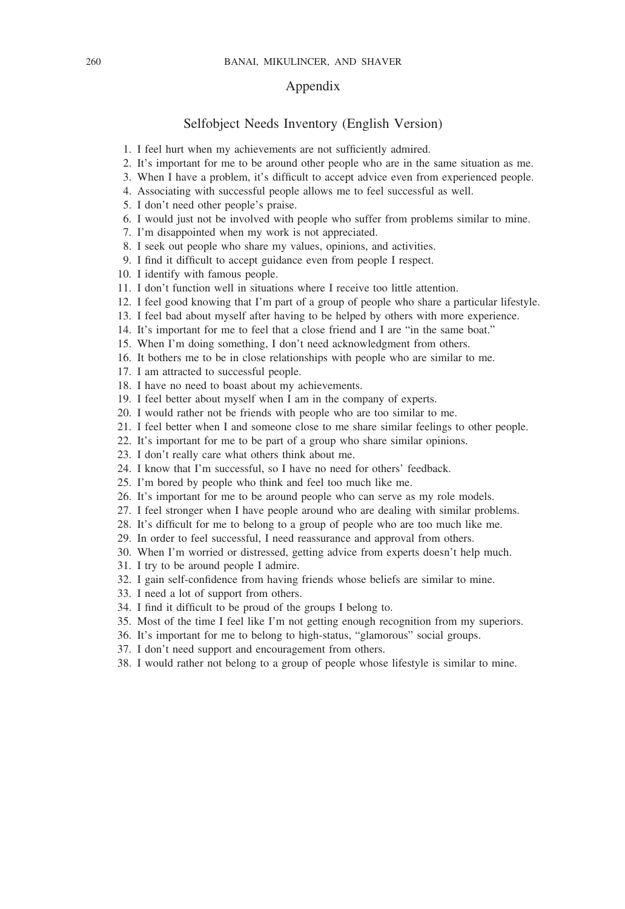# Appendix

## Selfobject Needs Inventory (English Version)

1. I feel hurt when my achievements are not sufficiently admired.
2. It's important for me to be around other people who are in the same situation as me.
3. When I have a problem, it's difficult to accept advice even from experienced people.
4. Associating with successful people allows me to feel successful as well.
5. I don't need other people's praise.
6. I would just not be involved with people who suffer from problems similar to mine.
7. I'm disappointed when my work is not appreciated.
8. I seek out people who share my values, opinions, and activities.
9. I find it difficult to accept guidance even from people I respect.
10. I identify with famous people.
11. I don't function well in situations where I receive too little attention.
12. I feel good knowing that I'm part of a group of people who share a particular lifestyle.
13. I feel bad about myself after having to be helped by others with more experience.
14. It's important for me to feel that a close friend and I are "in the same boat."
15. When I'm doing something, I don't need acknowledgment from others.
16. It bothers me to be in close relationships with people who are similar to me.
17. I am attracted to successful people.
18. I have no need to boast about my achievements.
19. I feel better about myself when I am in the company of experts.
20. I would rather not be friends with people who are too similar to me.
21. I feel better when I and someone close to me share similar feelings to other people.
22. It's important for me to be part of a group who share similar opinions.
23. I don't really care what others think about me.
24. I know that I'm successful, so I have no need for others' feedback.
25. I'm bored by people who think and feel too much like me.
26. It's important for me to be around people who can serve as my role models.
27. I feel stronger when I have people around who are dealing with similar problems.
28. It's difficult for me to belong to a group of people who are too much like me.
29. In order to feel successful, I need reassurance and approval from others.
30. When I'm worried or distressed, getting advice from experts doesn't help much.
31. I try to be around people I admire.
32. I gain self-confidence from having friends whose beliefs are similar to mine.
33. I need a lot of support from others.
34. I find it difficult to be proud of the groups I belong to.
35. Most of the time I feel like I'm not getting enough recognition from my superiors.
36. It's important for me to belong to high-status, "glamorous" social groups.
37. I don't need support and encouragement from others.
38. I would rather not belong to a group of people whose lifestyle is similar to mine.